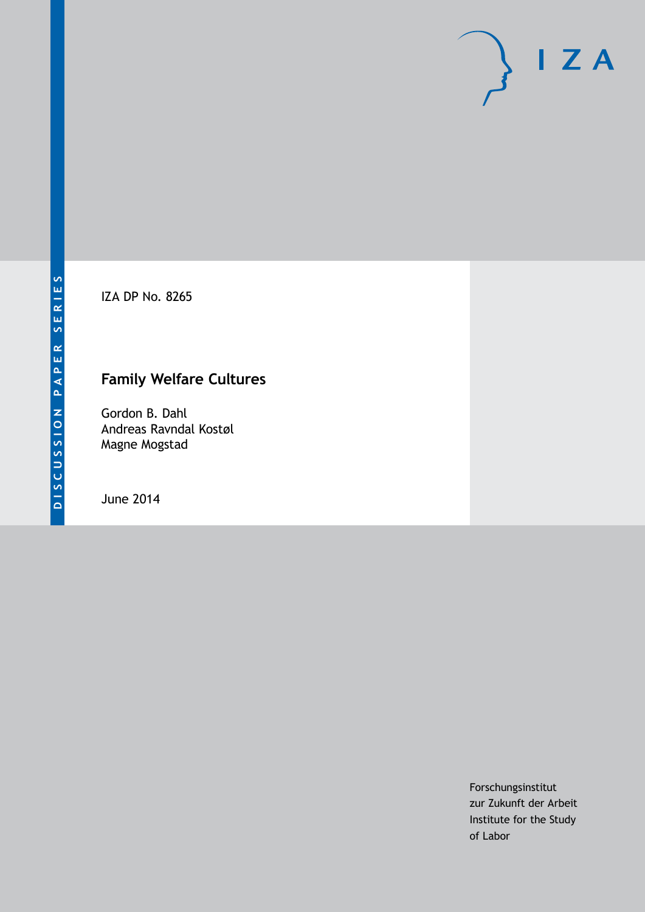DISCUSSION PAPER SERIES

IZA DP No. 8265

# Family Welfare Cultures

Gordon B. Dahl
Andreas Ravndal Kostøl
Magne Mogstad

June 2014

Forschungsinstitut
zur Zukunft der Arbeit
Institute for the Study
of Labor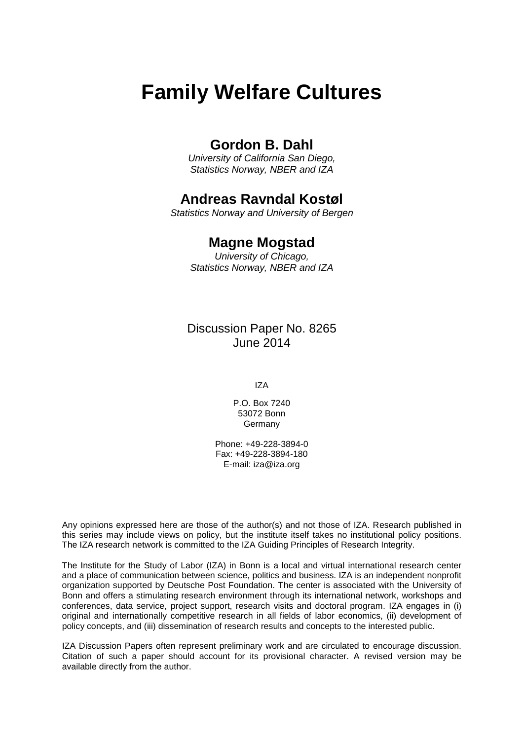# Family Welfare Cultures

## Gordon B. Dahl

*University of California San Diego,*
*Statistics Norway, NBER and IZA*

## Andreas Ravndal Kostøl

*Statistics Norway and University of Bergen*

## Magne Mogstad

*University of Chicago,*
*Statistics Norway, NBER and IZA*

Discussion Paper No. 8265
June 2014

IZA

P.O. Box 7240
53072 Bonn
Germany

Phone: +49-228-3894-0
Fax: +49-228-3894-180
E-mail: iza@iza.org

Any opinions expressed here are those of the author(s) and not those of IZA. Research published in this series may include views on policy, but the institute itself takes no institutional policy positions. The IZA research network is committed to the IZA Guiding Principles of Research Integrity.

The Institute for the Study of Labor (IZA) in Bonn is a local and virtual international research center and a place of communication between science, politics and business. IZA is an independent nonprofit organization supported by Deutsche Post Foundation. The center is associated with the University of Bonn and offers a stimulating research environment through its international network, workshops and conferences, data service, project support, research visits and doctoral program. IZA engages in (i) original and internationally competitive research in all fields of labor economics, (ii) development of policy concepts, and (iii) dissemination of research results and concepts to the interested public.

IZA Discussion Papers often represent preliminary work and are circulated to encourage discussion. Citation of such a paper should account for its provisional character. A revised version may be available directly from the author.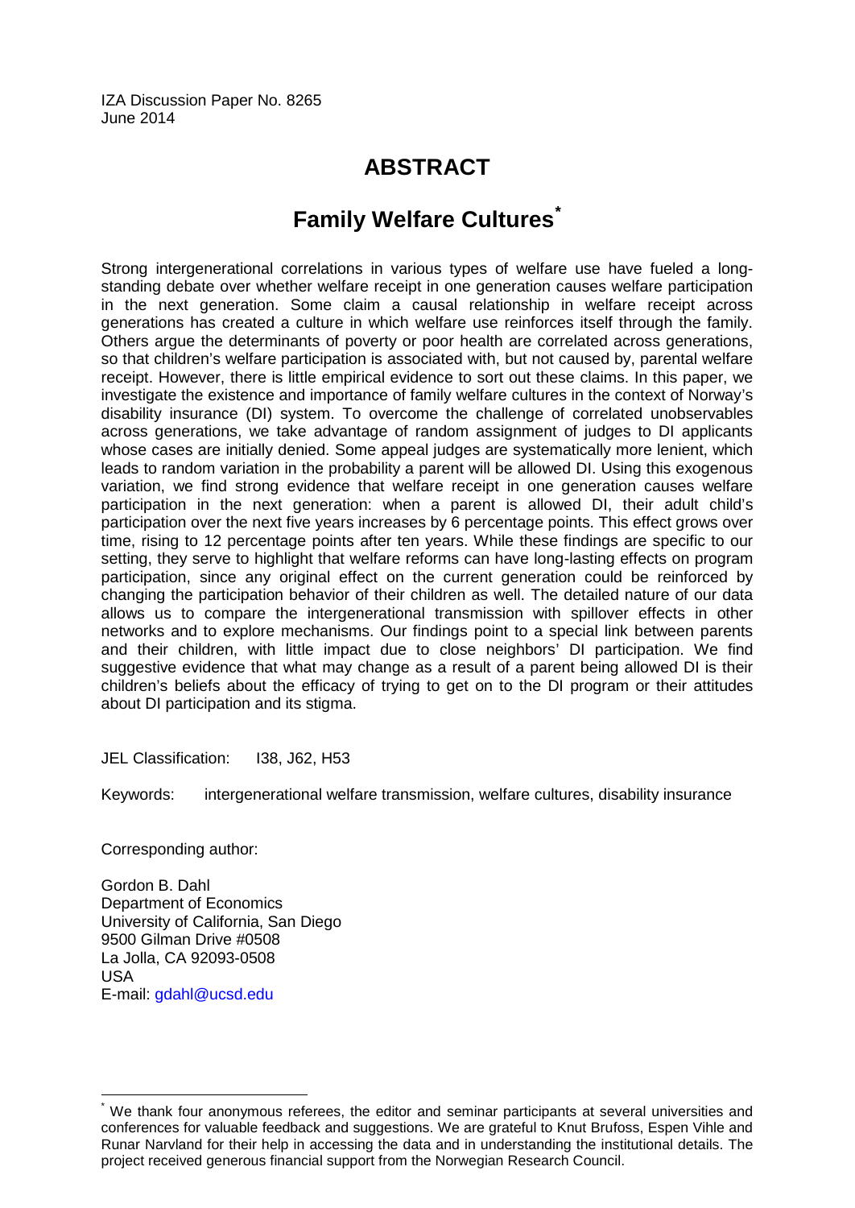IZA Discussion Paper No. 8265
June 2014

# ABSTRACT

## Family Welfare Cultures[*]

Strong intergenerational correlations in various types of welfare use have fueled a long-standing debate over whether welfare receipt in one generation causes welfare participation in the next generation. Some claim a causal relationship in welfare receipt across generations has created a culture in which welfare use reinforces itself through the family. Others argue the determinants of poverty or poor health are correlated across generations, so that children's welfare participation is associated with, but not caused by, parental welfare receipt. However, there is little empirical evidence to sort out these claims. In this paper, we investigate the existence and importance of family welfare cultures in the context of Norway's disability insurance (DI) system. To overcome the challenge of correlated unobservables across generations, we take advantage of random assignment of judges to DI applicants whose cases are initially denied. Some appeal judges are systematically more lenient, which leads to random variation in the probability a parent will be allowed DI. Using this exogenous variation, we find strong evidence that welfare receipt in one generation causes welfare participation in the next generation: when a parent is allowed DI, their adult child's participation over the next five years increases by 6 percentage points. This effect grows over time, rising to 12 percentage points after ten years. While these findings are specific to our setting, they serve to highlight that welfare reforms can have long-lasting effects on program participation, since any original effect on the current generation could be reinforced by changing the participation behavior of their children as well. The detailed nature of our data allows us to compare the intergenerational transmission with spillover effects in other networks and to explore mechanisms. Our findings point to a special link between parents and their children, with little impact due to close neighbors' DI participation. We find suggestive evidence that what may change as a result of a parent being allowed DI is their children's beliefs about the efficacy of trying to get on to the DI program or their attitudes about DI participation and its stigma.

JEL Classification: I38, J62, H53

Keywords: intergenerational welfare transmission, welfare cultures, disability insurance

Corresponding author:

Gordon B. Dahl
Department of Economics
University of California, San Diego
9500 Gilman Drive #0508
La Jolla, CA 92093-0508
USA
E-mail: gdahl@ucsd.edu

[*] We thank four anonymous referees, the editor and seminar participants at several universities and conferences for valuable feedback and suggestions. We are grateful to Knut Brufoss, Espen Vihle and Runar Narvland for their help in accessing the data and in understanding the institutional details. The project received generous financial support from the Norwegian Research Council.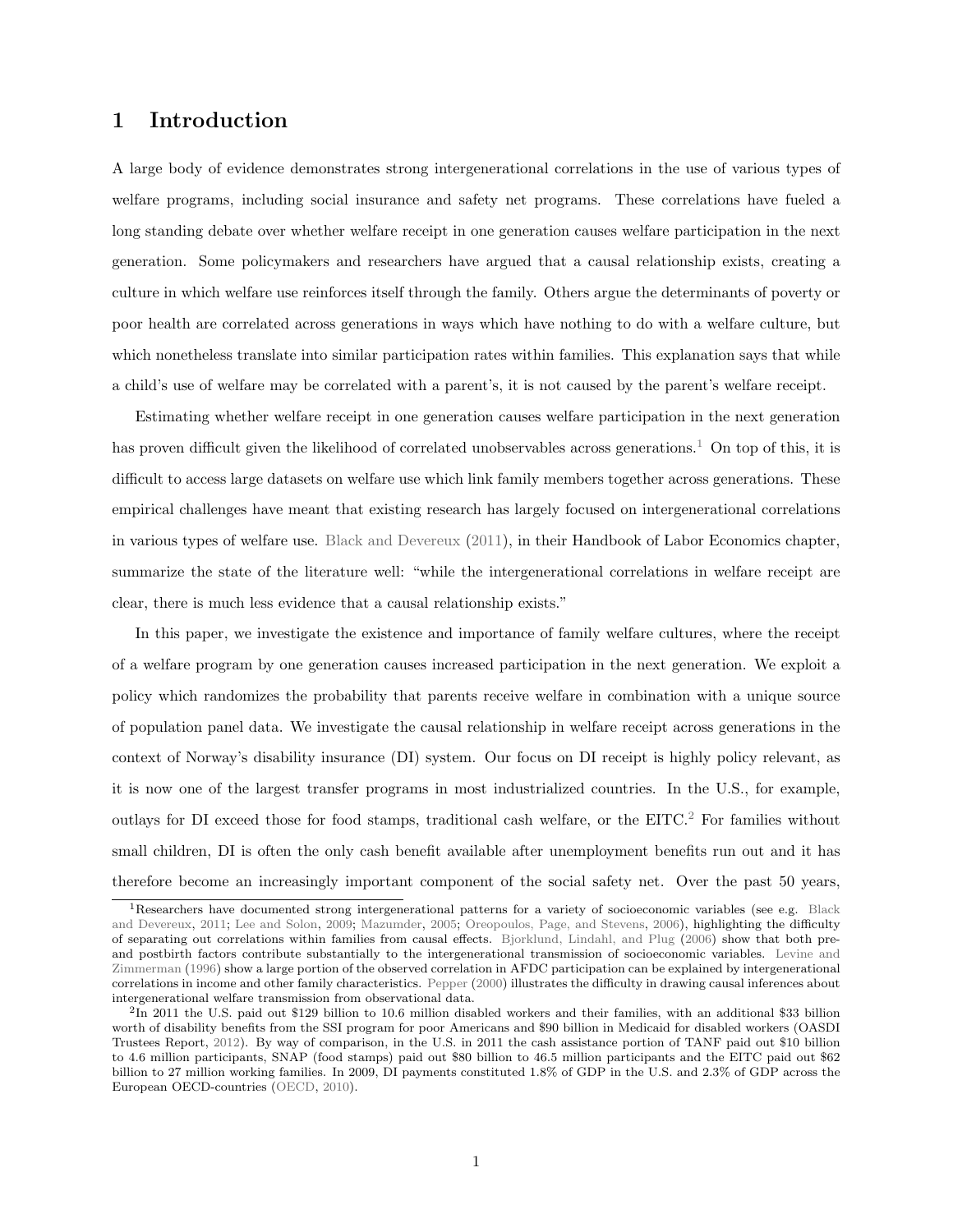# 1 Introduction

A large body of evidence demonstrates strong intergenerational correlations in the use of various types of welfare programs, including social insurance and safety net programs. These correlations have fueled a long standing debate over whether welfare receipt in one generation causes welfare participation in the next generation. Some policymakers and researchers have argued that a causal relationship exists, creating a culture in which welfare use reinforces itself through the family. Others argue the determinants of poverty or poor health are correlated across generations in ways which have nothing to do with a welfare culture, but which nonetheless translate into similar participation rates within families. This explanation says that while a child's use of welfare may be correlated with a parent's, it is not caused by the parent's welfare receipt.

Estimating whether welfare receipt in one generation causes welfare participation in the next generation has proven difficult given the likelihood of correlated unobservables across generations.[1] On top of this, it is difficult to access large datasets on welfare use which link family members together across generations. These empirical challenges have meant that existing research has largely focused on intergenerational correlations in various types of welfare use. Black and Devereux (2011), in their Handbook of Labor Economics chapter, summarize the state of the literature well: "while the intergenerational correlations in welfare receipt are clear, there is much less evidence that a causal relationship exists."

In this paper, we investigate the existence and importance of family welfare cultures, where the receipt of a welfare program by one generation causes increased participation in the next generation. We exploit a policy which randomizes the probability that parents receive welfare in combination with a unique source of population panel data. We investigate the causal relationship in welfare receipt across generations in the context of Norway's disability insurance (DI) system. Our focus on DI receipt is highly policy relevant, as it is now one of the largest transfer programs in most industrialized countries. In the U.S., for example, outlays for DI exceed those for food stamps, traditional cash welfare, or the EITC.[2] For families without small children, DI is often the only cash benefit available after unemployment benefits run out and it has therefore become an increasingly important component of the social safety net. Over the past 50 years,

[1] Researchers have documented strong intergenerational patterns for a variety of socioeconomic variables (see e.g. Black and Devereux, 2011; Lee and Solon, 2009; Mazumder, 2005; Oreopoulos, Page, and Stevens, 2006), highlighting the difficulty of separating out correlations within families from causal effects. Bjorklund, Lindahl, and Plug (2006) show that both pre- and postbirth factors contribute substantially to the intergenerational transmission of socioeconomic variables. Levine and Zimmerman (1996) show a large portion of the observed correlation in AFDC participation can be explained by intergenerational correlations in income and other family characteristics. Pepper (2000) illustrates the difficulty in drawing causal inferences about intergenerational welfare transmission from observational data.

[2] In 2011 the U.S. paid out $129 billion to 10.6 million disabled workers and their families, with an additional $33 billion worth of disability benefits from the SSI program for poor Americans and $90 billion in Medicaid for disabled workers (OASDI Trustees Report, 2012). By way of comparison, in the U.S. in 2011 the cash assistance portion of TANF paid out $10 billion to 4.6 million participants, SNAP (food stamps) paid out $80 billion to 46.5 million participants and the EITC paid out $62 billion to 27 million working families. In 2009, DI payments constituted 1.8% of GDP in the U.S. and 2.3% of GDP across the European OECD-countries (OECD, 2010).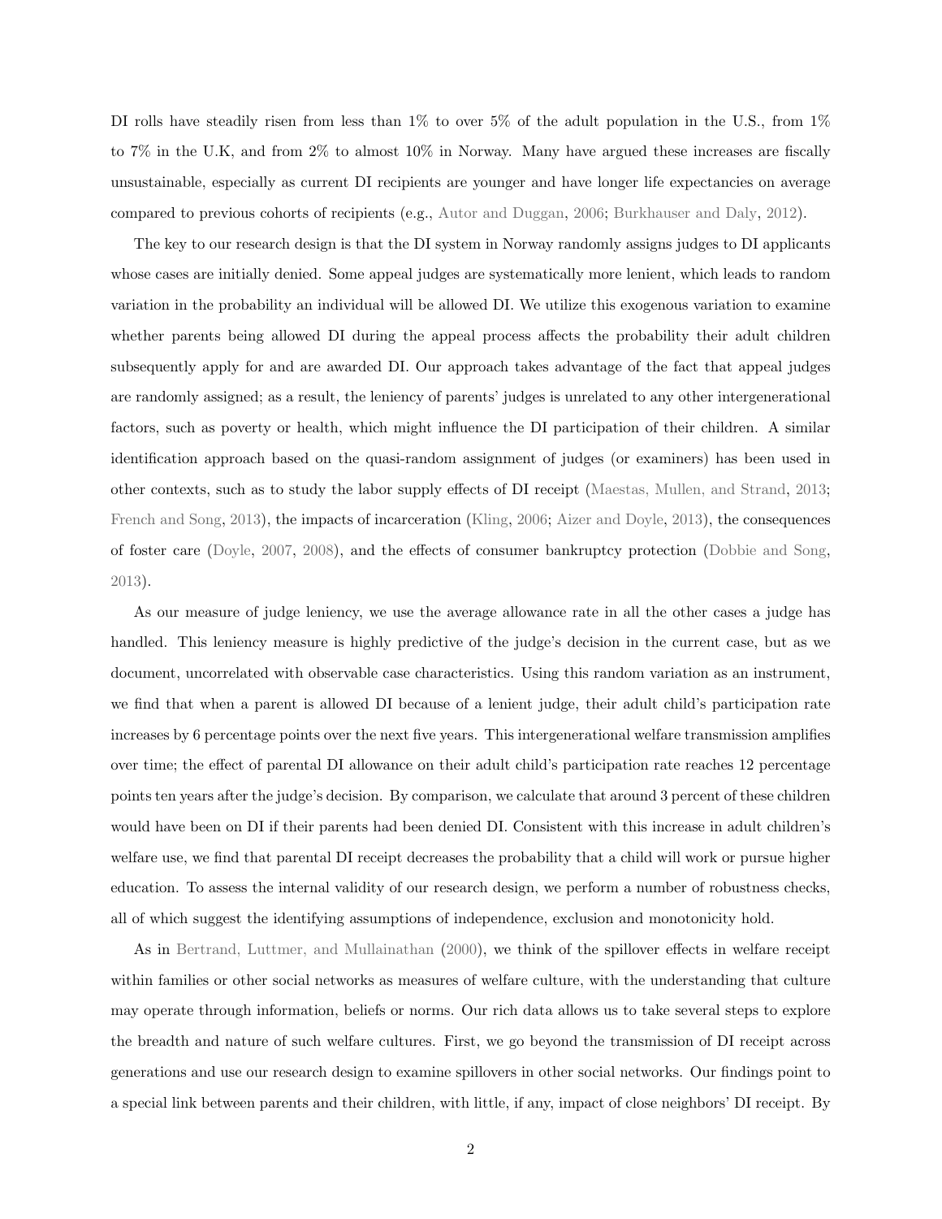DI rolls have steadily risen from less than 1% to over 5% of the adult population in the U.S., from 1% to 7% in the U.K, and from 2% to almost 10% in Norway. Many have argued these increases are fiscally unsustainable, especially as current DI recipients are younger and have longer life expectancies on average compared to previous cohorts of recipients (e.g., Autor and Duggan, 2006; Burkhauser and Daly, 2012).

The key to our research design is that the DI system in Norway randomly assigns judges to DI applicants whose cases are initially denied. Some appeal judges are systematically more lenient, which leads to random variation in the probability an individual will be allowed DI. We utilize this exogenous variation to examine whether parents being allowed DI during the appeal process affects the probability their adult children subsequently apply for and are awarded DI. Our approach takes advantage of the fact that appeal judges are randomly assigned; as a result, the leniency of parents' judges is unrelated to any other intergenerational factors, such as poverty or health, which might influence the DI participation of their children. A similar identification approach based on the quasi-random assignment of judges (or examiners) has been used in other contexts, such as to study the labor supply effects of DI receipt (Maestas, Mullen, and Strand, 2013; French and Song, 2013), the impacts of incarceration (Kling, 2006; Aizer and Doyle, 2013), the consequences of foster care (Doyle, 2007, 2008), and the effects of consumer bankruptcy protection (Dobbie and Song, 2013).

As our measure of judge leniency, we use the average allowance rate in all the other cases a judge has handled. This leniency measure is highly predictive of the judge's decision in the current case, but as we document, uncorrelated with observable case characteristics. Using this random variation as an instrument, we find that when a parent is allowed DI because of a lenient judge, their adult child's participation rate increases by 6 percentage points over the next five years. This intergenerational welfare transmission amplifies over time; the effect of parental DI allowance on their adult child's participation rate reaches 12 percentage points ten years after the judge's decision. By comparison, we calculate that around 3 percent of these children would have been on DI if their parents had been denied DI. Consistent with this increase in adult children's welfare use, we find that parental DI receipt decreases the probability that a child will work or pursue higher education. To assess the internal validity of our research design, we perform a number of robustness checks, all of which suggest the identifying assumptions of independence, exclusion and monotonicity hold.

As in Bertrand, Luttmer, and Mullainathan (2000), we think of the spillover effects in welfare receipt within families or other social networks as measures of welfare culture, with the understanding that culture may operate through information, beliefs or norms. Our rich data allows us to take several steps to explore the breadth and nature of such welfare cultures. First, we go beyond the transmission of DI receipt across generations and use our research design to examine spillovers in other social networks. Our findings point to a special link between parents and their children, with little, if any, impact of close neighbors' DI receipt. By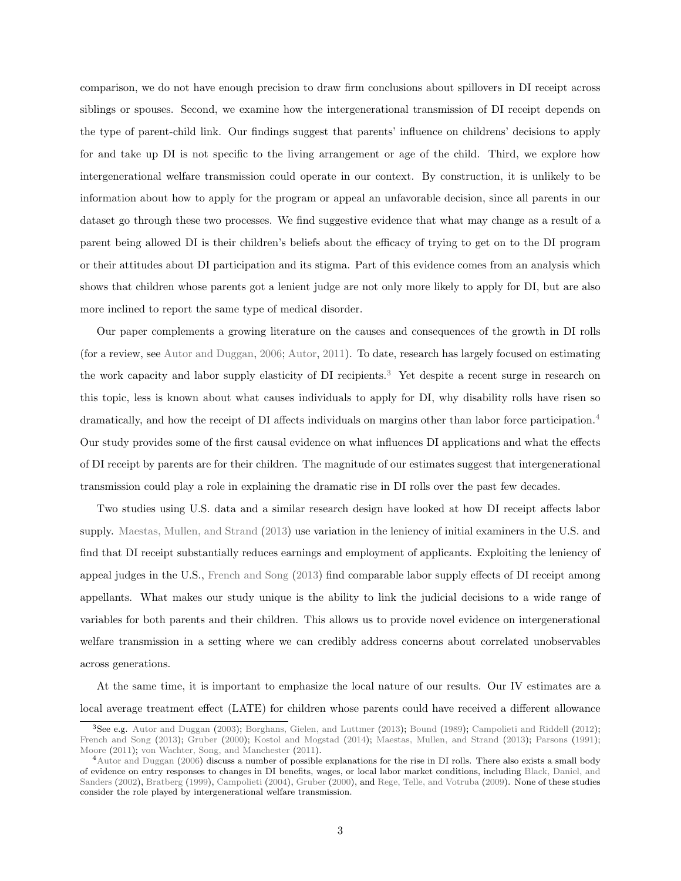comparison, we do not have enough precision to draw firm conclusions about spillovers in DI receipt across siblings or spouses. Second, we examine how the intergenerational transmission of DI receipt depends on the type of parent-child link. Our findings suggest that parents' influence on childrens' decisions to apply for and take up DI is not specific to the living arrangement or age of the child. Third, we explore how intergenerational welfare transmission could operate in our context. By construction, it is unlikely to be information about how to apply for the program or appeal an unfavorable decision, since all parents in our dataset go through these two processes. We find suggestive evidence that what may change as a result of a parent being allowed DI is their children's beliefs about the efficacy of trying to get on to the DI program or their attitudes about DI participation and its stigma. Part of this evidence comes from an analysis which shows that children whose parents got a lenient judge are not only more likely to apply for DI, but are also more inclined to report the same type of medical disorder.

Our paper complements a growing literature on the causes and consequences of the growth in DI rolls (for a review, see Autor and Duggan, 2006; Autor, 2011). To date, research has largely focused on estimating the work capacity and labor supply elasticity of DI recipients.[3] Yet despite a recent surge in research on this topic, less is known about what causes individuals to apply for DI, why disability rolls have risen so dramatically, and how the receipt of DI affects individuals on margins other than labor force participation.[4] Our study provides some of the first causal evidence on what influences DI applications and what the effects of DI receipt by parents are for their children. The magnitude of our estimates suggest that intergenerational transmission could play a role in explaining the dramatic rise in DI rolls over the past few decades.

Two studies using U.S. data and a similar research design have looked at how DI receipt affects labor supply. Maestas, Mullen, and Strand (2013) use variation in the leniency of initial examiners in the U.S. and find that DI receipt substantially reduces earnings and employment of applicants. Exploiting the leniency of appeal judges in the U.S., French and Song (2013) find comparable labor supply effects of DI receipt among appellants. What makes our study unique is the ability to link the judicial decisions to a wide range of variables for both parents and their children. This allows us to provide novel evidence on intergenerational welfare transmission in a setting where we can credibly address concerns about correlated unobservables across generations.

At the same time, it is important to emphasize the local nature of our results. Our IV estimates are a local average treatment effect (LATE) for children whose parents could have received a different allowance

[3] See e.g. Autor and Duggan (2003); Borghans, Gielen, and Luttmer (2013); Bound (1989); Campolieti and Riddell (2012); French and Song (2013); Gruber (2000); Kostol and Mogstad (2014); Maestas, Mullen, and Strand (2013); Parsons (1991); Moore (2011); von Wachter, Song, and Manchester (2011).

[4] Autor and Duggan (2006) discuss a number of possible explanations for the rise in DI rolls. There also exists a small body of evidence on entry responses to changes in DI benefits, wages, or local labor market conditions, including Black, Daniel, and Sanders (2002), Bratberg (1999), Campolieti (2004), Gruber (2000), and Rege, Telle, and Votruba (2009). None of these studies consider the role played by intergenerational welfare transmission.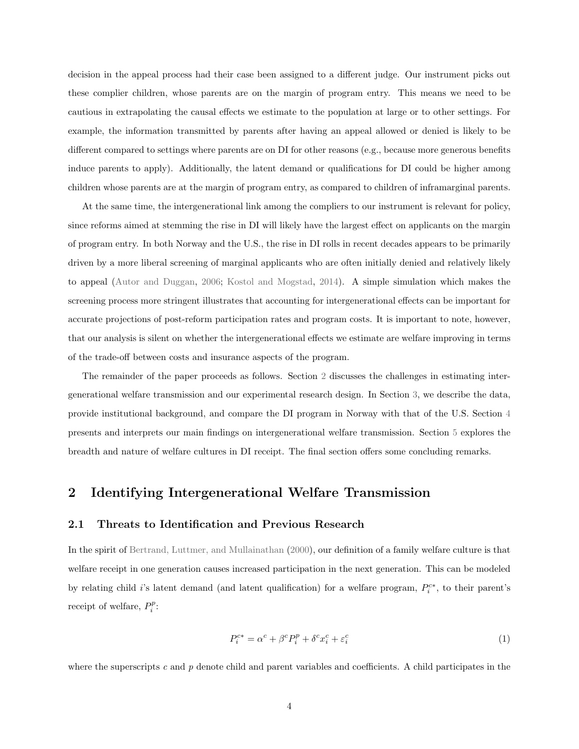decision in the appeal process had their case been assigned to a different judge. Our instrument picks out these complier children, whose parents are on the margin of program entry. This means we need to be cautious in extrapolating the causal effects we estimate to the population at large or to other settings. For example, the information transmitted by parents after having an appeal allowed or denied is likely to be different compared to settings where parents are on DI for other reasons (e.g., because more generous benefits induce parents to apply). Additionally, the latent demand or qualifications for DI could be higher among children whose parents are at the margin of program entry, as compared to children of inframarginal parents.

At the same time, the intergenerational link among the compliers to our instrument is relevant for policy, since reforms aimed at stemming the rise in DI will likely have the largest effect on applicants on the margin of program entry. In both Norway and the U.S., the rise in DI rolls in recent decades appears to be primarily driven by a more liberal screening of marginal applicants who are often initially denied and relatively likely to appeal (Autor and Duggan, 2006; Kostol and Mogstad, 2014). A simple simulation which makes the screening process more stringent illustrates that accounting for intergenerational effects can be important for accurate projections of post-reform participation rates and program costs. It is important to note, however, that our analysis is silent on whether the intergenerational effects we estimate are welfare improving in terms of the trade-off between costs and insurance aspects of the program.

The remainder of the paper proceeds as follows. Section 2 discusses the challenges in estimating intergenerational welfare transmission and our experimental research design. In Section 3, we describe the data, provide institutional background, and compare the DI program in Norway with that of the U.S. Section 4 presents and interprets our main findings on intergenerational welfare transmission. Section 5 explores the breadth and nature of welfare cultures in DI receipt. The final section offers some concluding remarks.

# 2 Identifying Intergenerational Welfare Transmission

## 2.1 Threats to Identification and Previous Research

In the spirit of Bertrand, Luttmer, and Mullainathan (2000), our definition of a family welfare culture is that welfare receipt in one generation causes increased participation in the next generation. This can be modeled by relating child $i$'s latent demand (and latent qualification) for a welfare program, $P_i^{c*}$, to their parent's receipt of welfare, $P_i^p$:

$$P_i^{c*} = \alpha^c + \beta^c P_i^p + \delta^c x_i^c + \varepsilon_i^c \tag{1}$$

where the superscripts $c$ and $p$ denote child and parent variables and coefficients. A child participates in the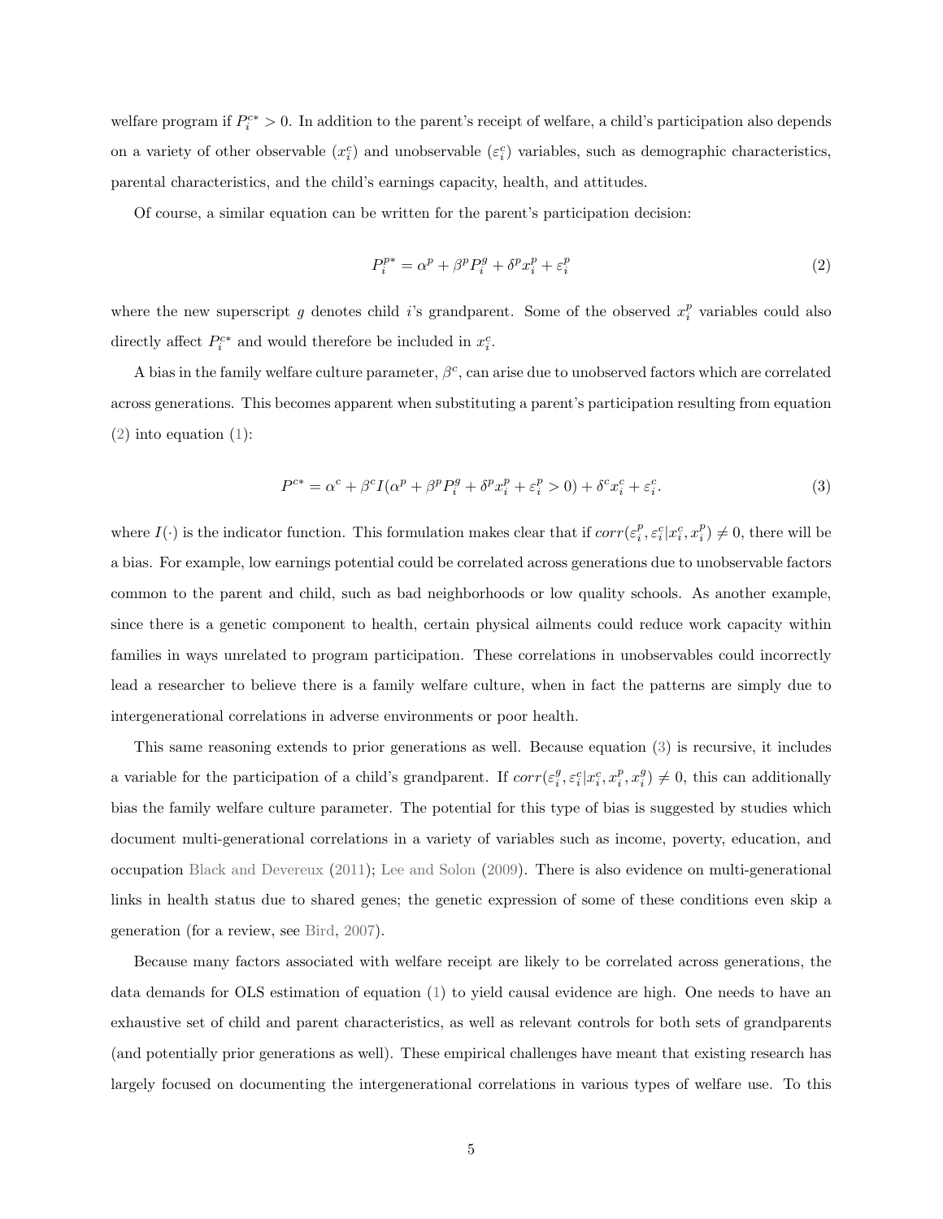welfare program if $P_i^{c*} > 0$. In addition to the parent's receipt of welfare, a child's participation also depends on a variety of other observable ($x_i^c$) and unobservable ($\varepsilon_i^c$) variables, such as demographic characteristics, parental characteristics, and the child's earnings capacity, health, and attitudes.

Of course, a similar equation can be written for the parent's participation decision:

$$P_i^{p*} = \alpha^p + \beta^p P_i^g + \delta^p x_i^p + \varepsilon_i^p \tag{2}$$

where the new superscript $g$ denotes child $i$'s grandparent. Some of the observed $x_i^p$ variables could also directly affect $P_i^{c*}$ and would therefore be included in $x_i^c$.

A bias in the family welfare culture parameter, $\beta^c$, can arise due to unobserved factors which are correlated across generations. This becomes apparent when substituting a parent's participation resulting from equation (2) into equation (1):

$$P^{c*} = \alpha^c + \beta^c I(\alpha^p + \beta^p P_i^g + \delta^p x_i^p + \varepsilon_i^p > 0) + \delta^c x_i^c + \varepsilon_i^c. \tag{3}$$

where $I(\cdot)$ is the indicator function. This formulation makes clear that if $corr(\varepsilon_i^p, \varepsilon_i^c | x_i^c, x_i^p) \neq 0$, there will be a bias. For example, low earnings potential could be correlated across generations due to unobservable factors common to the parent and child, such as bad neighborhoods or low quality schools. As another example, since there is a genetic component to health, certain physical ailments could reduce work capacity within families in ways unrelated to program participation. These correlations in unobservables could incorrectly lead a researcher to believe there is a family welfare culture, when in fact the patterns are simply due to intergenerational correlations in adverse environments or poor health.

This same reasoning extends to prior generations as well. Because equation (3) is recursive, it includes a variable for the participation of a child's grandparent. If $corr(\varepsilon_i^g, \varepsilon_i^c | x_i^c, x_i^p, x_i^g) \neq 0$, this can additionally bias the family welfare culture parameter. The potential for this type of bias is suggested by studies which document multi-generational correlations in a variety of variables such as income, poverty, education, and occupation Black and Devereux (2011); Lee and Solon (2009). There is also evidence on multi-generational links in health status due to shared genes; the genetic expression of some of these conditions even skip a generation (for a review, see Bird, 2007).

Because many factors associated with welfare receipt are likely to be correlated across generations, the data demands for OLS estimation of equation (1) to yield causal evidence are high. One needs to have an exhaustive set of child and parent characteristics, as well as relevant controls for both sets of grandparents (and potentially prior generations as well). These empirical challenges have meant that existing research has largely focused on documenting the intergenerational correlations in various types of welfare use. To this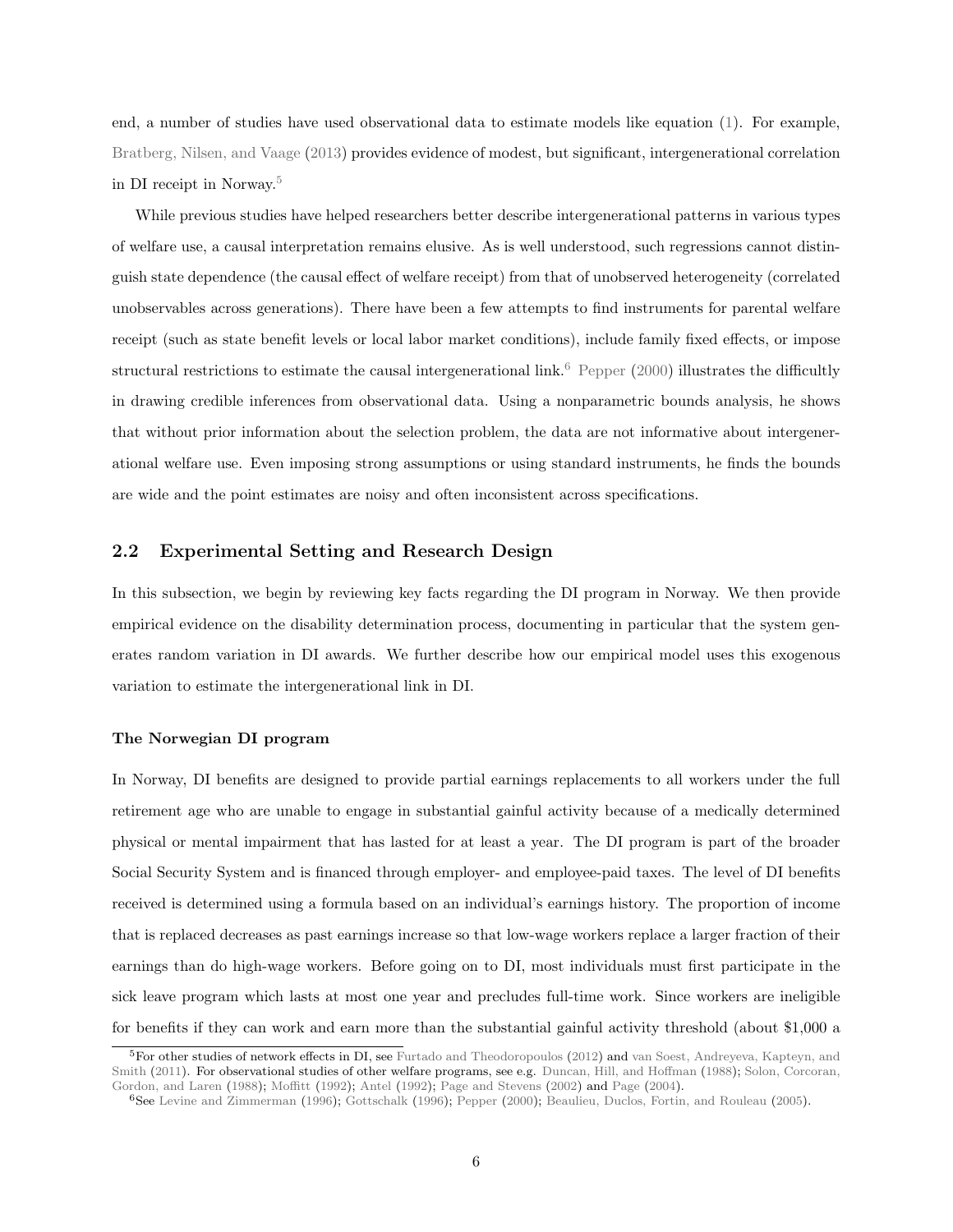end, a number of studies have used observational data to estimate models like equation (1). For example, Bratberg, Nilsen, and Vaage (2013) provides evidence of modest, but significant, intergenerational correlation in DI receipt in Norway.[5]

While previous studies have helped researchers better describe intergenerational patterns in various types of welfare use, a causal interpretation remains elusive. As is well understood, such regressions cannot distinguish state dependence (the causal effect of welfare receipt) from that of unobserved heterogeneity (correlated unobservables across generations). There have been a few attempts to find instruments for parental welfare receipt (such as state benefit levels or local labor market conditions), include family fixed effects, or impose structural restrictions to estimate the causal intergenerational link.[6] Pepper (2000) illustrates the difficultly in drawing credible inferences from observational data. Using a nonparametric bounds analysis, he shows that without prior information about the selection problem, the data are not informative about intergenerational welfare use. Even imposing strong assumptions or using standard instruments, he finds the bounds are wide and the point estimates are noisy and often inconsistent across specifications.

## 2.2 Experimental Setting and Research Design

In this subsection, we begin by reviewing key facts regarding the DI program in Norway. We then provide empirical evidence on the disability determination process, documenting in particular that the system generates random variation in DI awards. We further describe how our empirical model uses this exogenous variation to estimate the intergenerational link in DI.

**The Norwegian DI program**

In Norway, DI benefits are designed to provide partial earnings replacements to all workers under the full retirement age who are unable to engage in substantial gainful activity because of a medically determined physical or mental impairment that has lasted for at least a year. The DI program is part of the broader Social Security System and is financed through employer- and employee-paid taxes. The level of DI benefits received is determined using a formula based on an individual's earnings history. The proportion of income that is replaced decreases as past earnings increase so that low-wage workers replace a larger fraction of their earnings than do high-wage workers. Before going on to DI, most individuals must first participate in the sick leave program which lasts at most one year and precludes full-time work. Since workers are ineligible for benefits if they can work and earn more than the substantial gainful activity threshold (about $1,000 a

[5] For other studies of network effects in DI, see Furtado and Theodoropoulos (2012) and van Soest, Andreyeva, Kapteyn, and Smith (2011). For observational studies of other welfare programs, see e.g. Duncan, Hill, and Hoffman (1988); Solon, Corcoran, Gordon, and Laren (1988); Moffitt (1992); Antel (1992); Page and Stevens (2002) and Page (2004).

[6] See Levine and Zimmerman (1996); Gottschalk (1996); Pepper (2000); Beaulieu, Duclos, Fortin, and Rouleau (2005).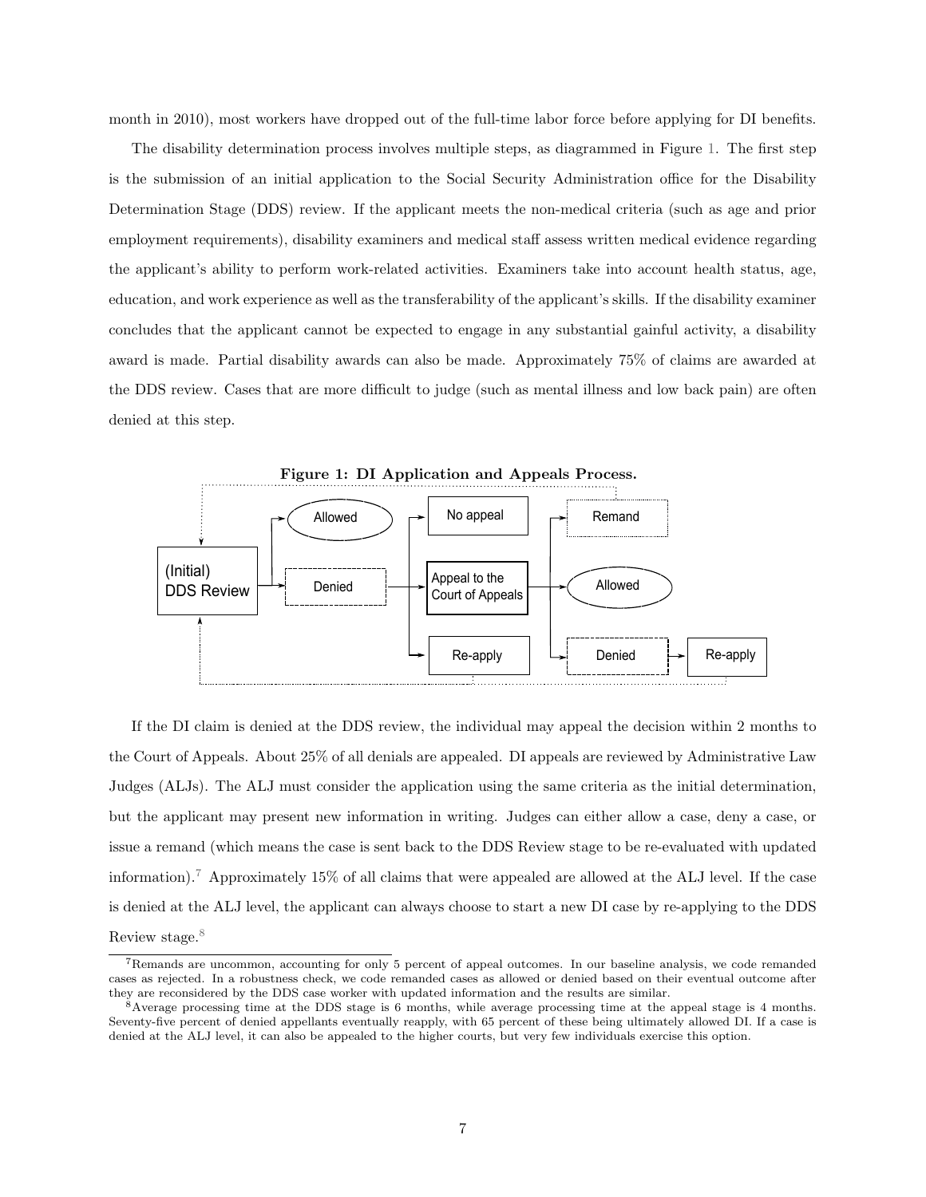month in 2010), most workers have dropped out of the full-time labor force before applying for DI benefits.

The disability determination process involves multiple steps, as diagrammed in Figure 1. The first step is the submission of an initial application to the Social Security Administration office for the Disability Determination Stage (DDS) review. If the applicant meets the non-medical criteria (such as age and prior employment requirements), disability examiners and medical staff assess written medical evidence regarding the applicant's ability to perform work-related activities. Examiners take into account health status, age, education, and work experience as well as the transferability of the applicant's skills. If the disability examiner concludes that the applicant cannot be expected to engage in any substantial gainful activity, a disability award is made. Partial disability awards can also be made. Approximately 75% of claims are awarded at the DDS review. Cases that are more difficult to judge (such as mental illness and low back pain) are often denied at this step.

**Figure 1: DI Application and Appeals Process.**

If the DI claim is denied at the DDS review, the individual may appeal the decision within 2 months to the Court of Appeals. About 25% of all denials are appealed. DI appeals are reviewed by Administrative Law Judges (ALJs). The ALJ must consider the application using the same criteria as the initial determination, but the applicant may present new information in writing. Judges can either allow a case, deny a case, or issue a remand (which means the case is sent back to the DDS Review stage to be re-evaluated with updated information).[7] Approximately 15% of all claims that were appealed are allowed at the ALJ level. If the case is denied at the ALJ level, the applicant can always choose to start a new DI case by re-applying to the DDS Review stage.[8]

[7] Remands are uncommon, accounting for only 5 percent of appeal outcomes. In our baseline analysis, we code remanded cases as rejected. In a robustness check, we code remanded cases as allowed or denied based on their eventual outcome after they are reconsidered by the DDS case worker with updated information and the results are similar.

[8] Average processing time at the DDS stage is 6 months, while average processing time at the appeal stage is 4 months. Seventy-five percent of denied appellants eventually reapply, with 65 percent of these being ultimately allowed DI. If a case is denied at the ALJ level, it can also be appealed to the higher courts, but very few individuals exercise this option.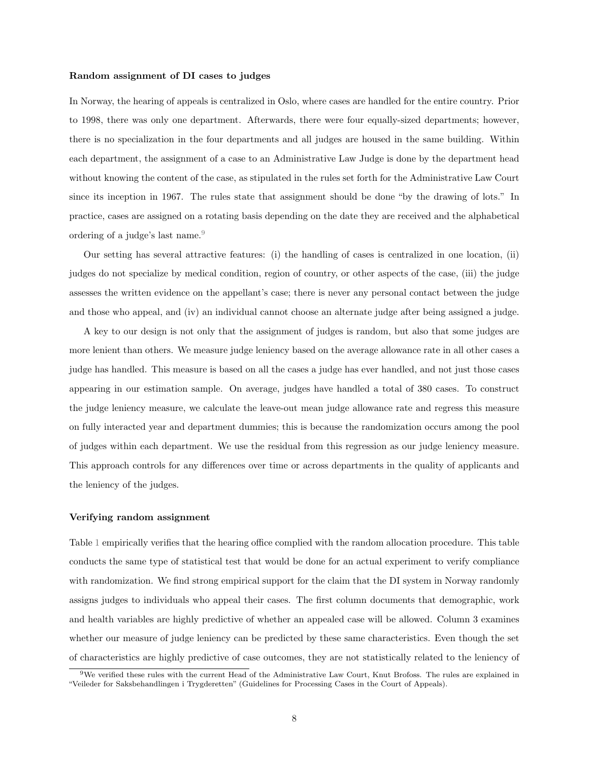**Random assignment of DI cases to judges**

In Norway, the hearing of appeals is centralized in Oslo, where cases are handled for the entire country. Prior to 1998, there was only one department. Afterwards, there were four equally-sized departments; however, there is no specialization in the four departments and all judges are housed in the same building. Within each department, the assignment of a case to an Administrative Law Judge is done by the department head without knowing the content of the case, as stipulated in the rules set forth for the Administrative Law Court since its inception in 1967. The rules state that assignment should be done "by the drawing of lots." In practice, cases are assigned on a rotating basis depending on the date they are received and the alphabetical ordering of a judge's last name.[9]

Our setting has several attractive features: (i) the handling of cases is centralized in one location, (ii) judges do not specialize by medical condition, region of country, or other aspects of the case, (iii) the judge assesses the written evidence on the appellant's case; there is never any personal contact between the judge and those who appeal, and (iv) an individual cannot choose an alternate judge after being assigned a judge.

A key to our design is not only that the assignment of judges is random, but also that some judges are more lenient than others. We measure judge leniency based on the average allowance rate in all other cases a judge has handled. This measure is based on all the cases a judge has ever handled, and not just those cases appearing in our estimation sample. On average, judges have handled a total of 380 cases. To construct the judge leniency measure, we calculate the leave-out mean judge allowance rate and regress this measure on fully interacted year and department dummies; this is because the randomization occurs among the pool of judges within each department. We use the residual from this regression as our judge leniency measure. This approach controls for any differences over time or across departments in the quality of applicants and the leniency of the judges.

**Verifying random assignment**

Table 1 empirically verifies that the hearing office complied with the random allocation procedure. This table conducts the same type of statistical test that would be done for an actual experiment to verify compliance with randomization. We find strong empirical support for the claim that the DI system in Norway randomly assigns judges to individuals who appeal their cases. The first column documents that demographic, work and health variables are highly predictive of whether an appealed case will be allowed. Column 3 examines whether our measure of judge leniency can be predicted by these same characteristics. Even though the set of characteristics are highly predictive of case outcomes, they are not statistically related to the leniency of

[9] We verified these rules with the current Head of the Administrative Law Court, Knut Brofoss. The rules are explained in "Veileder for Saksbehandlingen i Trygderetten" (Guidelines for Processing Cases in the Court of Appeals).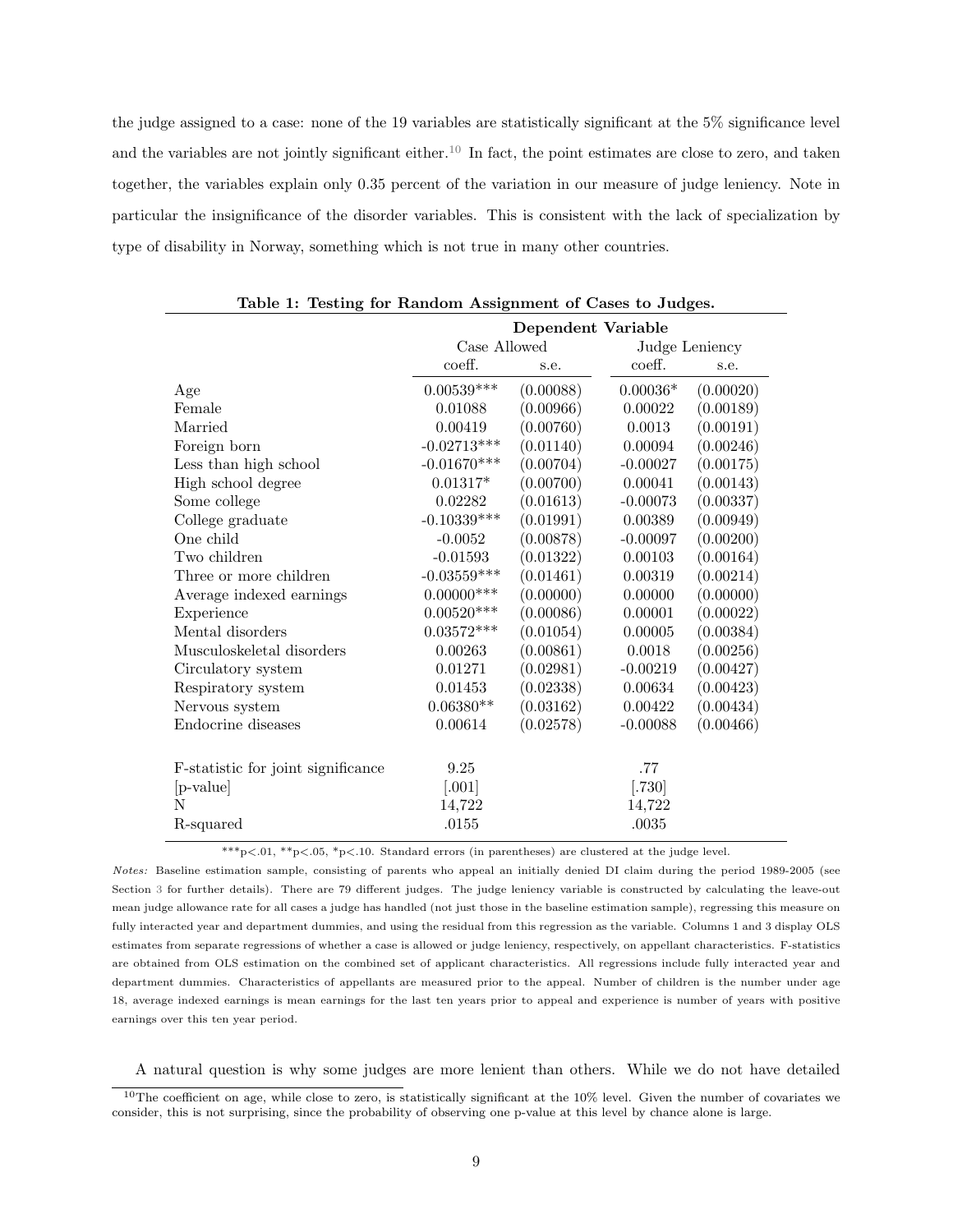the judge assigned to a case: none of the 19 variables are statistically significant at the 5% significance level and the variables are not jointly significant either.[10] In fact, the point estimates are close to zero, and taken together, the variables explain only 0.35 percent of the variation in our measure of judge leniency. Note in particular the insignificance of the disorder variables. This is consistent with the lack of specialization by type of disability in Norway, something which is not true in many other countries.

**Table 1: Testing for Random Assignment of Cases to Judges.**

| | **Dependent Variable** | | | |
|---|---|---|---|---|
| | Case Allowed | | Judge Leniency | |
| | coeff. | s.e. | coeff. | s.e. |
| Age | 0.00539*** | (0.00088) | 0.00036* | (0.00020) |
| Female | 0.01088 | (0.00966) | 0.00022 | (0.00189) |
| Married | 0.00419 | (0.00760) | 0.0013 | (0.00191) |
| Foreign born | -0.02713*** | (0.01140) | 0.00094 | (0.00246) |
| Less than high school | -0.01670*** | (0.00704) | -0.00027 | (0.00175) |
| High school degree | 0.01317* | (0.00700) | 0.00041 | (0.00143) |
| Some college | 0.02282 | (0.01613) | -0.00073 | (0.00337) |
| College graduate | -0.10339*** | (0.01991) | 0.00389 | (0.00949) |
| One child | -0.0052 | (0.00878) | -0.00097 | (0.00200) |
| Two children | -0.01593 | (0.01322) | 0.00103 | (0.00164) |
| Three or more children | -0.03559*** | (0.01461) | 0.00319 | (0.00214) |
| Average indexed earnings | 0.00000*** | (0.00000) | 0.00000 | (0.00000) |
| Experience | 0.00520*** | (0.00086) | 0.00001 | (0.00022) |
| Mental disorders | 0.03572*** | (0.01054) | 0.00005 | (0.00384) |
| Musculoskeletal disorders | 0.00263 | (0.00861) | 0.0018 | (0.00256) |
| Circulatory system | 0.01271 | (0.02981) | -0.00219 | (0.00427) |
| Respiratory system | 0.01453 | (0.02338) | 0.00634 | (0.00423) |
| Nervous system | 0.06380** | (0.03162) | 0.00422 | (0.00434) |
| Endocrine diseases | 0.00614 | (0.02578) | -0.00088 | (0.00466) |
| | | | | |
| F-statistic for joint significance | 9.25 | | .77 | |
| [p-value] | [.001] | | [.730] | |
| N | 14,722 | | 14,722 | |
| R-squared | .0155 | | .0035 | |

***p<.01, **p<.05, *p<.10. Standard errors (in parentheses) are clustered at the judge level.

*Notes:* Baseline estimation sample, consisting of parents who appeal an initially denied DI claim during the period 1989-2005 (see Section 3 for further details). There are 79 different judges. The judge leniency variable is constructed by calculating the leave-out mean judge allowance rate for all cases a judge has handled (not just those in the baseline estimation sample), regressing this measure on fully interacted year and department dummies, and using the residual from this regression as the variable. Columns 1 and 3 display OLS estimates from separate regressions of whether a case is allowed or judge leniency, respectively, on appellant characteristics. F-statistics are obtained from OLS estimation on the combined set of applicant characteristics. All regressions include fully interacted year and department dummies. Characteristics of appellants are measured prior to the appeal. Number of children is the number under age 18, average indexed earnings is mean earnings for the last ten years prior to appeal and experience is number of years with positive earnings over this ten year period.

A natural question is why some judges are more lenient than others. While we do not have detailed

[10] The coefficient on age, while close to zero, is statistically significant at the 10% level. Given the number of covariates we consider, this is not surprising, since the probability of observing one p-value at this level by chance alone is large.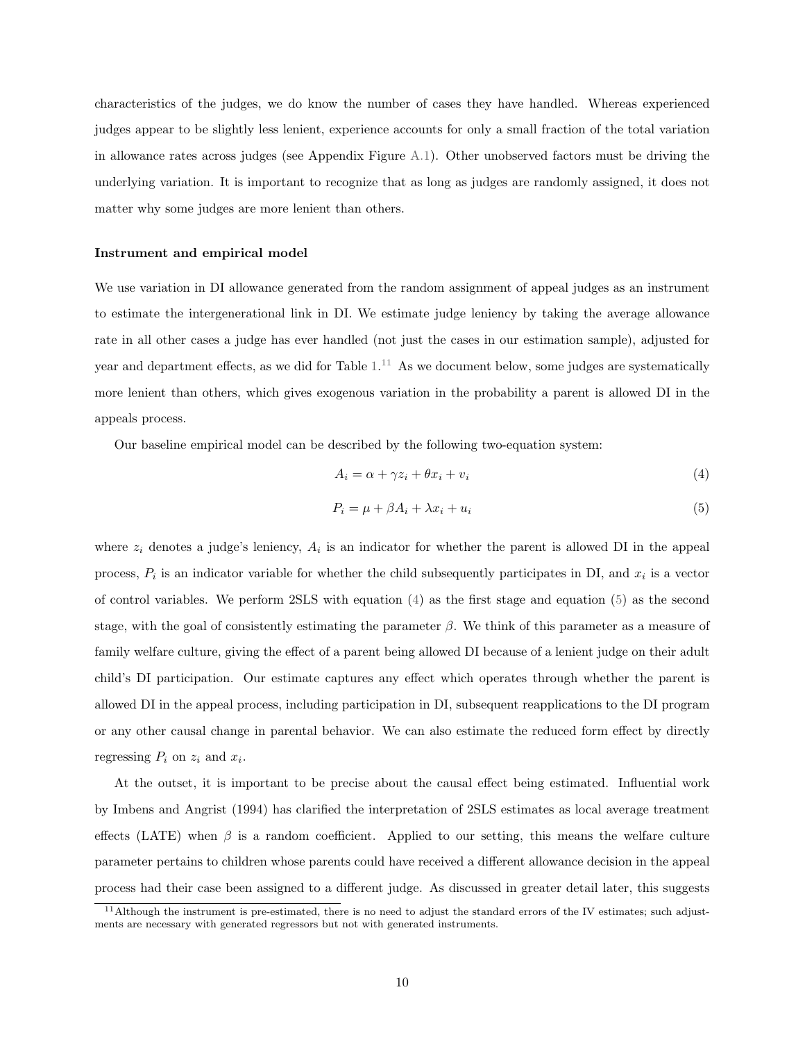characteristics of the judges, we do know the number of cases they have handled. Whereas experienced judges appear to be slightly less lenient, experience accounts for only a small fraction of the total variation in allowance rates across judges (see Appendix Figure A.1). Other unobserved factors must be driving the underlying variation. It is important to recognize that as long as judges are randomly assigned, it does not matter why some judges are more lenient than others.

**Instrument and empirical model**

We use variation in DI allowance generated from the random assignment of appeal judges as an instrument to estimate the intergenerational link in DI. We estimate judge leniency by taking the average allowance rate in all other cases a judge has ever handled (not just the cases in our estimation sample), adjusted for year and department effects, as we did for Table 1.[11] As we document below, some judges are systematically more lenient than others, which gives exogenous variation in the probability a parent is allowed DI in the appeals process.

Our baseline empirical model can be described by the following two-equation system:

$$A_i = \alpha + \gamma z_i + \theta x_i + v_i \tag{4}$$

$$P_i = \mu + \beta A_i + \lambda x_i + u_i \tag{5}$$

where $z_i$ denotes a judge's leniency, $A_i$ is an indicator for whether the parent is allowed DI in the appeal process, $P_i$ is an indicator variable for whether the child subsequently participates in DI, and $x_i$ is a vector of control variables. We perform 2SLS with equation (4) as the first stage and equation (5) as the second stage, with the goal of consistently estimating the parameter $\beta$. We think of this parameter as a measure of family welfare culture, giving the effect of a parent being allowed DI because of a lenient judge on their adult child's DI participation. Our estimate captures any effect which operates through whether the parent is allowed DI in the appeal process, including participation in DI, subsequent reapplications to the DI program or any other causal change in parental behavior. We can also estimate the reduced form effect by directly regressing $P_i$ on $z_i$ and $x_i$.

At the outset, it is important to be precise about the causal effect being estimated. Influential work by Imbens and Angrist (1994) has clarified the interpretation of 2SLS estimates as local average treatment effects (LATE) when $\beta$ is a random coefficient. Applied to our setting, this means the welfare culture parameter pertains to children whose parents could have received a different allowance decision in the appeal process had their case been assigned to a different judge. As discussed in greater detail later, this suggests

[11] Although the instrument is pre-estimated, there is no need to adjust the standard errors of the IV estimates; such adjustments are necessary with generated regressors but not with generated instruments.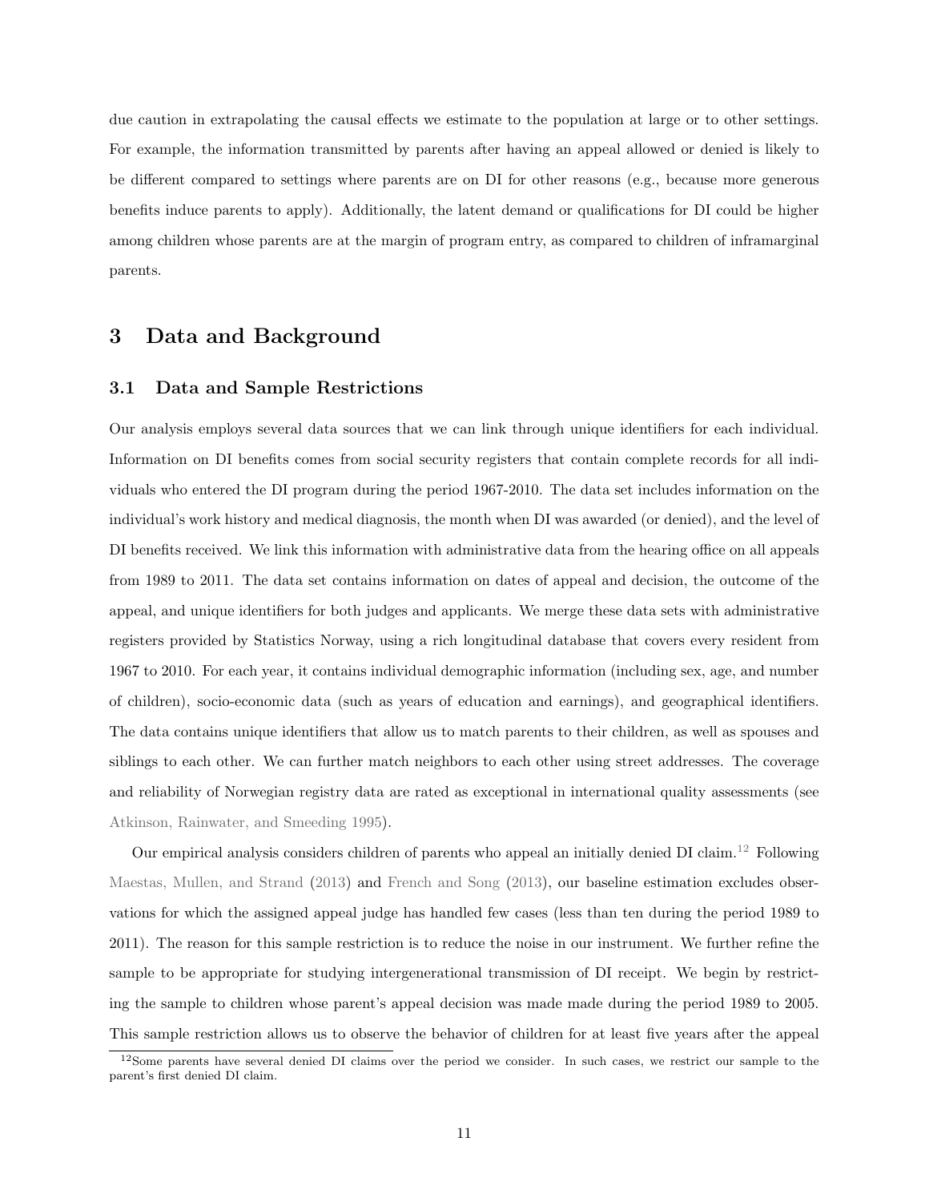due caution in extrapolating the causal effects we estimate to the population at large or to other settings. For example, the information transmitted by parents after having an appeal allowed or denied is likely to be different compared to settings where parents are on DI for other reasons (e.g., because more generous benefits induce parents to apply). Additionally, the latent demand or qualifications for DI could be higher among children whose parents are at the margin of program entry, as compared to children of inframarginal parents.

# 3 Data and Background

## 3.1 Data and Sample Restrictions

Our analysis employs several data sources that we can link through unique identifiers for each individual. Information on DI benefits comes from social security registers that contain complete records for all individuals who entered the DI program during the period 1967-2010. The data set includes information on the individual's work history and medical diagnosis, the month when DI was awarded (or denied), and the level of DI benefits received. We link this information with administrative data from the hearing office on all appeals from 1989 to 2011. The data set contains information on dates of appeal and decision, the outcome of the appeal, and unique identifiers for both judges and applicants. We merge these data sets with administrative registers provided by Statistics Norway, using a rich longitudinal database that covers every resident from 1967 to 2010. For each year, it contains individual demographic information (including sex, age, and number of children), socio-economic data (such as years of education and earnings), and geographical identifiers. The data contains unique identifiers that allow us to match parents to their children, as well as spouses and siblings to each other. We can further match neighbors to each other using street addresses. The coverage and reliability of Norwegian registry data are rated as exceptional in international quality assessments (see Atkinson, Rainwater, and Smeeding 1995).

Our empirical analysis considers children of parents who appeal an initially denied DI claim.[12] Following Maestas, Mullen, and Strand (2013) and French and Song (2013), our baseline estimation excludes observations for which the assigned appeal judge has handled few cases (less than ten during the period 1989 to 2011). The reason for this sample restriction is to reduce the noise in our instrument. We further refine the sample to be appropriate for studying intergenerational transmission of DI receipt. We begin by restricting the sample to children whose parent's appeal decision was made made during the period 1989 to 2005. This sample restriction allows us to observe the behavior of children for at least five years after the appeal

[12] Some parents have several denied DI claims over the period we consider. In such cases, we restrict our sample to the parent's first denied DI claim.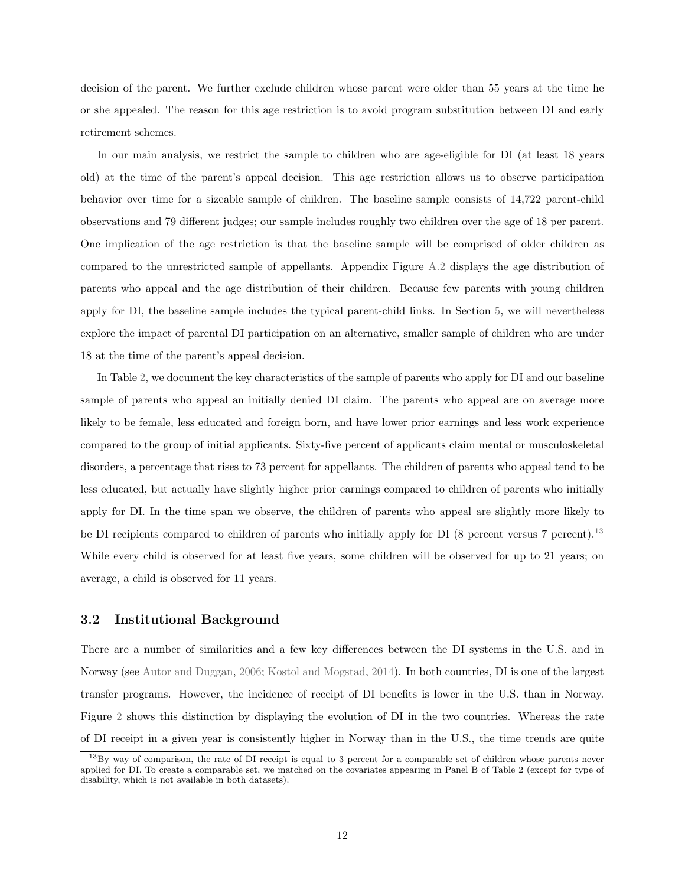decision of the parent. We further exclude children whose parent were older than 55 years at the time he or she appealed. The reason for this age restriction is to avoid program substitution between DI and early retirement schemes.

In our main analysis, we restrict the sample to children who are age-eligible for DI (at least 18 years old) at the time of the parent's appeal decision. This age restriction allows us to observe participation behavior over time for a sizeable sample of children. The baseline sample consists of 14,722 parent-child observations and 79 different judges; our sample includes roughly two children over the age of 18 per parent. One implication of the age restriction is that the baseline sample will be comprised of older children as compared to the unrestricted sample of appellants. Appendix Figure A.2 displays the age distribution of parents who appeal and the age distribution of their children. Because few parents with young children apply for DI, the baseline sample includes the typical parent-child links. In Section 5, we will nevertheless explore the impact of parental DI participation on an alternative, smaller sample of children who are under 18 at the time of the parent's appeal decision.

In Table 2, we document the key characteristics of the sample of parents who apply for DI and our baseline sample of parents who appeal an initially denied DI claim. The parents who appeal are on average more likely to be female, less educated and foreign born, and have lower prior earnings and less work experience compared to the group of initial applicants. Sixty-five percent of applicants claim mental or musculoskeletal disorders, a percentage that rises to 73 percent for appellants. The children of parents who appeal tend to be less educated, but actually have slightly higher prior earnings compared to children of parents who initially apply for DI. In the time span we observe, the children of parents who appeal are slightly more likely to be DI recipients compared to children of parents who initially apply for DI (8 percent versus 7 percent).[13] While every child is observed for at least five years, some children will be observed for up to 21 years; on average, a child is observed for 11 years.

### 3.2 Institutional Background

There are a number of similarities and a few key differences between the DI systems in the U.S. and in Norway (see Autor and Duggan, 2006; Kostol and Mogstad, 2014). In both countries, DI is one of the largest transfer programs. However, the incidence of receipt of DI benefits is lower in the U.S. than in Norway. Figure 2 shows this distinction by displaying the evolution of DI in the two countries. Whereas the rate of DI receipt in a given year is consistently higher in Norway than in the U.S., the time trends are quite

[13] By way of comparison, the rate of DI receipt is equal to 3 percent for a comparable set of children whose parents never applied for DI. To create a comparable set, we matched on the covariates appearing in Panel B of Table 2 (except for type of disability, which is not available in both datasets).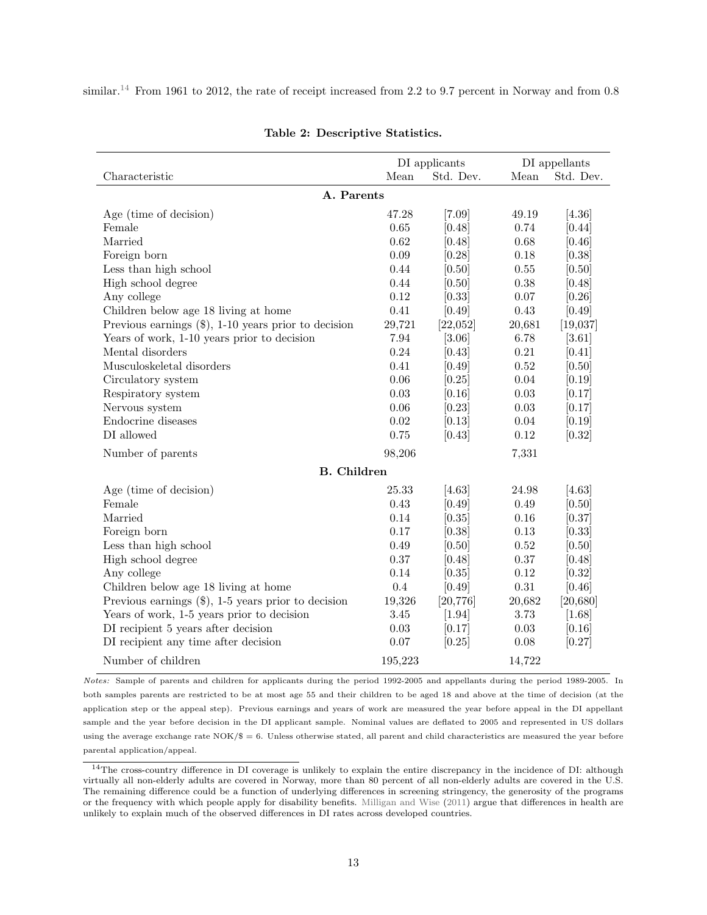similar.[14] From 1961 to 2012, the rate of receipt increased from 2.2 to 9.7 percent in Norway and from 0.8

**Table 2: Descriptive Statistics.**

| Characteristic | DI applicants | | DI appellants | |
|---|---|---|---|---|
| | Mean | Std. Dev. | Mean | Std. Dev. |
| **A. Parents** | | | | |
| Age (time of decision) | 47.28 | [7.09] | 49.19 | [4.36] |
| Female | 0.65 | [0.48] | 0.74 | [0.44] |
| Married | 0.62 | [0.48] | 0.68 | [0.46] |
| Foreign born | 0.09 | [0.28] | 0.18 | [0.38] |
| Less than high school | 0.44 | [0.50] | 0.55 | [0.50] |
| High school degree | 0.44 | [0.50] | 0.38 | [0.48] |
| Any college | 0.12 | [0.33] | 0.07 | [0.26] |
| Children below age 18 living at home | 0.41 | [0.49] | 0.43 | [0.49] |
| Previous earnings ($), 1-10 years prior to decision | 29,721 | [22,052] | 20,681 | [19,037] |
| Years of work, 1-10 years prior to decision | 7.94 | [3.06] | 6.78 | [3.61] |
| Mental disorders | 0.24 | [0.43] | 0.21 | [0.41] |
| Musculoskeletal disorders | 0.41 | [0.49] | 0.52 | [0.50] |
| Circulatory system | 0.06 | [0.25] | 0.04 | [0.19] |
| Respiratory system | 0.03 | [0.16] | 0.03 | [0.17] |
| Nervous system | 0.06 | [0.23] | 0.03 | [0.17] |
| Endocrine diseases | 0.02 | [0.13] | 0.04 | [0.19] |
| DI allowed | 0.75 | [0.43] | 0.12 | [0.32] |
| Number of parents | 98,206 | | 7,331 | |
| **B. Children** | | | | |
| Age (time of decision) | 25.33 | [4.63] | 24.98 | [4.63] |
| Female | 0.43 | [0.49] | 0.49 | [0.50] |
| Married | 0.14 | [0.35] | 0.16 | [0.37] |
| Foreign born | 0.17 | [0.38] | 0.13 | [0.33] |
| Less than high school | 0.49 | [0.50] | 0.52 | [0.50] |
| High school degree | 0.37 | [0.48] | 0.37 | [0.48] |
| Any college | 0.14 | [0.35] | 0.12 | [0.32] |
| Children below age 18 living at home | 0.4 | [0.49] | 0.31 | [0.46] |
| Previous earnings ($), 1-5 years prior to decision | 19,326 | [20,776] | 20,682 | [20,680] |
| Years of work, 1-5 years prior to decision | 3.45 | [1.94] | 3.73 | [1.68] |
| DI recipient 5 years after decision | 0.03 | [0.17] | 0.03 | [0.16] |
| DI recipient any time after decision | 0.07 | [0.25] | 0.08 | [0.27] |
| Number of children | 195,223 | | 14,722 | |

*Notes:* Sample of parents and children for applicants during the period 1992-2005 and appellants during the period 1989-2005. In both samples parents are restricted to be at most age 55 and their children to be aged 18 and above at the time of decision (at the application step or the appeal step). Previous earnings and years of work are measured the year before appeal in the DI appellant sample and the year before decision in the DI applicant sample. Nominal values are deflated to 2005 and represented in US dollars using the average exchange rate NOK/$ = 6. Unless otherwise stated, all parent and child characteristics are measured the year before parental application/appeal.

[14] The cross-country difference in DI coverage is unlikely to explain the entire discrepancy in the incidence of DI: although virtually all non-elderly adults are covered in Norway, more than 80 percent of all non-elderly adults are covered in the U.S. The remaining difference could be a function of underlying differences in screening stringency, the generosity of the programs or the frequency with which people apply for disability benefits. Milligan and Wise (2011) argue that differences in health are unlikely to explain much of the observed differences in DI rates across developed countries.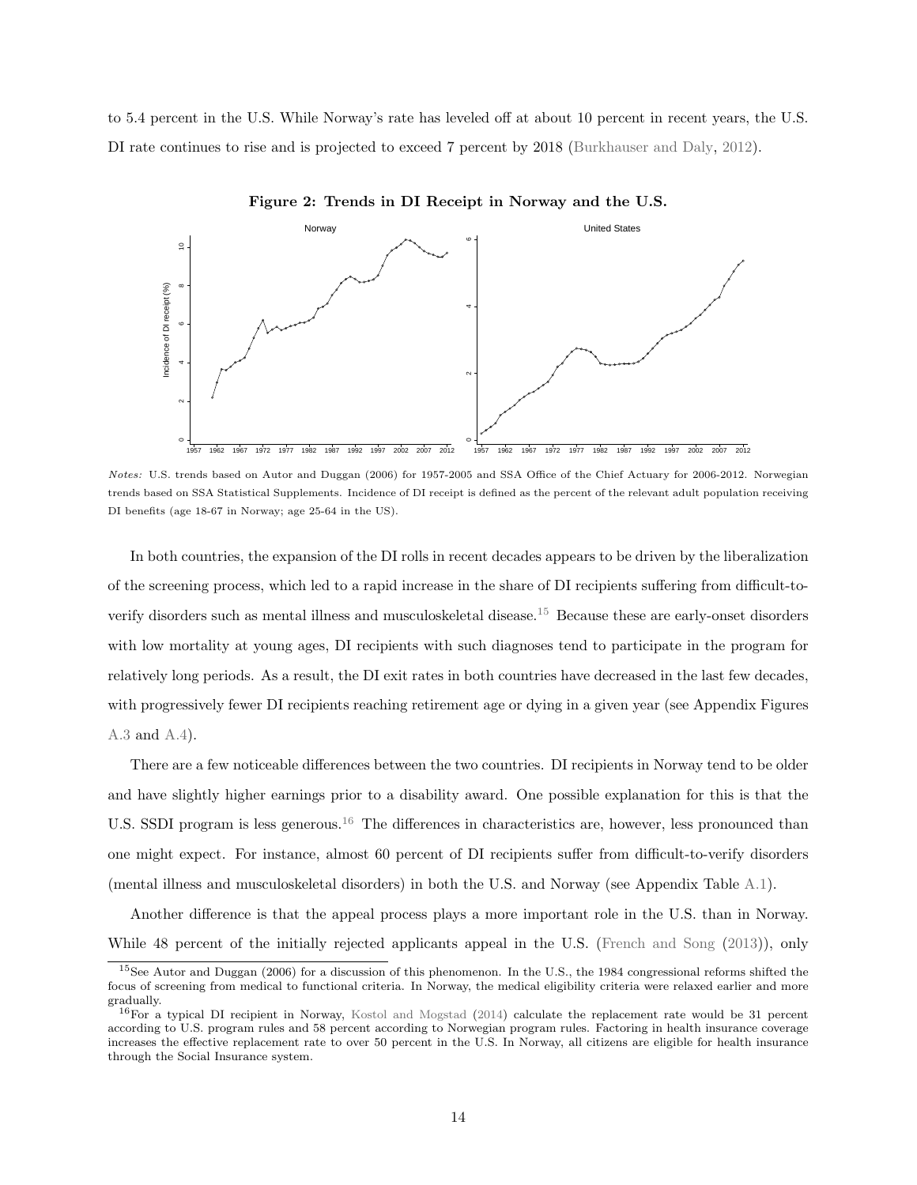to 5.4 percent in the U.S. While Norway's rate has leveled off at about 10 percent in recent years, the U.S. DI rate continues to rise and is projected to exceed 7 percent by 2018 (Burkhauser and Daly, 2012).

**Figure 2: Trends in DI Receipt in Norway and the U.S.**

*Notes:* U.S. trends based on Autor and Duggan (2006) for 1957-2005 and SSA Office of the Chief Actuary for 2006-2012. Norwegian trends based on SSA Statistical Supplements. Incidence of DI receipt is defined as the percent of the relevant adult population receiving DI benefits (age 18-67 in Norway; age 25-64 in the US).

In both countries, the expansion of the DI rolls in recent decades appears to be driven by the liberalization of the screening process, which led to a rapid increase in the share of DI recipients suffering from difficult-to-verify disorders such as mental illness and musculoskeletal disease.[15] Because these are early-onset disorders with low mortality at young ages, DI recipients with such diagnoses tend to participate in the program for relatively long periods. As a result, the DI exit rates in both countries have decreased in the last few decades, with progressively fewer DI recipients reaching retirement age or dying in a given year (see Appendix Figures A.3 and A.4).

There are a few noticeable differences between the two countries. DI recipients in Norway tend to be older and have slightly higher earnings prior to a disability award. One possible explanation for this is that the U.S. SSDI program is less generous.[16] The differences in characteristics are, however, less pronounced than one might expect. For instance, almost 60 percent of DI recipients suffer from difficult-to-verify disorders (mental illness and musculoskeletal disorders) in both the U.S. and Norway (see Appendix Table A.1).

Another difference is that the appeal process plays a more important role in the U.S. than in Norway. While 48 percent of the initially rejected applicants appeal in the U.S. (French and Song (2013)), only

[15] See Autor and Duggan (2006) for a discussion of this phenomenon. In the U.S., the 1984 congressional reforms shifted the focus of screening from medical to functional criteria. In Norway, the medical eligibility criteria were relaxed earlier and more gradually.

[16] For a typical DI recipient in Norway, Kostol and Mogstad (2014) calculate the replacement rate would be 31 percent according to U.S. program rules and 58 percent according to Norwegian program rules. Factoring in health insurance coverage increases the effective replacement rate to over 50 percent in the U.S. In Norway, all citizens are eligible for health insurance through the Social Insurance system.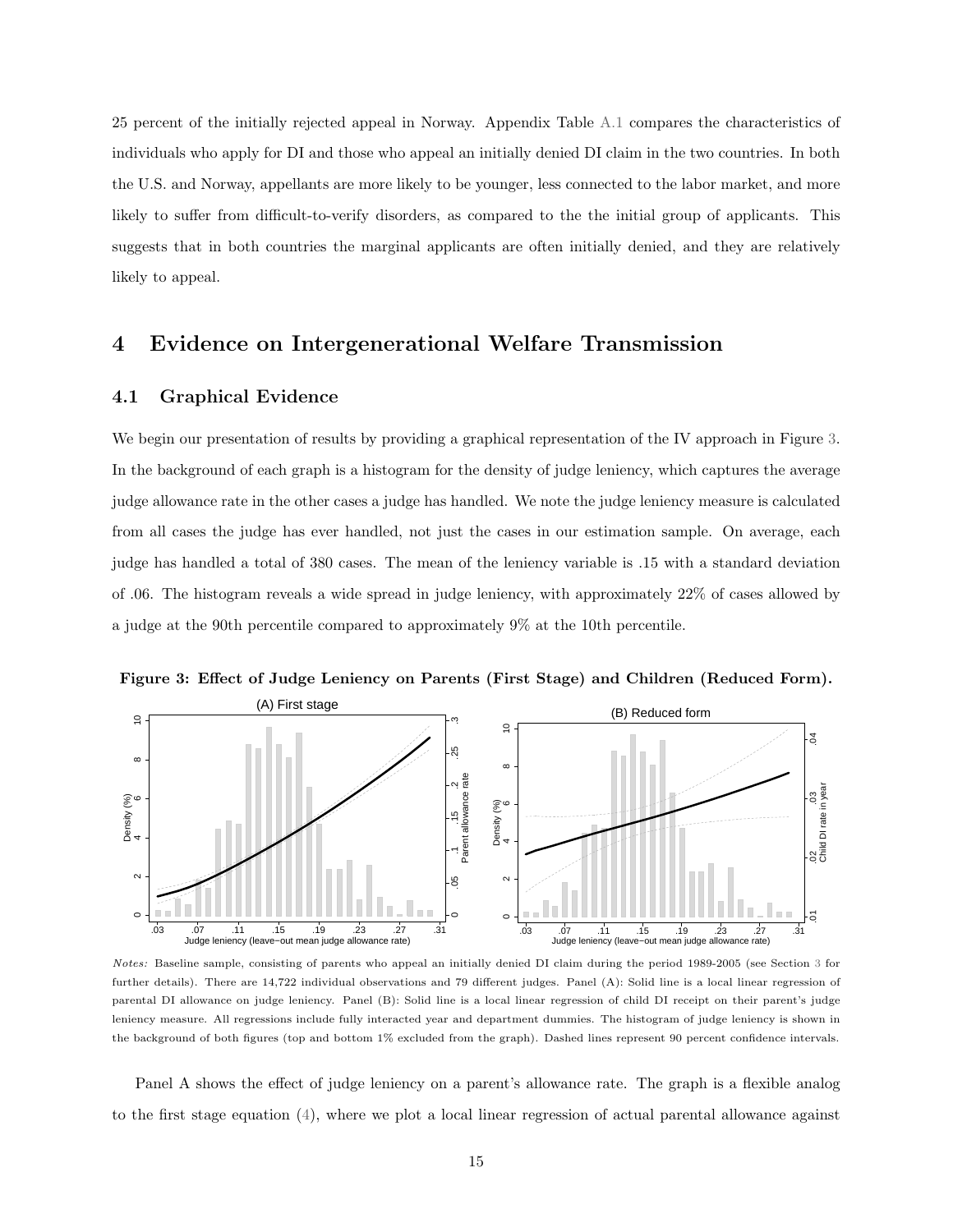25 percent of the initially rejected appeal in Norway. Appendix Table A.1 compares the characteristics of individuals who apply for DI and those who appeal an initially denied DI claim in the two countries. In both the U.S. and Norway, appellants are more likely to be younger, less connected to the labor market, and more likely to suffer from difficult-to-verify disorders, as compared to the the initial group of applicants. This suggests that in both countries the marginal applicants are often initially denied, and they are relatively likely to appeal.

## 4 Evidence on Intergenerational Welfare Transmission

### 4.1 Graphical Evidence

We begin our presentation of results by providing a graphical representation of the IV approach in Figure 3. In the background of each graph is a histogram for the density of judge leniency, which captures the average judge allowance rate in the other cases a judge has handled. We note the judge leniency measure is calculated from all cases the judge has ever handled, not just the cases in our estimation sample. On average, each judge has handled a total of 380 cases. The mean of the leniency variable is .15 with a standard deviation of .06. The histogram reveals a wide spread in judge leniency, with approximately 22% of cases allowed by a judge at the 90th percentile compared to approximately 9% at the 10th percentile.

**Figure 3: Effect of Judge Leniency on Parents (First Stage) and Children (Reduced Form).**

*Notes:* Baseline sample, consisting of parents who appeal an initially denied DI claim during the period 1989-2005 (see Section 3 for further details). There are 14,722 individual observations and 79 different judges. Panel (A): Solid line is a local linear regression of parental DI allowance on judge leniency. Panel (B): Solid line is a local linear regression of child DI receipt on their parent's judge leniency measure. All regressions include fully interacted year and department dummies. The histogram of judge leniency is shown in the background of both figures (top and bottom 1% excluded from the graph). Dashed lines represent 90 percent confidence intervals.

Panel A shows the effect of judge leniency on a parent's allowance rate. The graph is a flexible analog to the first stage equation (4), where we plot a local linear regression of actual parental allowance against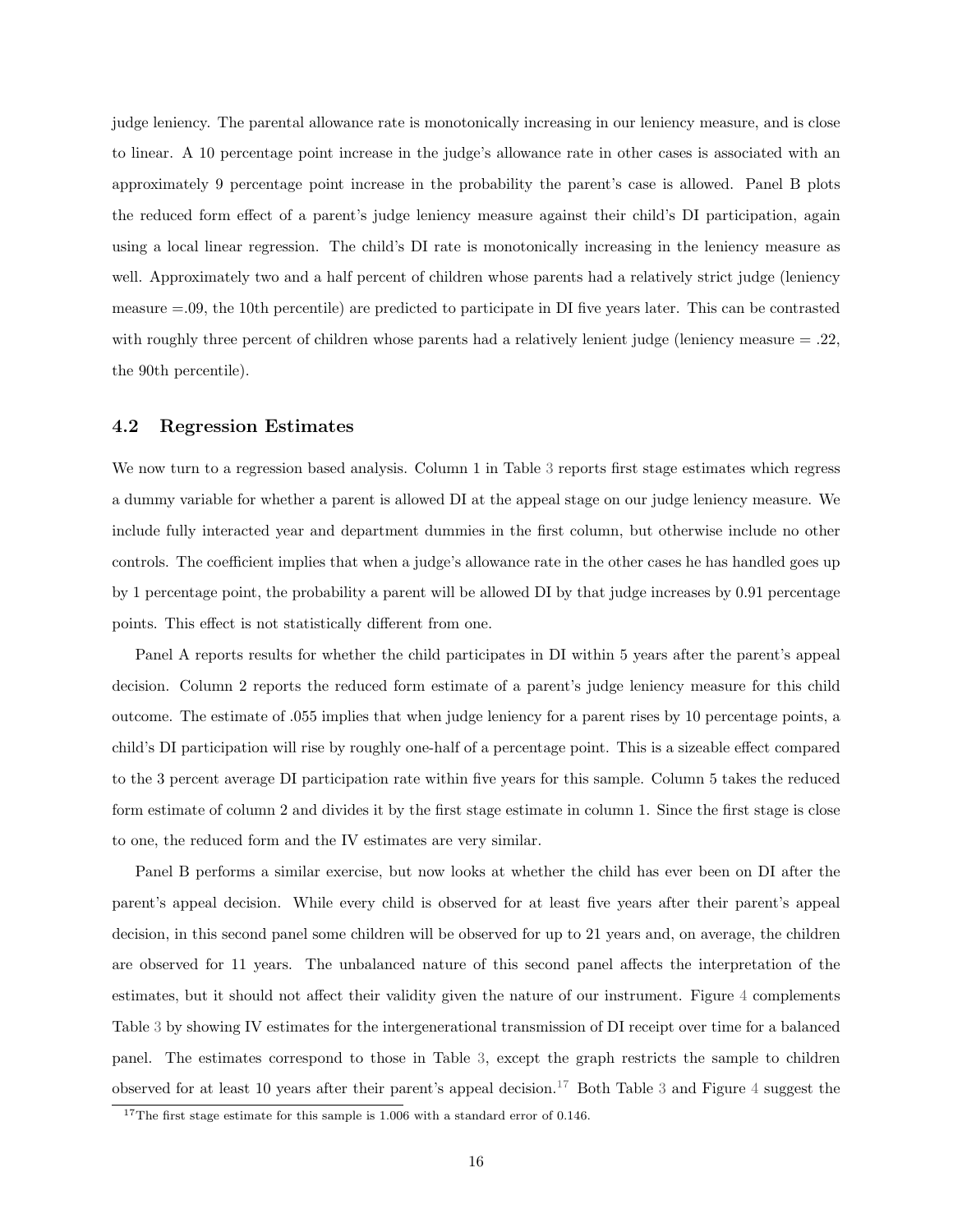judge leniency. The parental allowance rate is monotonically increasing in our leniency measure, and is close to linear. A 10 percentage point increase in the judge's allowance rate in other cases is associated with an approximately 9 percentage point increase in the probability the parent's case is allowed. Panel B plots the reduced form effect of a parent's judge leniency measure against their child's DI participation, again using a local linear regression. The child's DI rate is monotonically increasing in the leniency measure as well. Approximately two and a half percent of children whose parents had a relatively strict judge (leniency measure =.09, the 10th percentile) are predicted to participate in DI five years later. This can be contrasted with roughly three percent of children whose parents had a relatively lenient judge (leniency measure = .22, the 90th percentile).

### 4.2 Regression Estimates

We now turn to a regression based analysis. Column 1 in Table 3 reports first stage estimates which regress a dummy variable for whether a parent is allowed DI at the appeal stage on our judge leniency measure. We include fully interacted year and department dummies in the first column, but otherwise include no other controls. The coefficient implies that when a judge's allowance rate in the other cases he has handled goes up by 1 percentage point, the probability a parent will be allowed DI by that judge increases by 0.91 percentage points. This effect is not statistically different from one.

Panel A reports results for whether the child participates in DI within 5 years after the parent's appeal decision. Column 2 reports the reduced form estimate of a parent's judge leniency measure for this child outcome. The estimate of .055 implies that when judge leniency for a parent rises by 10 percentage points, a child's DI participation will rise by roughly one-half of a percentage point. This is a sizeable effect compared to the 3 percent average DI participation rate within five years for this sample. Column 5 takes the reduced form estimate of column 2 and divides it by the first stage estimate in column 1. Since the first stage is close to one, the reduced form and the IV estimates are very similar.

Panel B performs a similar exercise, but now looks at whether the child has ever been on DI after the parent's appeal decision. While every child is observed for at least five years after their parent's appeal decision, in this second panel some children will be observed for up to 21 years and, on average, the children are observed for 11 years. The unbalanced nature of this second panel affects the interpretation of the estimates, but it should not affect their validity given the nature of our instrument. Figure 4 complements Table 3 by showing IV estimates for the intergenerational transmission of DI receipt over time for a balanced panel. The estimates correspond to those in Table 3, except the graph restricts the sample to children observed for at least 10 years after their parent's appeal decision.[17] Both Table 3 and Figure 4 suggest the

[17] The first stage estimate for this sample is 1.006 with a standard error of 0.146.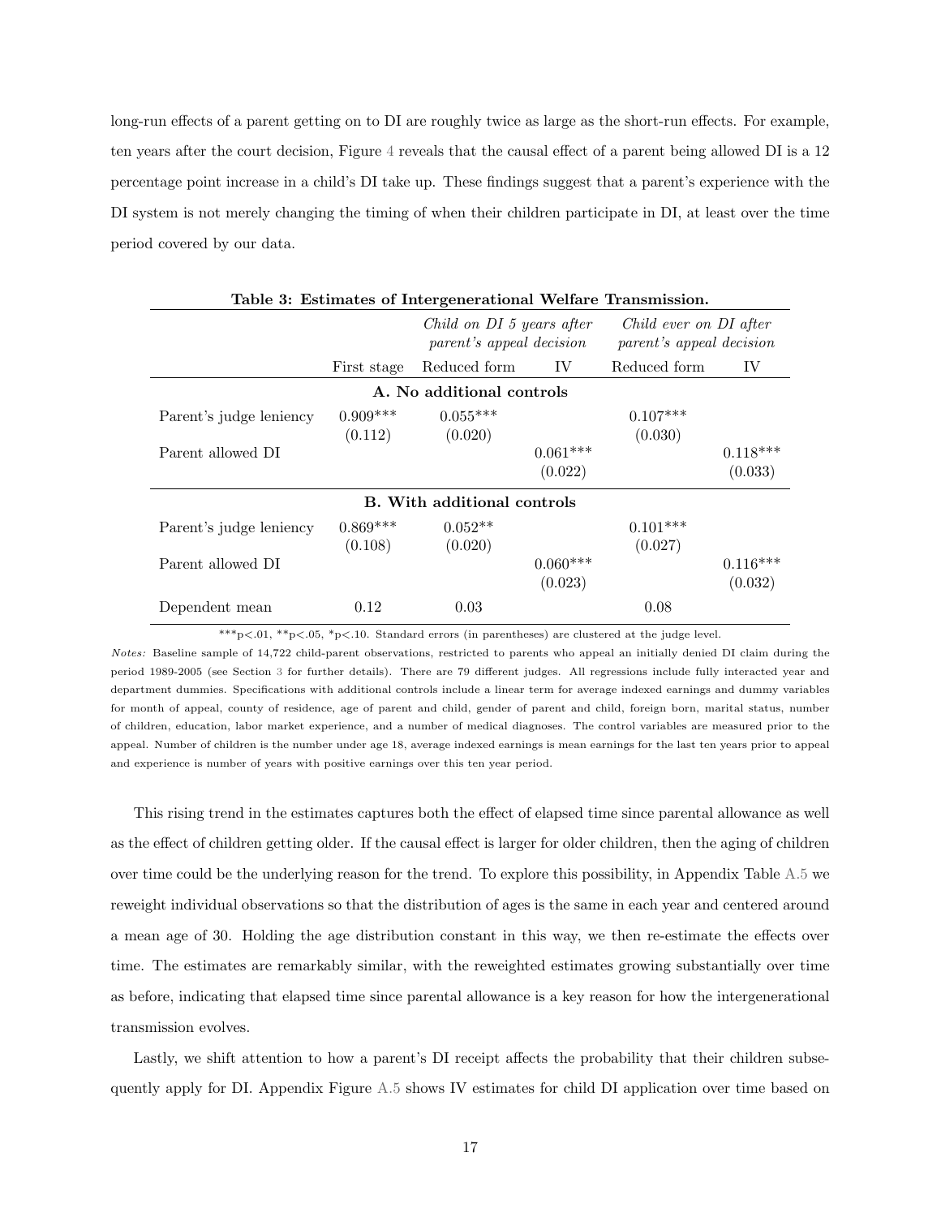long-run effects of a parent getting on to DI are roughly twice as large as the short-run effects. For example, ten years after the court decision, Figure 4 reveals that the causal effect of a parent being allowed DI is a 12 percentage point increase in a child's DI take up. These findings suggest that a parent's experience with the DI system is not merely changing the timing of when their children participate in DI, at least over the time period covered by our data.

**Table 3: Estimates of Intergenerational Welfare Transmission.**

| | | *Child on DI 5 years after parent's appeal decision* | | *Child ever on DI after parent's appeal decision* | |
|---|---|---|---|---|---|
| | First stage | Reduced form | IV | Reduced form | IV |
| **A. No additional controls** | | | | | |
| Parent's judge leniency | 0.909*** | 0.055*** | | 0.107*** | |
| | (0.112) | (0.020) | | (0.030) | |
| Parent allowed DI | | | 0.061*** | | 0.118*** |
| | | | (0.022) | | (0.033) |
| **B. With additional controls** | | | | | |
| Parent's judge leniency | 0.869*** | 0.052** | | 0.101*** | |
| | (0.108) | (0.020) | | (0.027) | |
| Parent allowed DI | | | 0.060*** | | 0.116*** |
| | | | (0.023) | | (0.032) |
| Dependent mean | 0.12 | 0.03 | | 0.08 | |

***p<.01, **p<.05, *p<.10. Standard errors (in parentheses) are clustered at the judge level.

*Notes:* Baseline sample of 14,722 child-parent observations, restricted to parents who appeal an initially denied DI claim during the period 1989-2005 (see Section 3 for further details). There are 79 different judges. All regressions include fully interacted year and department dummies. Specifications with additional controls include a linear term for average indexed earnings and dummy variables for month of appeal, county of residence, age of parent and child, gender of parent and child, foreign born, marital status, number of children, education, labor market experience, and a number of medical diagnoses. The control variables are measured prior to the appeal. Number of children is the number under age 18, average indexed earnings is mean earnings for the last ten years prior to appeal and experience is number of years with positive earnings over this ten year period.

This rising trend in the estimates captures both the effect of elapsed time since parental allowance as well as the effect of children getting older. If the causal effect is larger for older children, then the aging of children over time could be the underlying reason for the trend. To explore this possibility, in Appendix Table A.5 we reweight individual observations so that the distribution of ages is the same in each year and centered around a mean age of 30. Holding the age distribution constant in this way, we then re-estimate the effects over time. The estimates are remarkably similar, with the reweighted estimates growing substantially over time as before, indicating that elapsed time since parental allowance is a key reason for how the intergenerational transmission evolves.

Lastly, we shift attention to how a parent's DI receipt affects the probability that their children subsequently apply for DI. Appendix Figure A.5 shows IV estimates for child DI application over time based on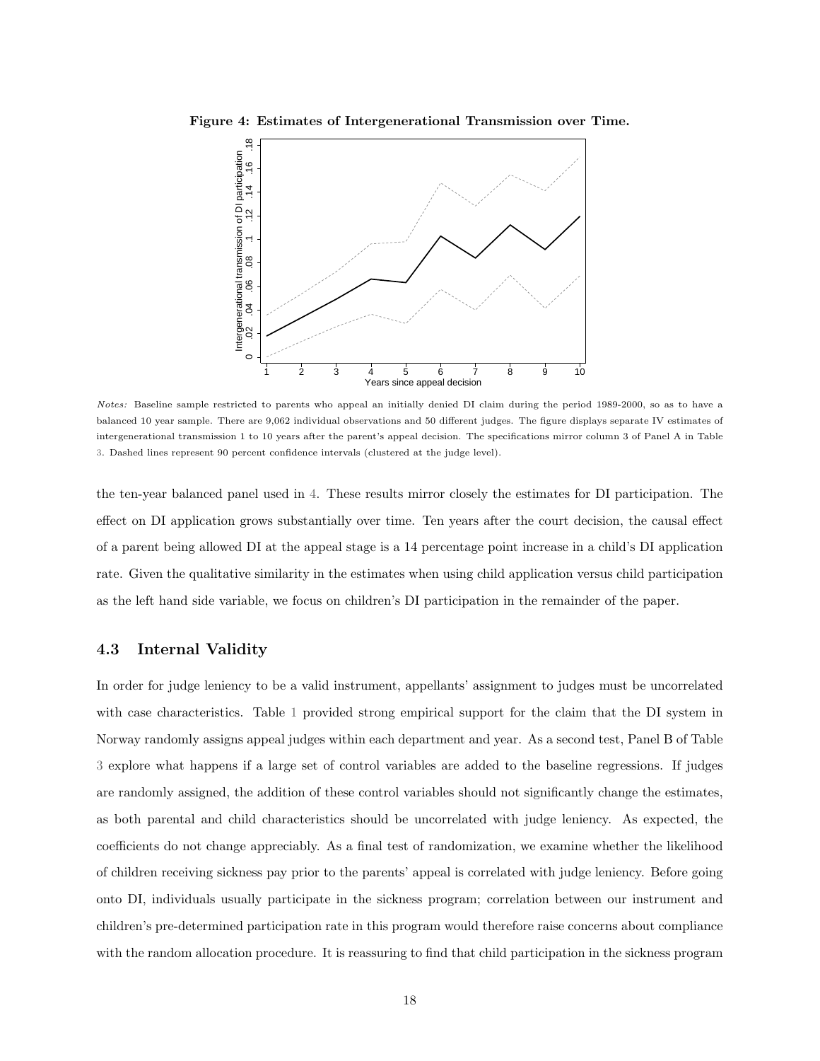**Figure 4: Estimates of Intergenerational Transmission over Time.**

*Notes:* Baseline sample restricted to parents who appeal an initially denied DI claim during the period 1989-2000, so as to have a balanced 10 year sample. There are 9,062 individual observations and 50 different judges. The figure displays separate IV estimates of intergenerational transmission 1 to 10 years after the parent's appeal decision. The specifications mirror column 3 of Panel A in Table 3. Dashed lines represent 90 percent confidence intervals (clustered at the judge level).

the ten-year balanced panel used in 4. These results mirror closely the estimates for DI participation. The effect on DI application grows substantially over time. Ten years after the court decision, the causal effect of a parent being allowed DI at the appeal stage is a 14 percentage point increase in a child's DI application rate. Given the qualitative similarity in the estimates when using child application versus child participation as the left hand side variable, we focus on children's DI participation in the remainder of the paper.

### 4.3 Internal Validity

In order for judge leniency to be a valid instrument, appellants' assignment to judges must be uncorrelated with case characteristics. Table 1 provided strong empirical support for the claim that the DI system in Norway randomly assigns appeal judges within each department and year. As a second test, Panel B of Table 3 explore what happens if a large set of control variables are added to the baseline regressions. If judges are randomly assigned, the addition of these control variables should not significantly change the estimates, as both parental and child characteristics should be uncorrelated with judge leniency. As expected, the coefficients do not change appreciably. As a final test of randomization, we examine whether the likelihood of children receiving sickness pay prior to the parents' appeal is correlated with judge leniency. Before going onto DI, individuals usually participate in the sickness program; correlation between our instrument and children's pre-determined participation rate in this program would therefore raise concerns about compliance with the random allocation procedure. It is reassuring to find that child participation in the sickness program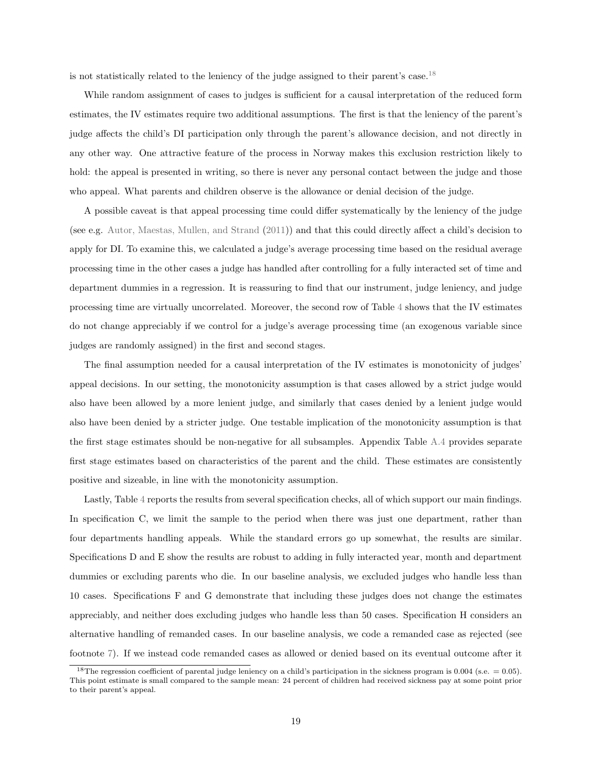is not statistically related to the leniency of the judge assigned to their parent's case.[18]

While random assignment of cases to judges is sufficient for a causal interpretation of the reduced form estimates, the IV estimates require two additional assumptions. The first is that the leniency of the parent's judge affects the child's DI participation only through the parent's allowance decision, and not directly in any other way. One attractive feature of the process in Norway makes this exclusion restriction likely to hold: the appeal is presented in writing, so there is never any personal contact between the judge and those who appeal. What parents and children observe is the allowance or denial decision of the judge.

A possible caveat is that appeal processing time could differ systematically by the leniency of the judge (see e.g. Autor, Maestas, Mullen, and Strand (2011)) and that this could directly affect a child's decision to apply for DI. To examine this, we calculated a judge's average processing time based on the residual average processing time in the other cases a judge has handled after controlling for a fully interacted set of time and department dummies in a regression. It is reassuring to find that our instrument, judge leniency, and judge processing time are virtually uncorrelated. Moreover, the second row of Table 4 shows that the IV estimates do not change appreciably if we control for a judge's average processing time (an exogenous variable since judges are randomly assigned) in the first and second stages.

The final assumption needed for a causal interpretation of the IV estimates is monotonicity of judges' appeal decisions. In our setting, the monotonicity assumption is that cases allowed by a strict judge would also have been allowed by a more lenient judge, and similarly that cases denied by a lenient judge would also have been denied by a stricter judge. One testable implication of the monotonicity assumption is that the first stage estimates should be non-negative for all subsamples. Appendix Table A.4 provides separate first stage estimates based on characteristics of the parent and the child. These estimates are consistently positive and sizeable, in line with the monotonicity assumption.

Lastly, Table 4 reports the results from several specification checks, all of which support our main findings. In specification C, we limit the sample to the period when there was just one department, rather than four departments handling appeals. While the standard errors go up somewhat, the results are similar. Specifications D and E show the results are robust to adding in fully interacted year, month and department dummies or excluding parents who die. In our baseline analysis, we excluded judges who handle less than 10 cases. Specifications F and G demonstrate that including these judges does not change the estimates appreciably, and neither does excluding judges who handle less than 50 cases. Specification H considers an alternative handling of remanded cases. In our baseline analysis, we code a remanded case as rejected (see footnote 7). If we instead code remanded cases as allowed or denied based on its eventual outcome after it

[18]The regression coefficient of parental judge leniency on a child's participation in the sickness program is 0.004 (s.e. = 0.05). This point estimate is small compared to the sample mean: 24 percent of children had received sickness pay at some point prior to their parent's appeal.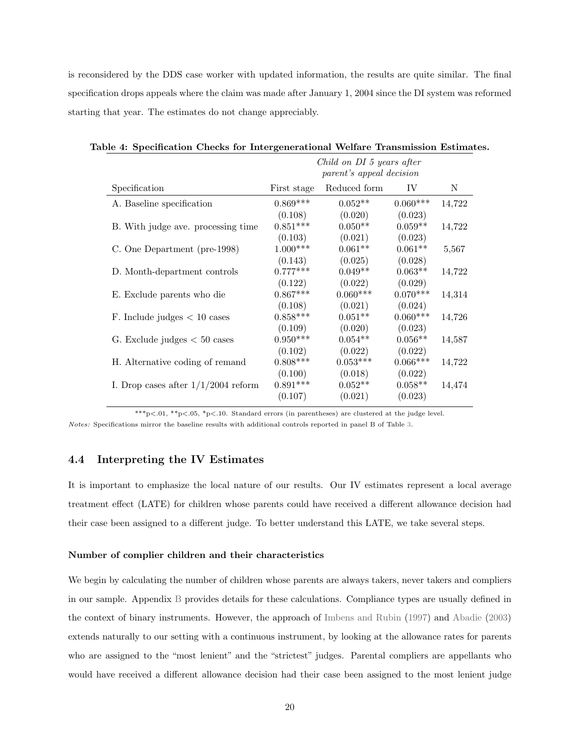is reconsidered by the DDS case worker with updated information, the results are quite similar. The final specification drops appeals where the claim was made after January 1, 2004 since the DI system was reformed starting that year. The estimates do not change appreciably.

**Table 4: Specification Checks for Intergenerational Welfare Transmission Estimates.**

| | *Child on DI 5 years after parent's appeal decision* | | | |
|---|---|---|---|---|
| Specification | First stage | Reduced form | IV | N |
| A. Baseline specification | 0.869*** | 0.052** | 0.060*** | 14,722 |
| | (0.108) | (0.020) | (0.023) | |
| B. With judge ave. processing time | 0.851*** | 0.050** | 0.059** | 14,722 |
| | (0.103) | (0.021) | (0.023) | |
| C. One Department (pre-1998) | 1.000*** | 0.061** | 0.061** | 5,567 |
| | (0.143) | (0.025) | (0.028) | |
| D. Month-department controls | 0.777*** | 0.049** | 0.063** | 14,722 |
| | (0.122) | (0.022) | (0.029) | |
| E. Exclude parents who die | 0.867*** | 0.060*** | 0.070*** | 14,314 |
| | (0.108) | (0.021) | (0.024) | |
| F. Include judges < 10 cases | 0.858*** | 0.051** | 0.060*** | 14,726 |
| | (0.109) | (0.020) | (0.023) | |
| G. Exclude judges < 50 cases | 0.950*** | 0.054** | 0.056** | 14,587 |
| | (0.102) | (0.022) | (0.022) | |
| H. Alternative coding of remand | 0.808*** | 0.053*** | 0.066*** | 14,722 |
| | (0.100) | (0.018) | (0.022) | |
| I. Drop cases after 1/1/2004 reform | 0.891*** | 0.052** | 0.058** | 14,474 |
| | (0.107) | (0.021) | (0.023) | |

***p<.01, **p<.05, *p<.10. Standard errors (in parentheses) are clustered at the judge level.

*Notes:* Specifications mirror the baseline results with additional controls reported in panel B of Table 3.

### 4.4 Interpreting the IV Estimates

It is important to emphasize the local nature of our results. Our IV estimates represent a local average treatment effect (LATE) for children whose parents could have received a different allowance decision had their case been assigned to a different judge. To better understand this LATE, we take several steps.

#### Number of complier children and their characteristics

We begin by calculating the number of children whose parents are always takers, never takers and compliers in our sample. Appendix B provides details for these calculations. Compliance types are usually defined in the context of binary instruments. However, the approach of Imbens and Rubin (1997) and Abadie (2003) extends naturally to our setting with a continuous instrument, by looking at the allowance rates for parents who are assigned to the "most lenient" and the "strictest" judges. Parental compliers are appellants who would have received a different allowance decision had their case been assigned to the most lenient judge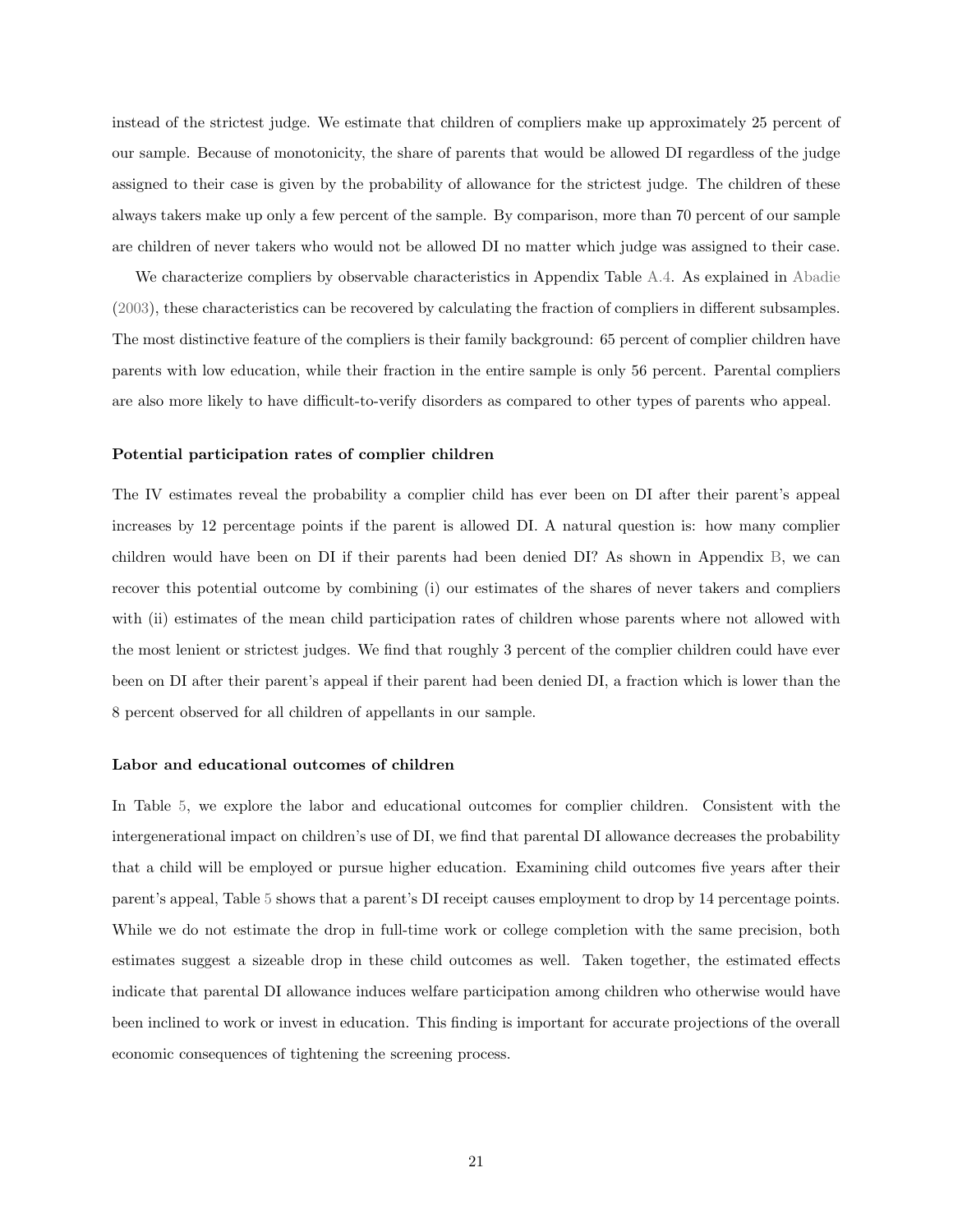instead of the strictest judge. We estimate that children of compliers make up approximately 25 percent of our sample. Because of monotonicity, the share of parents that would be allowed DI regardless of the judge assigned to their case is given by the probability of allowance for the strictest judge. The children of these always takers make up only a few percent of the sample. By comparison, more than 70 percent of our sample are children of never takers who would not be allowed DI no matter which judge was assigned to their case.

We characterize compliers by observable characteristics in Appendix Table A.4. As explained in Abadie (2003), these characteristics can be recovered by calculating the fraction of compliers in different subsamples. The most distinctive feature of the compliers is their family background: 65 percent of complier children have parents with low education, while their fraction in the entire sample is only 56 percent. Parental compliers are also more likely to have difficult-to-verify disorders as compared to other types of parents who appeal.

**Potential participation rates of complier children**

The IV estimates reveal the probability a complier child has ever been on DI after their parent's appeal increases by 12 percentage points if the parent is allowed DI. A natural question is: how many complier children would have been on DI if their parents had been denied DI? As shown in Appendix B, we can recover this potential outcome by combining (i) our estimates of the shares of never takers and compliers with (ii) estimates of the mean child participation rates of children whose parents where not allowed with the most lenient or strictest judges. We find that roughly 3 percent of the complier children could have ever been on DI after their parent's appeal if their parent had been denied DI, a fraction which is lower than the 8 percent observed for all children of appellants in our sample.

**Labor and educational outcomes of children**

In Table 5, we explore the labor and educational outcomes for complier children. Consistent with the intergenerational impact on children's use of DI, we find that parental DI allowance decreases the probability that a child will be employed or pursue higher education. Examining child outcomes five years after their parent's appeal, Table 5 shows that a parent's DI receipt causes employment to drop by 14 percentage points. While we do not estimate the drop in full-time work or college completion with the same precision, both estimates suggest a sizeable drop in these child outcomes as well. Taken together, the estimated effects indicate that parental DI allowance induces welfare participation among children who otherwise would have been inclined to work or invest in education. This finding is important for accurate projections of the overall economic consequences of tightening the screening process.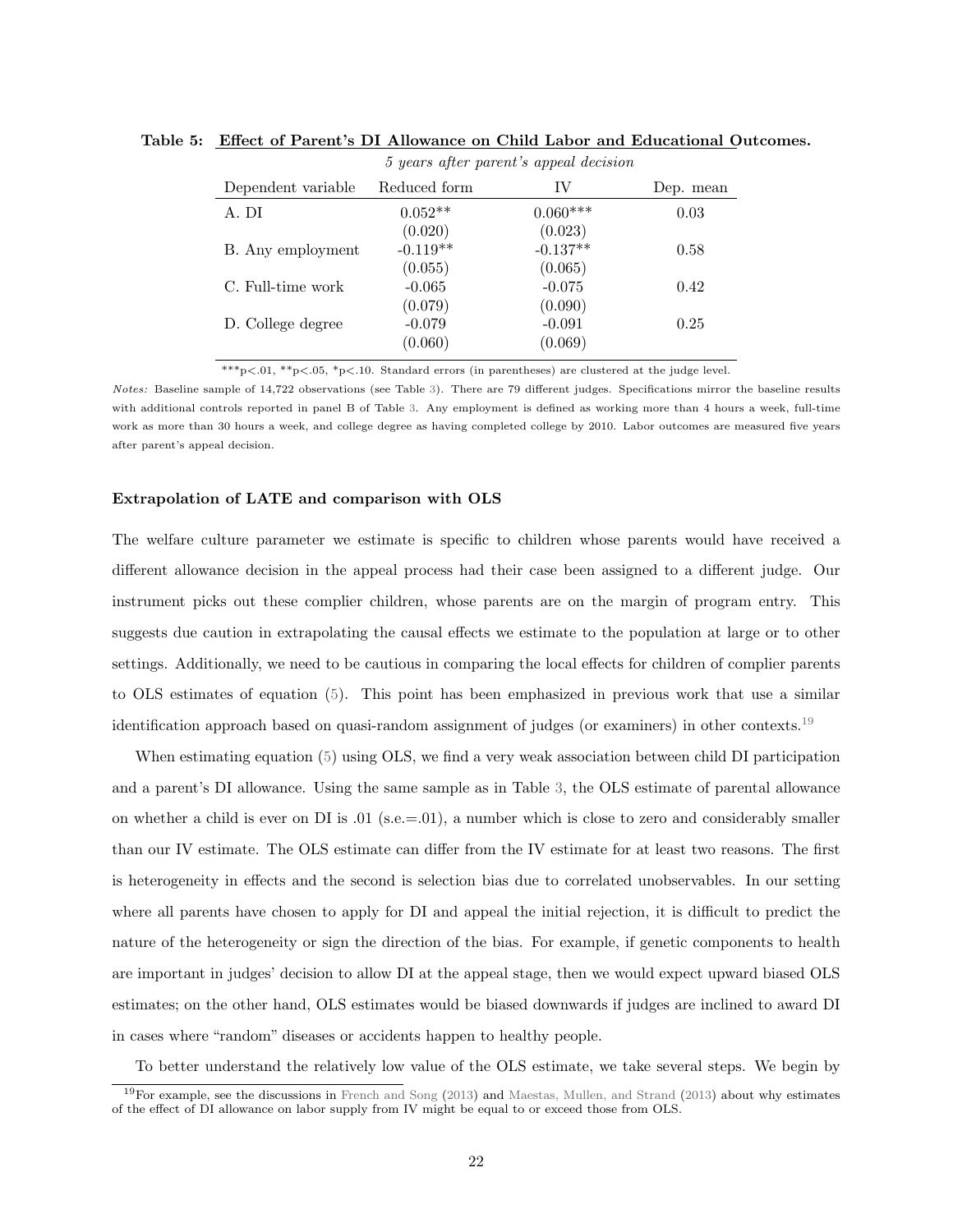**Table 5: Effect of Parent's DI Allowance on Child Labor and Educational Outcomes.**

| | *5 years after parent's appeal decision* | | |
|---|---|---|---|
| Dependent variable | Reduced form | IV | Dep. mean |
| A. DI | 0.052** | 0.060*** | 0.03 |
| | (0.020) | (0.023) | |
| B. Any employment | -0.119** | -0.137** | 0.58 |
| | (0.055) | (0.065) | |
| C. Full-time work | -0.065 | -0.075 | 0.42 |
| | (0.079) | (0.090) | |
| D. College degree | -0.079 | -0.091 | 0.25 |
| | (0.060) | (0.069) | |

***p<.01, **p<.05, *p<.10. Standard errors (in parentheses) are clustered at the judge level.

*Notes:* Baseline sample of 14,722 observations (see Table 3). There are 79 different judges. Specifications mirror the baseline results with additional controls reported in panel B of Table 3. Any employment is defined as working more than 4 hours a week, full-time work as more than 30 hours a week, and college degree as having completed college by 2010. Labor outcomes are measured five years after parent's appeal decision.

#### Extrapolation of LATE and comparison with OLS

The welfare culture parameter we estimate is specific to children whose parents would have received a different allowance decision in the appeal process had their case been assigned to a different judge. Our instrument picks out these complier children, whose parents are on the margin of program entry. This suggests due caution in extrapolating the causal effects we estimate to the population at large or to other settings. Additionally, we need to be cautious in comparing the local effects for children of complier parents to OLS estimates of equation (5). This point has been emphasized in previous work that use a similar identification approach based on quasi-random assignment of judges (or examiners) in other contexts.[19]

When estimating equation (5) using OLS, we find a very weak association between child DI participation and a parent's DI allowance. Using the same sample as in Table 3, the OLS estimate of parental allowance on whether a child is ever on DI is .01 (s.e.=.01), a number which is close to zero and considerably smaller than our IV estimate. The OLS estimate can differ from the IV estimate for at least two reasons. The first is heterogeneity in effects and the second is selection bias due to correlated unobservables. In our setting where all parents have chosen to apply for DI and appeal the initial rejection, it is difficult to predict the nature of the heterogeneity or sign the direction of the bias. For example, if genetic components to health are important in judges' decision to allow DI at the appeal stage, then we would expect upward biased OLS estimates; on the other hand, OLS estimates would be biased downwards if judges are inclined to award DI in cases where "random" diseases or accidents happen to healthy people.

To better understand the relatively low value of the OLS estimate, we take several steps. We begin by

[19] For example, see the discussions in French and Song (2013) and Maestas, Mullen, and Strand (2013) about why estimates of the effect of DI allowance on labor supply from IV might be equal to or exceed those from OLS.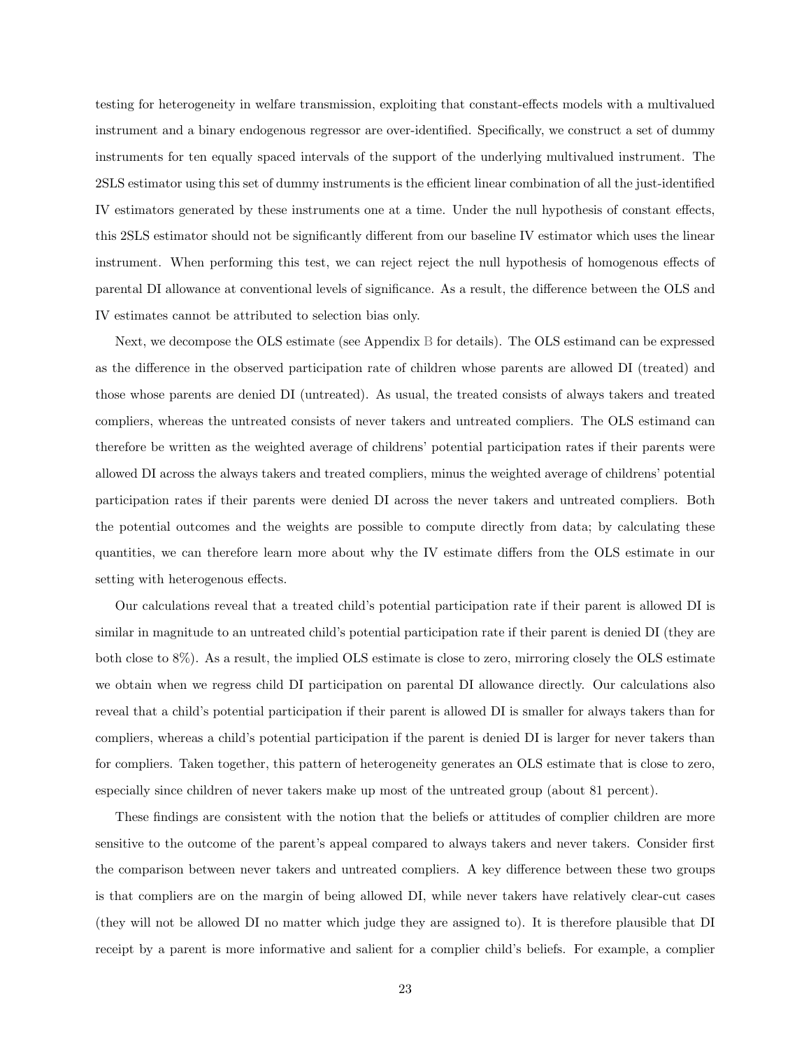testing for heterogeneity in welfare transmission, exploiting that constant-effects models with a multivalued instrument and a binary endogenous regressor are over-identified. Specifically, we construct a set of dummy instruments for ten equally spaced intervals of the support of the underlying multivalued instrument. The 2SLS estimator using this set of dummy instruments is the efficient linear combination of all the just-identified IV estimators generated by these instruments one at a time. Under the null hypothesis of constant effects, this 2SLS estimator should not be significantly different from our baseline IV estimator which uses the linear instrument. When performing this test, we can reject reject the null hypothesis of homogenous effects of parental DI allowance at conventional levels of significance. As a result, the difference between the OLS and IV estimates cannot be attributed to selection bias only.

Next, we decompose the OLS estimate (see Appendix B for details). The OLS estimand can be expressed as the difference in the observed participation rate of children whose parents are allowed DI (treated) and those whose parents are denied DI (untreated). As usual, the treated consists of always takers and treated compliers, whereas the untreated consists of never takers and untreated compliers. The OLS estimand can therefore be written as the weighted average of childrens' potential participation rates if their parents were allowed DI across the always takers and treated compliers, minus the weighted average of childrens' potential participation rates if their parents were denied DI across the never takers and untreated compliers. Both the potential outcomes and the weights are possible to compute directly from data; by calculating these quantities, we can therefore learn more about why the IV estimate differs from the OLS estimate in our setting with heterogenous effects.

Our calculations reveal that a treated child's potential participation rate if their parent is allowed DI is similar in magnitude to an untreated child's potential participation rate if their parent is denied DI (they are both close to 8%). As a result, the implied OLS estimate is close to zero, mirroring closely the OLS estimate we obtain when we regress child DI participation on parental DI allowance directly. Our calculations also reveal that a child's potential participation if their parent is allowed DI is smaller for always takers than for compliers, whereas a child's potential participation if the parent is denied DI is larger for never takers than for compliers. Taken together, this pattern of heterogeneity generates an OLS estimate that is close to zero, especially since children of never takers make up most of the untreated group (about 81 percent).

These findings are consistent with the notion that the beliefs or attitudes of complier children are more sensitive to the outcome of the parent's appeal compared to always takers and never takers. Consider first the comparison between never takers and untreated compliers. A key difference between these two groups is that compliers are on the margin of being allowed DI, while never takers have relatively clear-cut cases (they will not be allowed DI no matter which judge they are assigned to). It is therefore plausible that DI receipt by a parent is more informative and salient for a complier child's beliefs. For example, a complier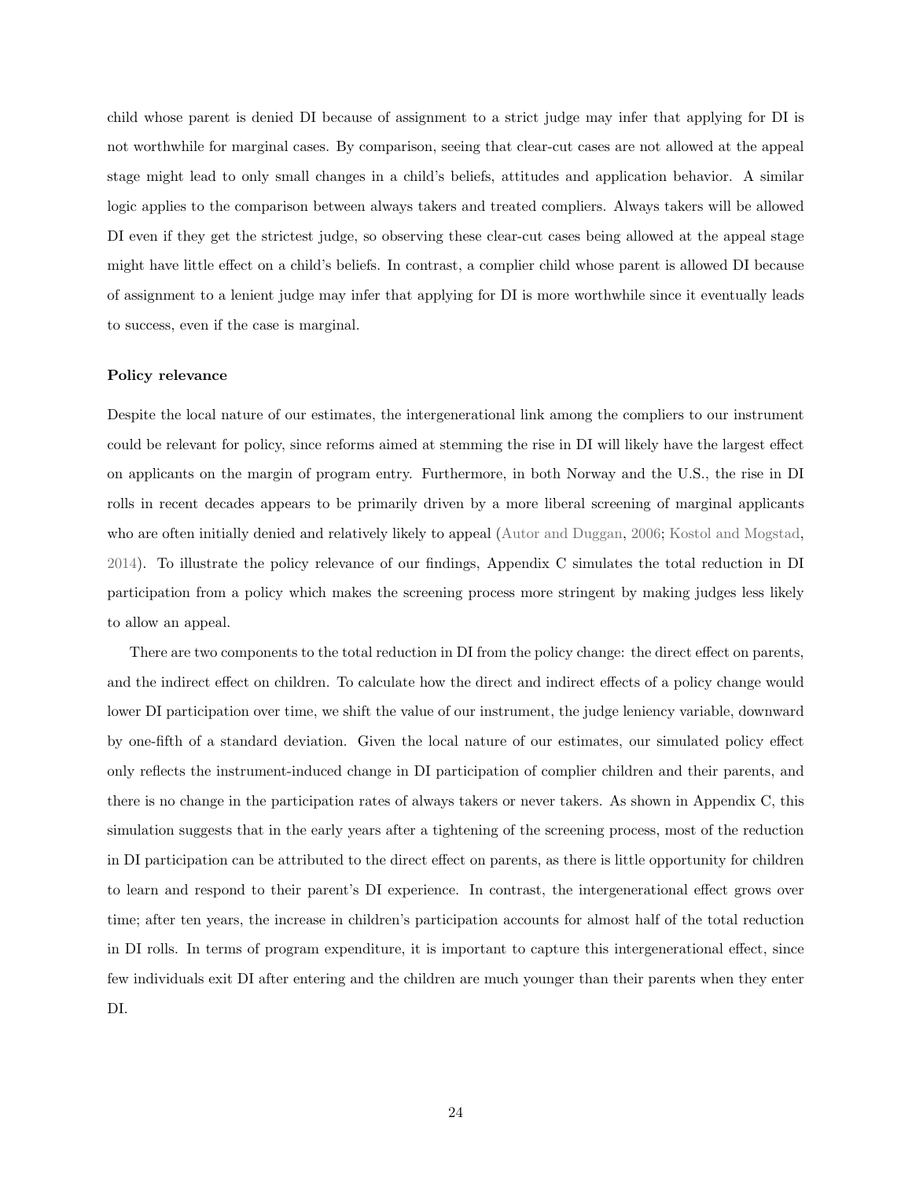child whose parent is denied DI because of assignment to a strict judge may infer that applying for DI is not worthwhile for marginal cases. By comparison, seeing that clear-cut cases are not allowed at the appeal stage might lead to only small changes in a child's beliefs, attitudes and application behavior. A similar logic applies to the comparison between always takers and treated compliers. Always takers will be allowed DI even if they get the strictest judge, so observing these clear-cut cases being allowed at the appeal stage might have little effect on a child's beliefs. In contrast, a complier child whose parent is allowed DI because of assignment to a lenient judge may infer that applying for DI is more worthwhile since it eventually leads to success, even if the case is marginal.

**Policy relevance**

Despite the local nature of our estimates, the intergenerational link among the compliers to our instrument could be relevant for policy, since reforms aimed at stemming the rise in DI will likely have the largest effect on applicants on the margin of program entry. Furthermore, in both Norway and the U.S., the rise in DI rolls in recent decades appears to be primarily driven by a more liberal screening of marginal applicants who are often initially denied and relatively likely to appeal (Autor and Duggan, 2006; Kostol and Mogstad, 2014). To illustrate the policy relevance of our findings, Appendix C simulates the total reduction in DI participation from a policy which makes the screening process more stringent by making judges less likely to allow an appeal.

There are two components to the total reduction in DI from the policy change: the direct effect on parents, and the indirect effect on children. To calculate how the direct and indirect effects of a policy change would lower DI participation over time, we shift the value of our instrument, the judge leniency variable, downward by one-fifth of a standard deviation. Given the local nature of our estimates, our simulated policy effect only reflects the instrument-induced change in DI participation of complier children and their parents, and there is no change in the participation rates of always takers or never takers. As shown in Appendix C, this simulation suggests that in the early years after a tightening of the screening process, most of the reduction in DI participation can be attributed to the direct effect on parents, as there is little opportunity for children to learn and respond to their parent's DI experience. In contrast, the intergenerational effect grows over time; after ten years, the increase in children's participation accounts for almost half of the total reduction in DI rolls. In terms of program expenditure, it is important to capture this intergenerational effect, since few individuals exit DI after entering and the children are much younger than their parents when they enter DI.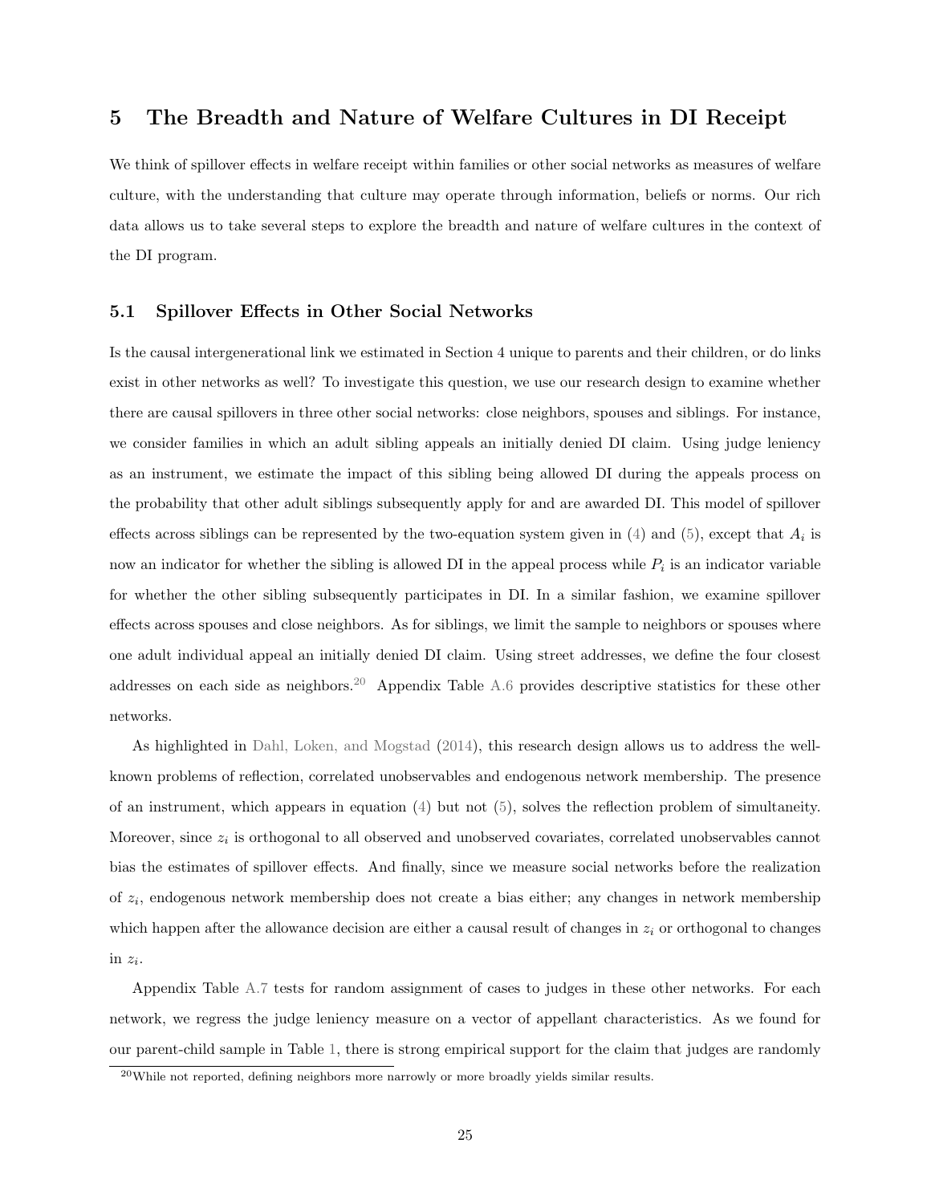## 5 The Breadth and Nature of Welfare Cultures in DI Receipt

We think of spillover effects in welfare receipt within families or other social networks as measures of welfare culture, with the understanding that culture may operate through information, beliefs or norms. Our rich data allows us to take several steps to explore the breadth and nature of welfare cultures in the context of the DI program.

### 5.1 Spillover Effects in Other Social Networks

Is the causal intergenerational link we estimated in Section 4 unique to parents and their children, or do links exist in other networks as well? To investigate this question, we use our research design to examine whether there are causal spillovers in three other social networks: close neighbors, spouses and siblings. For instance, we consider families in which an adult sibling appeals an initially denied DI claim. Using judge leniency as an instrument, we estimate the impact of this sibling being allowed DI during the appeals process on the probability that other adult siblings subsequently apply for and are awarded DI. This model of spillover effects across siblings can be represented by the two-equation system given in (4) and (5), except that $A_i$ is now an indicator for whether the sibling is allowed DI in the appeal process while $P_i$ is an indicator variable for whether the other sibling subsequently participates in DI. In a similar fashion, we examine spillover effects across spouses and close neighbors. As for siblings, we limit the sample to neighbors or spouses where one adult individual appeal an initially denied DI claim. Using street addresses, we define the four closest addresses on each side as neighbors.[20] Appendix Table A.6 provides descriptive statistics for these other networks.

As highlighted in Dahl, Loken, and Mogstad (2014), this research design allows us to address the well-known problems of reflection, correlated unobservables and endogenous network membership. The presence of an instrument, which appears in equation (4) but not (5), solves the reflection problem of simultaneity. Moreover, since $z_i$ is orthogonal to all observed and unobserved covariates, correlated unobservables cannot bias the estimates of spillover effects. And finally, since we measure social networks before the realization of $z_i$, endogenous network membership does not create a bias either; any changes in network membership which happen after the allowance decision are either a causal result of changes in $z_i$ or orthogonal to changes in $z_i$.

Appendix Table A.7 tests for random assignment of cases to judges in these other networks. For each network, we regress the judge leniency measure on a vector of appellant characteristics. As we found for our parent-child sample in Table 1, there is strong empirical support for the claim that judges are randomly

[20] While not reported, defining neighbors more narrowly or more broadly yields similar results.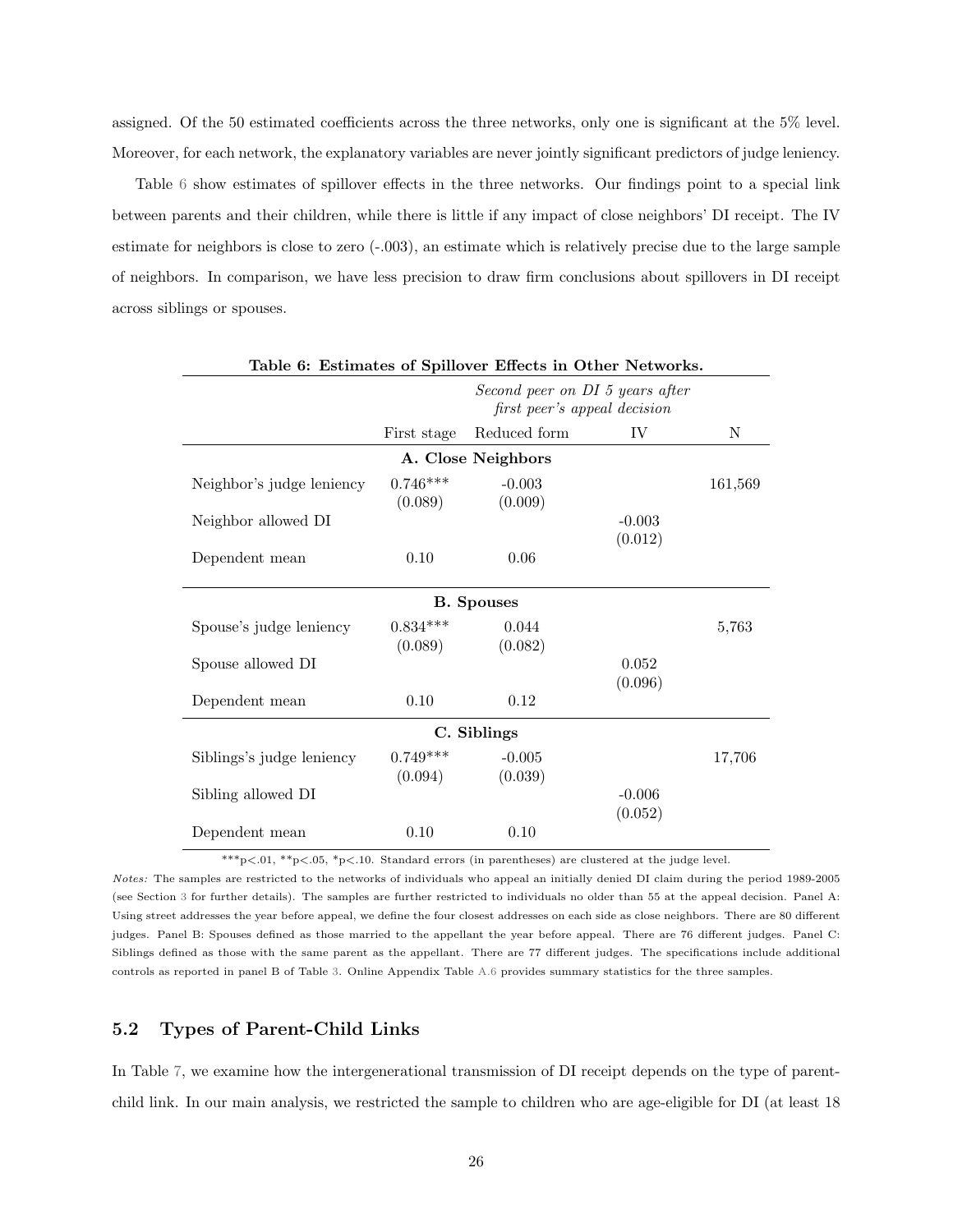assigned. Of the 50 estimated coefficients across the three networks, only one is significant at the 5% level. Moreover, for each network, the explanatory variables are never jointly significant predictors of judge leniency.

Table 6 show estimates of spillover effects in the three networks. Our findings point to a special link between parents and their children, while there is little if any impact of close neighbors' DI receipt. The IV estimate for neighbors is close to zero (-.003), an estimate which is relatively precise due to the large sample of neighbors. In comparison, we have less precision to draw firm conclusions about spillovers in DI receipt across siblings or spouses.

**Table 6: Estimates of Spillover Effects in Other Networks.**

| | *Second peer on DI 5 years after first peer's appeal decision* | | | |
|---|---|---|---|---|
| | First stage | Reduced form | IV | N |
| **A. Close Neighbors** | | | | |
| Neighbor's judge leniency | 0.746*** | -0.003 | | 161,569 |
| | (0.089) | (0.009) | | |
| Neighbor allowed DI | | | -0.003 | |
| | | | (0.012) | |
| Dependent mean | 0.10 | 0.06 | | |
| **B. Spouses** | | | | |
| Spouse's judge leniency | 0.834*** | 0.044 | | 5,763 |
| | (0.089) | (0.082) | | |
| Spouse allowed DI | | | 0.052 | |
| | | | (0.096) | |
| Dependent mean | 0.10 | 0.12 | | |
| **C. Siblings** | | | | |
| Siblings's judge leniency | 0.749*** | -0.005 | | 17,706 |
| | (0.094) | (0.039) | | |
| Sibling allowed DI | | | -0.006 | |
| | | | (0.052) | |
| Dependent mean | 0.10 | 0.10 | | |

***p<.01, **p<.05, *p<.10. Standard errors (in parentheses) are clustered at the judge level.

*Notes:* The samples are restricted to the networks of individuals who appeal an initially denied DI claim during the period 1989-2005 (see Section 3 for further details). The samples are further restricted to individuals no older than 55 at the appeal decision. Panel A: Using street addresses the year before appeal, we define the four closest addresses on each side as close neighbors. There are 80 different judges. Panel B: Spouses defined as those married to the appellant the year before appeal. There are 76 different judges. Panel C: Siblings defined as those with the same parent as the appellant. There are 77 different judges. The specifications include additional controls as reported in panel B of Table 3. Online Appendix Table A.6 provides summary statistics for the three samples.

## 5.2 Types of Parent-Child Links

In Table 7, we examine how the intergenerational transmission of DI receipt depends on the type of parent-child link. In our main analysis, we restricted the sample to children who are age-eligible for DI (at least 18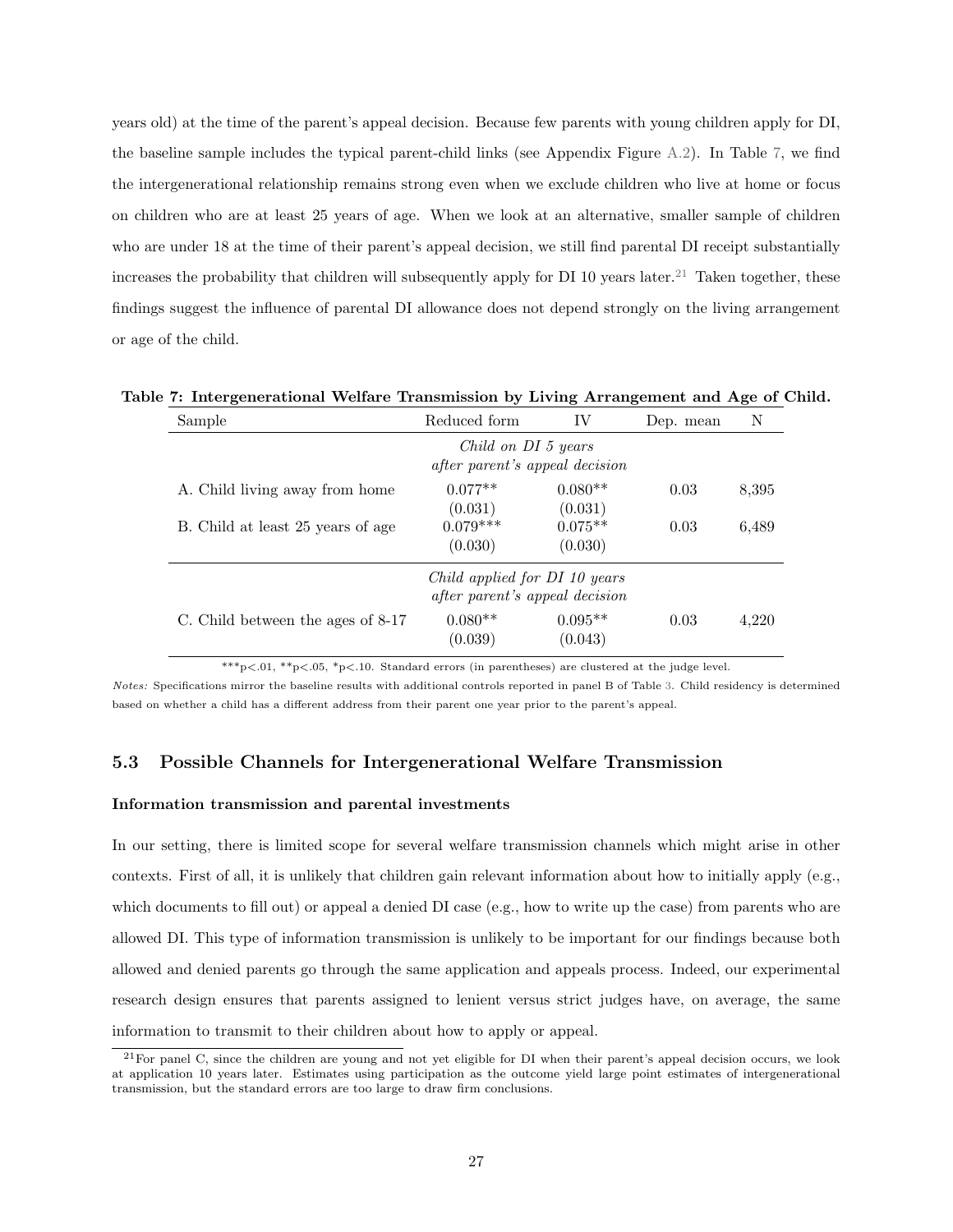years old) at the time of the parent's appeal decision. Because few parents with young children apply for DI, the baseline sample includes the typical parent-child links (see Appendix Figure A.2). In Table 7, we find the intergenerational relationship remains strong even when we exclude children who live at home or focus on children who are at least 25 years of age. When we look at an alternative, smaller sample of children who are under 18 at the time of their parent's appeal decision, we still find parental DI receipt substantially increases the probability that children will subsequently apply for DI 10 years later.[21] Taken together, these findings suggest the influence of parental DI allowance does not depend strongly on the living arrangement or age of the child.

**Table 7: Intergenerational Welfare Transmission by Living Arrangement and Age of Child.**

| Sample | Reduced form | IV | Dep. mean | N |
|---|---|---|---|---|
| | *Child on DI 5 years after parent's appeal decision* | | | |
| A. Child living away from home | 0.077** | 0.080** | 0.03 | 8,395 |
| | (0.031) | (0.031) | | |
| B. Child at least 25 years of age | 0.079*** | 0.075** | 0.03 | 6,489 |
| | (0.030) | (0.030) | | |
| | *Child applied for DI 10 years after parent's appeal decision* | | | |
| C. Child between the ages of 8-17 | 0.080** | 0.095** | 0.03 | 4,220 |
| | (0.039) | (0.043) | | |

***p<.01, **p<.05, *p<.10. Standard errors (in parentheses) are clustered at the judge level.

*Notes:* Specifications mirror the baseline results with additional controls reported in panel B of Table 3. Child residency is determined based on whether a child has a different address from their parent one year prior to the parent's appeal.

## 5.3 Possible Channels for Intergenerational Welfare Transmission

**Information transmission and parental investments**

In our setting, there is limited scope for several welfare transmission channels which might arise in other contexts. First of all, it is unlikely that children gain relevant information about how to initially apply (e.g., which documents to fill out) or appeal a denied DI case (e.g., how to write up the case) from parents who are allowed DI. This type of information transmission is unlikely to be important for our findings because both allowed and denied parents go through the same application and appeals process. Indeed, our experimental research design ensures that parents assigned to lenient versus strict judges have, on average, the same information to transmit to their children about how to apply or appeal.

[21] For panel C, since the children are young and not yet eligible for DI when their parent's appeal decision occurs, we look at application 10 years later. Estimates using participation as the outcome yield large point estimates of intergenerational transmission, but the standard errors are too large to draw firm conclusions.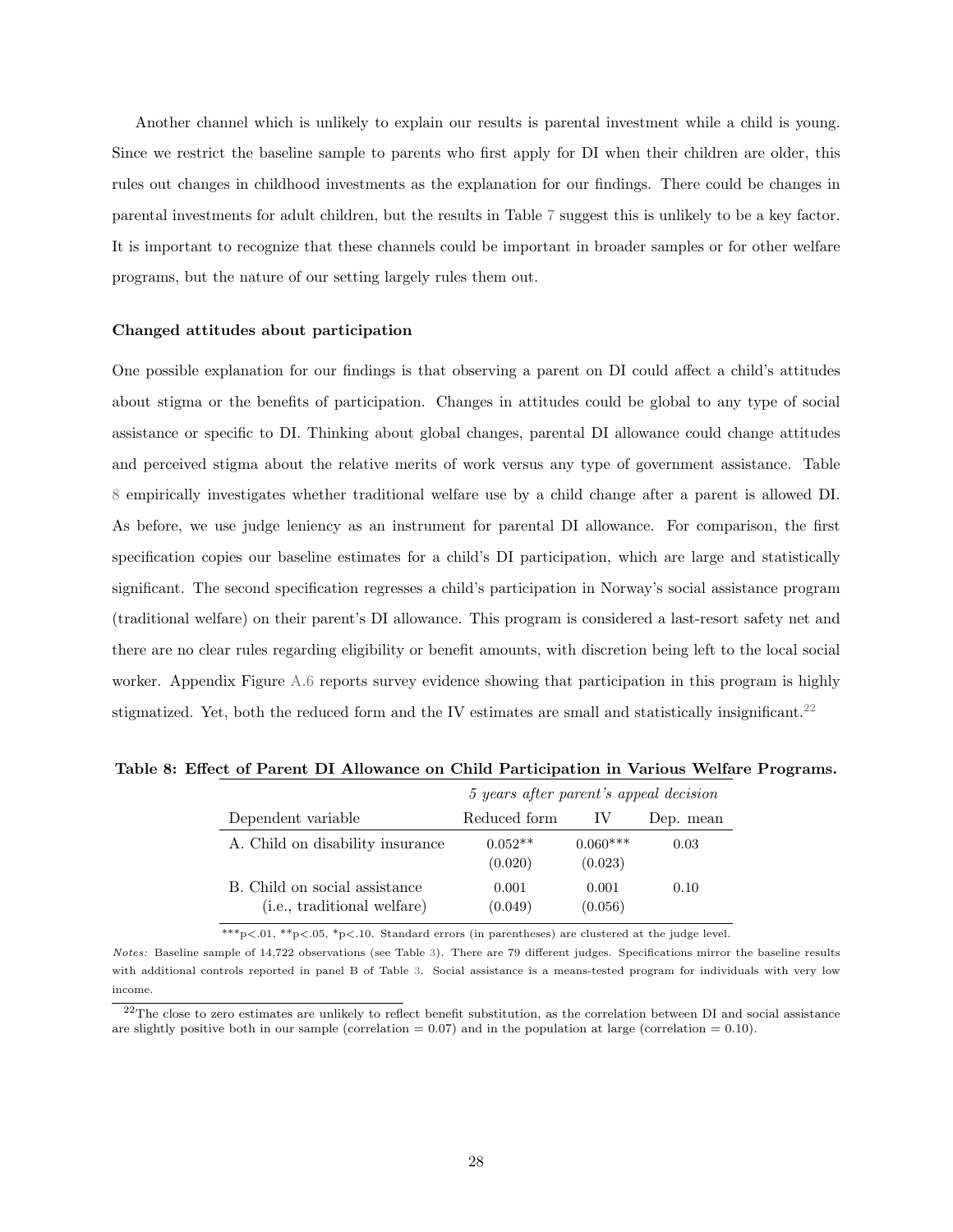Another channel which is unlikely to explain our results is parental investment while a child is young. Since we restrict the baseline sample to parents who first apply for DI when their children are older, this rules out changes in childhood investments as the explanation for our findings. There could be changes in parental investments for adult children, but the results in Table 7 suggest this is unlikely to be a key factor. It is important to recognize that these channels could be important in broader samples or for other welfare programs, but the nature of our setting largely rules them out.

**Changed attitudes about participation**

One possible explanation for our findings is that observing a parent on DI could affect a child's attitudes about stigma or the benefits of participation. Changes in attitudes could be global to any type of social assistance or specific to DI. Thinking about global changes, parental DI allowance could change attitudes and perceived stigma about the relative merits of work versus any type of government assistance. Table 8 empirically investigates whether traditional welfare use by a child change after a parent is allowed DI. As before, we use judge leniency as an instrument for parental DI allowance. For comparison, the first specification copies our baseline estimates for a child's DI participation, which are large and statistically significant. The second specification regresses a child's participation in Norway's social assistance program (traditional welfare) on their parent's DI allowance. This program is considered a last-resort safety net and there are no clear rules regarding eligibility or benefit amounts, with discretion being left to the local social worker. Appendix Figure A.6 reports survey evidence showing that participation in this program is highly stigmatized. Yet, both the reduced form and the IV estimates are small and statistically insignificant.[22]

**Table 8: Effect of Parent DI Allowance on Child Participation in Various Welfare Programs.**

| | *5 years after parent's appeal decision* | | |
|---|---|---|---|
| Dependent variable | Reduced form | IV | Dep. mean |
| A. Child on disability insurance | 0.052** | 0.060*** | 0.03 |
| | (0.020) | (0.023) | |
| B. Child on social assistance (i.e., traditional welfare) | 0.001 | 0.001 | 0.10 |
| | (0.049) | (0.056) | |

***p<.01, **p<.05, *p<.10. Standard errors (in parentheses) are clustered at the judge level.

*Notes:* Baseline sample of 14,722 observations (see Table 3). There are 79 different judges. Specifications mirror the baseline results with additional controls reported in panel B of Table 3. Social assistance is a means-tested program for individuals with very low income.

[22] The close to zero estimates are unlikely to reflect benefit substitution, as the correlation between DI and social assistance are slightly positive both in our sample (correlation = 0.07) and in the population at large (correlation = 0.10).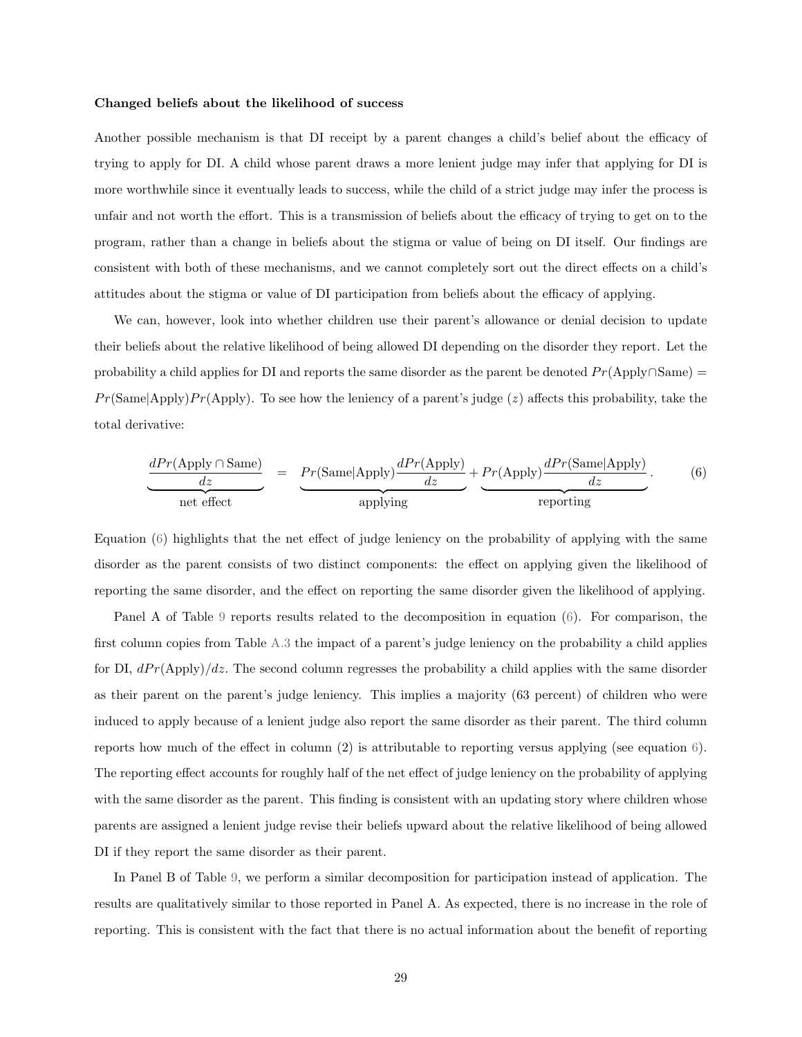**Changed beliefs about the likelihood of success**

Another possible mechanism is that DI receipt by a parent changes a child's belief about the efficacy of trying to apply for DI. A child whose parent draws a more lenient judge may infer that applying for DI is more worthwhile since it eventually leads to success, while the child of a strict judge may infer the process is unfair and not worth the effort. This is a transmission of beliefs about the efficacy of trying to get on to the program, rather than a change in beliefs about the stigma or value of being on DI itself. Our findings are consistent with both of these mechanisms, and we cannot completely sort out the direct effects on a child's attitudes about the stigma or value of DI participation from beliefs about the efficacy of applying.

We can, however, look into whether children use their parent's allowance or denial decision to update their beliefs about the relative likelihood of being allowed DI depending on the disorder they report. Let the probability a child applies for DI and reports the same disorder as the parent be denoted $Pr(\text{Apply}\cap\text{Same}) = Pr(\text{Same}|\text{Apply})Pr(\text{Apply})$. To see how the leniency of a parent's judge ($z$) affects this probability, take the total derivative:

$$\underbrace{\frac{dPr(\text{Apply}\cap\text{Same})}{dz}}_{\text{net effect}} = \underbrace{Pr(\text{Same}|\text{Apply})\frac{dPr(\text{Apply})}{dz}}_{\text{applying}} + \underbrace{Pr(\text{Apply})\frac{dPr(\text{Same}|\text{Apply})}{dz}}_{\text{reporting}}. \tag{6}$$

Equation (6) highlights that the net effect of judge leniency on the probability of applying with the same disorder as the parent consists of two distinct components: the effect on applying given the likelihood of reporting the same disorder, and the effect on reporting the same disorder given the likelihood of applying.

Panel A of Table 9 reports results related to the decomposition in equation (6). For comparison, the first column copies from Table A.3 the impact of a parent's judge leniency on the probability a child applies for DI, $dPr(\text{Apply})/dz$. The second column regresses the probability a child applies with the same disorder as their parent on the parent's judge leniency. This implies a majority (63 percent) of children who were induced to apply because of a lenient judge also report the same disorder as their parent. The third column reports how much of the effect in column (2) is attributable to reporting versus applying (see equation 6). The reporting effect accounts for roughly half of the net effect of judge leniency on the probability of applying with the same disorder as the parent. This finding is consistent with an updating story where children whose parents are assigned a lenient judge revise their beliefs upward about the relative likelihood of being allowed DI if they report the same disorder as their parent.

In Panel B of Table 9, we perform a similar decomposition for participation instead of application. The results are qualitatively similar to those reported in Panel A. As expected, there is no increase in the role of reporting. This is consistent with the fact that there is no actual information about the benefit of reporting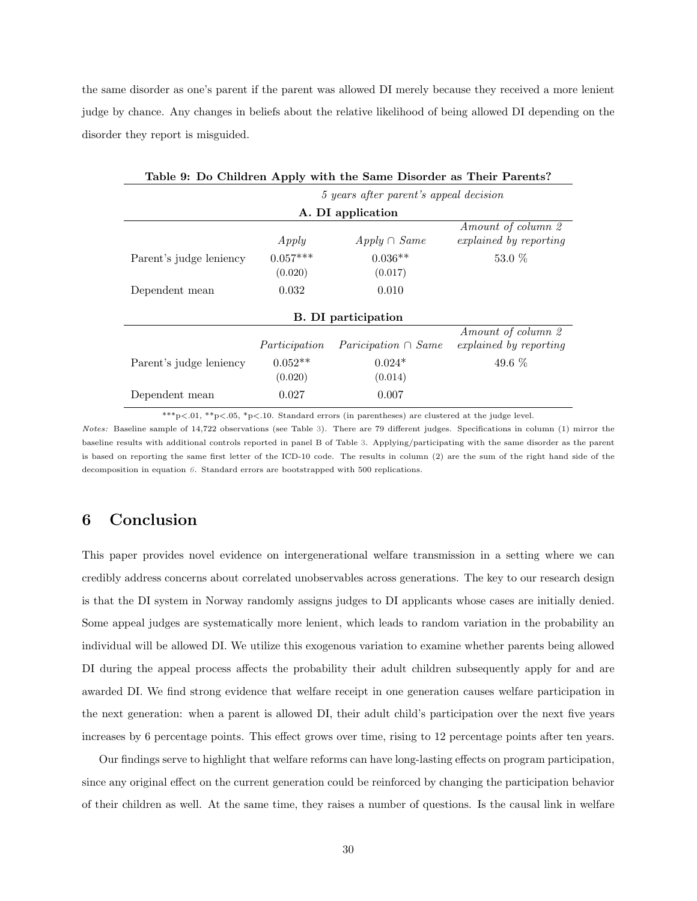the same disorder as one's parent if the parent was allowed DI merely because they received a more lenient judge by chance. Any changes in beliefs about the relative likelihood of being allowed DI depending on the disorder they report is misguided.

**Table 9: Do Children Apply with the Same Disorder as Their Parents?**

| | *5 years after parent's appeal decision* | | |
|---|---|---|---|
| **A. DI application** | | | |
| | *Apply* | *Apply ∩ Same* | *Amount of column 2 explained by reporting* |
| Parent's judge leniency | 0.057*** | 0.036** | 53.0 % |
| | (0.020) | (0.017) | |
| Dependent mean | 0.032 | 0.010 | |
| **B. DI participation** | | | |
| | *Participation* | *Paricipation ∩ Same* | *Amount of column 2 explained by reporting* |
| Parent's judge leniency | 0.052** | 0.024* | 49.6 % |
| | (0.020) | (0.014) | |
| Dependent mean | 0.027 | 0.007 | |

***p<.01, **p<.05, *p<.10. Standard errors (in parentheses) are clustered at the judge level.

*Notes:* Baseline sample of 14,722 observations (see Table 3). There are 79 different judges. Specifications in column (1) mirror the baseline results with additional controls reported in panel B of Table 3. Applying/participating with the same disorder as the parent is based on reporting the same first letter of the ICD-10 code. The results in column (2) are the sum of the right hand side of the decomposition in equation 6. Standard errors are bootstrapped with 500 replications.

## 6 Conclusion

This paper provides novel evidence on intergenerational welfare transmission in a setting where we can credibly address concerns about correlated unobservables across generations. The key to our research design is that the DI system in Norway randomly assigns judges to DI applicants whose cases are initially denied. Some appeal judges are systematically more lenient, which leads to random variation in the probability an individual will be allowed DI. We utilize this exogenous variation to examine whether parents being allowed DI during the appeal process affects the probability their adult children subsequently apply for and are awarded DI. We find strong evidence that welfare receipt in one generation causes welfare participation in the next generation: when a parent is allowed DI, their adult child's participation over the next five years increases by 6 percentage points. This effect grows over time, rising to 12 percentage points after ten years.

Our findings serve to highlight that welfare reforms can have long-lasting effects on program participation, since any original effect on the current generation could be reinforced by changing the participation behavior of their children as well. At the same time, they raises a number of questions. Is the causal link in welfare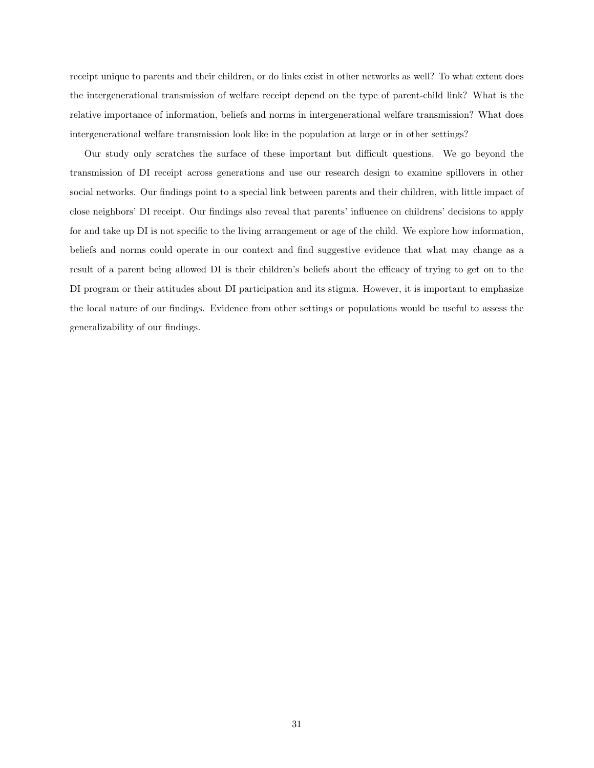receipt unique to parents and their children, or do links exist in other networks as well? To what extent does the intergenerational transmission of welfare receipt depend on the type of parent-child link? What is the relative importance of information, beliefs and norms in intergenerational welfare transmission? What does intergenerational welfare transmission look like in the population at large or in other settings?

Our study only scratches the surface of these important but difficult questions. We go beyond the transmission of DI receipt across generations and use our research design to examine spillovers in other social networks. Our findings point to a special link between parents and their children, with little impact of close neighbors' DI receipt. Our findings also reveal that parents' influence on childrens' decisions to apply for and take up DI is not specific to the living arrangement or age of the child. We explore how information, beliefs and norms could operate in our context and find suggestive evidence that what may change as a result of a parent being allowed DI is their children's beliefs about the efficacy of trying to get on to the DI program or their attitudes about DI participation and its stigma. However, it is important to emphasize the local nature of our findings. Evidence from other settings or populations would be useful to assess the generalizability of our findings.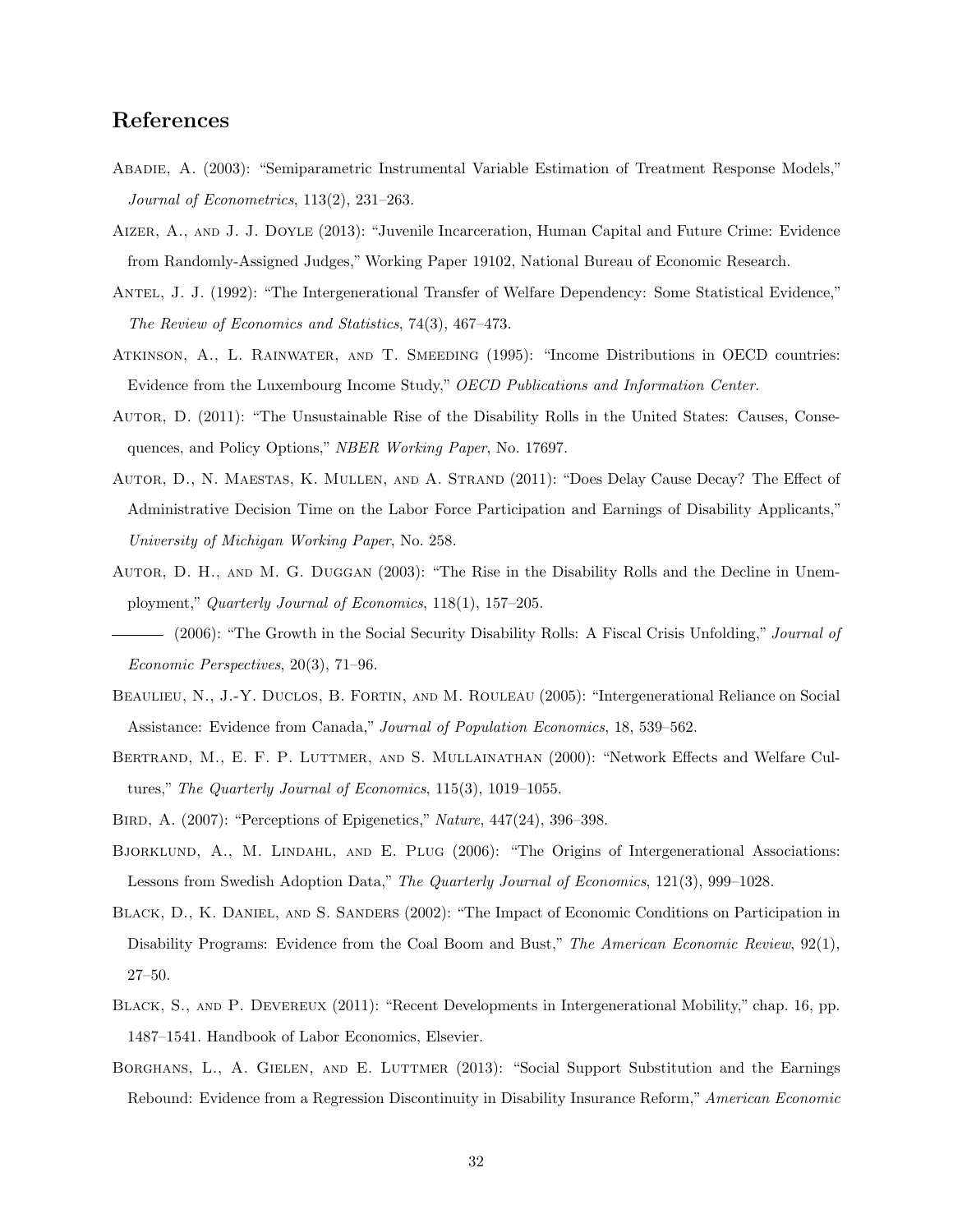## References

Abadie, A. (2003): "Semiparametric Instrumental Variable Estimation of Treatment Response Models," *Journal of Econometrics*, 113(2), 231–263.

Aizer, A., and J. J. Doyle (2013): "Juvenile Incarceration, Human Capital and Future Crime: Evidence from Randomly-Assigned Judges," Working Paper 19102, National Bureau of Economic Research.

Antel, J. J. (1992): "The Intergenerational Transfer of Welfare Dependency: Some Statistical Evidence," *The Review of Economics and Statistics*, 74(3), 467–473.

Atkinson, A., L. Rainwater, and T. Smeeding (1995): "Income Distributions in OECD countries: Evidence from the Luxembourg Income Study," *OECD Publications and Information Center*.

Autor, D. (2011): "The Unsustainable Rise of the Disability Rolls in the United States: Causes, Consequences, and Policy Options," *NBER Working Paper*, No. 17697.

Autor, D., N. Maestas, K. Mullen, and A. Strand (2011): "Does Delay Cause Decay? The Effect of Administrative Decision Time on the Labor Force Participation and Earnings of Disability Applicants," *University of Michigan Working Paper*, No. 258.

Autor, D. H., and M. G. Duggan (2003): "The Rise in the Disability Rolls and the Decline in Unemployment," *Quarterly Journal of Economics*, 118(1), 157–205.

——— (2006): "The Growth in the Social Security Disability Rolls: A Fiscal Crisis Unfolding," *Journal of Economic Perspectives*, 20(3), 71–96.

Beaulieu, N., J.-Y. Duclos, B. Fortin, and M. Rouleau (2005): "Intergenerational Reliance on Social Assistance: Evidence from Canada," *Journal of Population Economics*, 18, 539–562.

Bertrand, M., E. F. P. Luttmer, and S. Mullainathan (2000): "Network Effects and Welfare Cultures," *The Quarterly Journal of Economics*, 115(3), 1019–1055.

Bird, A. (2007): "Perceptions of Epigenetics," *Nature*, 447(24), 396–398.

Bjorklund, A., M. Lindahl, and E. Plug (2006): "The Origins of Intergenerational Associations: Lessons from Swedish Adoption Data," *The Quarterly Journal of Economics*, 121(3), 999–1028.

Black, D., K. Daniel, and S. Sanders (2002): "The Impact of Economic Conditions on Participation in Disability Programs: Evidence from the Coal Boom and Bust," *The American Economic Review*, 92(1), 27–50.

Black, S., and P. Devereux (2011): "Recent Developments in Intergenerational Mobility," chap. 16, pp. 1487–1541. Handbook of Labor Economics, Elsevier.

Borghans, L., A. Gielen, and E. Luttmer (2013): "Social Support Substitution and the Earnings Rebound: Evidence from a Regression Discontinuity in Disability Insurance Reform," *American Economic*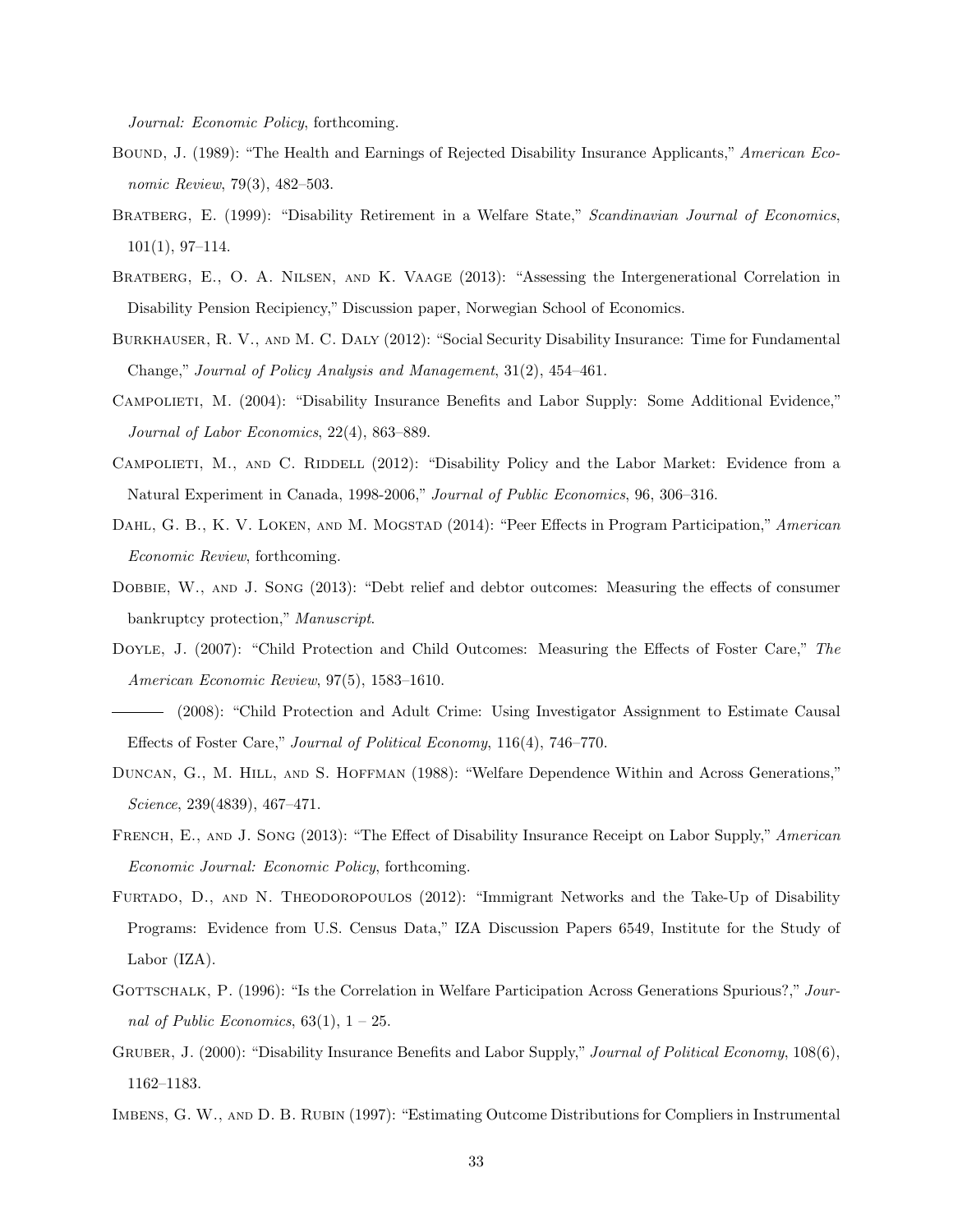*Journal: Economic Policy*, forthcoming.

Bound, J. (1989): "The Health and Earnings of Rejected Disability Insurance Applicants," *American Economic Review*, 79(3), 482–503.

Bratberg, E. (1999): "Disability Retirement in a Welfare State," *Scandinavian Journal of Economics*, 101(1), 97–114.

Bratberg, E., O. A. Nilsen, and K. Vaage (2013): "Assessing the Intergenerational Correlation in Disability Pension Recipiency," Discussion paper, Norwegian School of Economics.

Burkhauser, R. V., and M. C. Daly (2012): "Social Security Disability Insurance: Time for Fundamental Change," *Journal of Policy Analysis and Management*, 31(2), 454–461.

Campolieti, M. (2004): "Disability Insurance Benefits and Labor Supply: Some Additional Evidence," *Journal of Labor Economics*, 22(4), 863–889.

Campolieti, M., and C. Riddell (2012): "Disability Policy and the Labor Market: Evidence from a Natural Experiment in Canada, 1998-2006," *Journal of Public Economics*, 96, 306–316.

Dahl, G. B., K. V. Loken, and M. Mogstad (2014): "Peer Effects in Program Participation," *American Economic Review*, forthcoming.

Dobbie, W., and J. Song (2013): "Debt relief and debtor outcomes: Measuring the effects of consumer bankruptcy protection," *Manuscript*.

Doyle, J. (2007): "Child Protection and Child Outcomes: Measuring the Effects of Foster Care," *The American Economic Review*, 97(5), 1583–1610.

——— (2008): "Child Protection and Adult Crime: Using Investigator Assignment to Estimate Causal Effects of Foster Care," *Journal of Political Economy*, 116(4), 746–770.

Duncan, G., M. Hill, and S. Hoffman (1988): "Welfare Dependence Within and Across Generations," *Science*, 239(4839), 467–471.

French, E., and J. Song (2013): "The Effect of Disability Insurance Receipt on Labor Supply," *American Economic Journal: Economic Policy*, forthcoming.

Furtado, D., and N. Theodoropoulos (2012): "Immigrant Networks and the Take-Up of Disability Programs: Evidence from U.S. Census Data," IZA Discussion Papers 6549, Institute for the Study of Labor (IZA).

Gottschalk, P. (1996): "Is the Correlation in Welfare Participation Across Generations Spurious?," *Journal of Public Economics*, 63(1), 1 – 25.

Gruber, J. (2000): "Disability Insurance Benefits and Labor Supply," *Journal of Political Economy*, 108(6), 1162–1183.

Imbens, G. W., and D. B. Rubin (1997): "Estimating Outcome Distributions for Compliers in Instrumental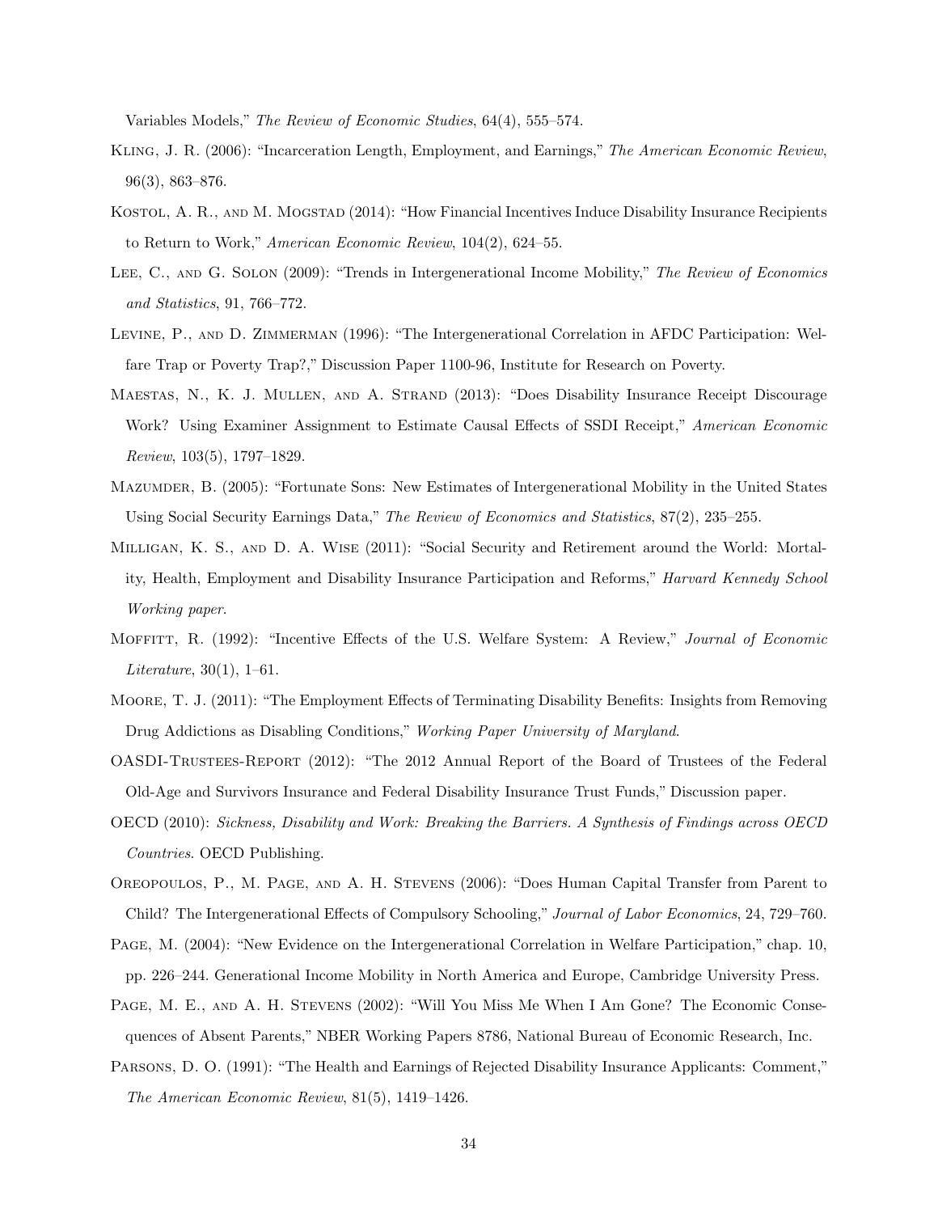Variables Models," *The Review of Economic Studies*, 64(4), 555–574.

Kling, J. R. (2006): "Incarceration Length, Employment, and Earnings," *The American Economic Review*, 96(3), 863–876.

Kostol, A. R., and M. Mogstad (2014): "How Financial Incentives Induce Disability Insurance Recipients to Return to Work," *American Economic Review*, 104(2), 624–55.

Lee, C., and G. Solon (2009): "Trends in Intergenerational Income Mobility," *The Review of Economics and Statistics*, 91, 766–772.

Levine, P., and D. Zimmerman (1996): "The Intergenerational Correlation in AFDC Participation: Welfare Trap or Poverty Trap?," Discussion Paper 1100-96, Institute for Research on Poverty.

Maestas, N., K. J. Mullen, and A. Strand (2013): "Does Disability Insurance Receipt Discourage Work? Using Examiner Assignment to Estimate Causal Effects of SSDI Receipt," *American Economic Review*, 103(5), 1797–1829.

Mazumder, B. (2005): "Fortunate Sons: New Estimates of Intergenerational Mobility in the United States Using Social Security Earnings Data," *The Review of Economics and Statistics*, 87(2), 235–255.

Milligan, K. S., and D. A. Wise (2011): "Social Security and Retirement around the World: Mortality, Health, Employment and Disability Insurance Participation and Reforms," *Harvard Kennedy School Working paper*.

Moffitt, R. (1992): "Incentive Effects of the U.S. Welfare System: A Review," *Journal of Economic Literature*, 30(1), 1–61.

Moore, T. J. (2011): "The Employment Effects of Terminating Disability Benefits: Insights from Removing Drug Addictions as Disabling Conditions," *Working Paper University of Maryland*.

OASDI-Trustees-Report (2012): "The 2012 Annual Report of the Board of Trustees of the Federal Old-Age and Survivors Insurance and Federal Disability Insurance Trust Funds," Discussion paper.

OECD (2010): *Sickness, Disability and Work: Breaking the Barriers. A Synthesis of Findings across OECD Countries*. OECD Publishing.

Oreopoulos, P., M. Page, and A. H. Stevens (2006): "Does Human Capital Transfer from Parent to Child? The Intergenerational Effects of Compulsory Schooling," *Journal of Labor Economics*, 24, 729–760.

Page, M. (2004): "New Evidence on the Intergenerational Correlation in Welfare Participation," chap. 10, pp. 226–244. Generational Income Mobility in North America and Europe, Cambridge University Press.

Page, M. E., and A. H. Stevens (2002): "Will You Miss Me When I Am Gone? The Economic Consequences of Absent Parents," NBER Working Papers 8786, National Bureau of Economic Research, Inc.

Parsons, D. O. (1991): "The Health and Earnings of Rejected Disability Insurance Applicants: Comment," *The American Economic Review*, 81(5), 1419–1426.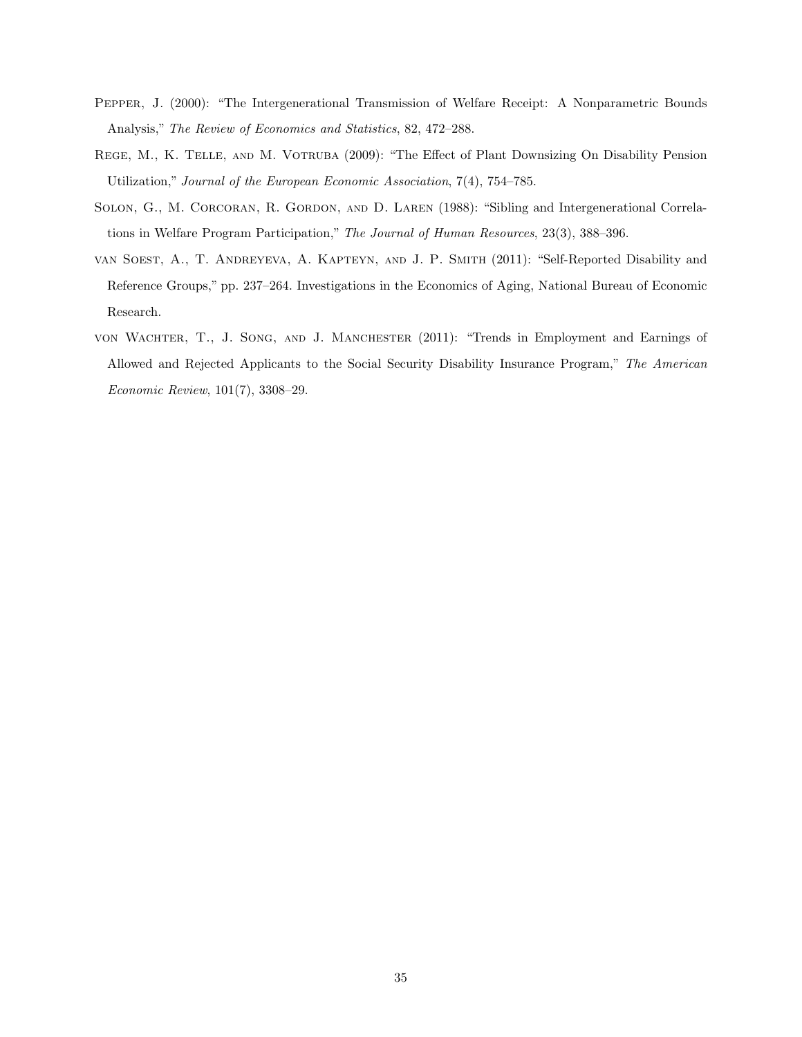Pepper, J. (2000): "The Intergenerational Transmission of Welfare Receipt: A Nonparametric Bounds Analysis," *The Review of Economics and Statistics*, 82, 472–288.

Rege, M., K. Telle, and M. Votruba (2009): "The Effect of Plant Downsizing On Disability Pension Utilization," *Journal of the European Economic Association*, 7(4), 754–785.

Solon, G., M. Corcoran, R. Gordon, and D. Laren (1988): "Sibling and Intergenerational Correlations in Welfare Program Participation," *The Journal of Human Resources*, 23(3), 388–396.

van Soest, A., T. Andreyeva, A. Kapteyn, and J. P. Smith (2011): "Self-Reported Disability and Reference Groups," pp. 237–264. Investigations in the Economics of Aging, National Bureau of Economic Research.

von Wachter, T., J. Song, and J. Manchester (2011): "Trends in Employment and Earnings of Allowed and Rejected Applicants to the Social Security Disability Insurance Program," *The American Economic Review*, 101(7), 3308–29.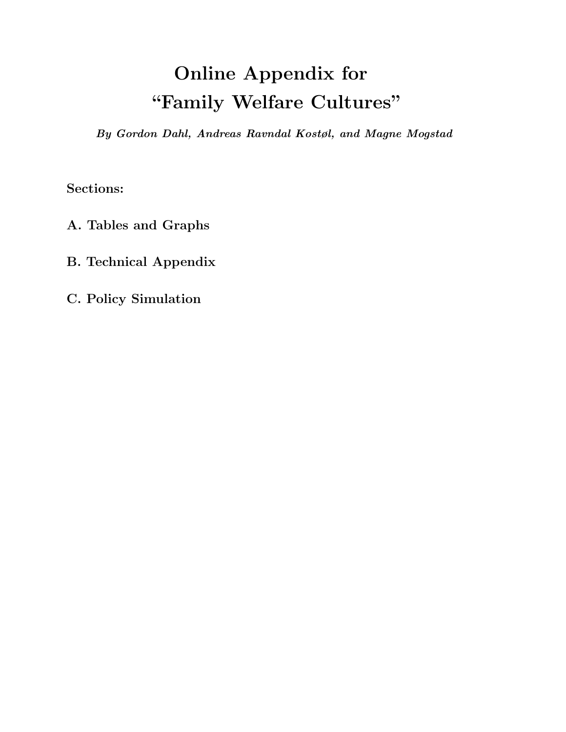# Online Appendix for
# "Family Welfare Cultures"

***By Gordon Dahl, Andreas Ravndal Kostøl, and Magne Mogstad***

**Sections:**

**A. Tables and Graphs**

**B. Technical Appendix**

**C. Policy Simulation**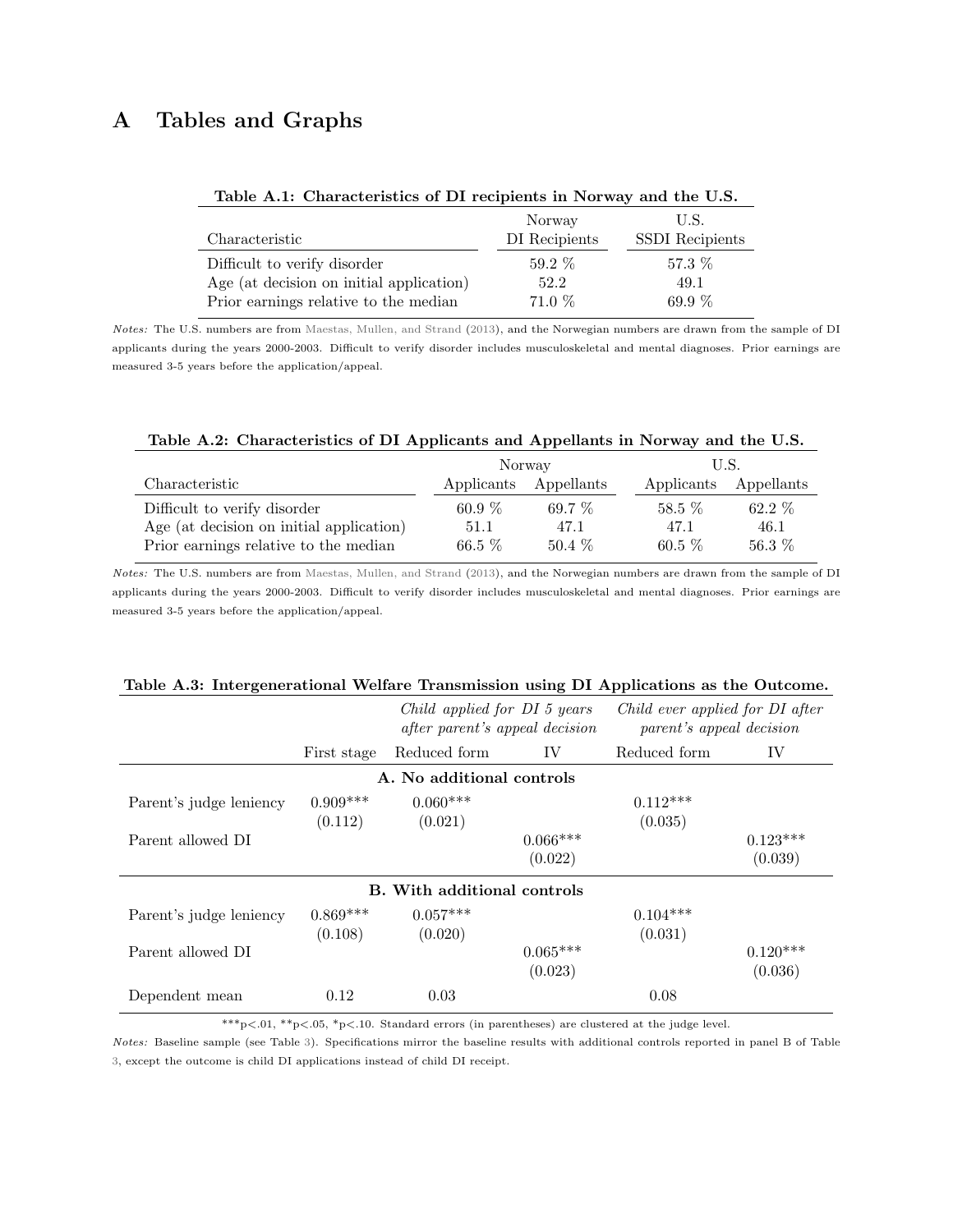# A Tables and Graphs

**Table A.1: Characteristics of DI recipients in Norway and the U.S.**

| Characteristic | Norway DI Recipients | U.S. SSDI Recipients |
|---|---|---|
| Difficult to verify disorder | 59.2 % | 57.3 % |
| Age (at decision on initial application) | 52.2 | 49.1 |
| Prior earnings relative to the median | 71.0 % | 69.9 % |

*Notes:* The U.S. numbers are from Maestas, Mullen, and Strand (2013), and the Norwegian numbers are drawn from the sample of DI applicants during the years 2000-2003. Difficult to verify disorder includes musculoskeletal and mental diagnoses. Prior earnings are measured 3-5 years before the application/appeal.

**Table A.2: Characteristics of DI Applicants and Appellants in Norway and the U.S.**

| | Norway | | U.S. | |
|---|---|---|---|---|
| Characteristic | Applicants | Appellants | Applicants | Appellants |
| Difficult to verify disorder | 60.9 % | 69.7 % | 58.5 % | 62.2 % |
| Age (at decision on initial application) | 51.1 | 47.1 | 47.1 | 46.1 |
| Prior earnings relative to the median | 66.5 % | 50.4 % | 60.5 % | 56.3 % |

*Notes:* The U.S. numbers are from Maestas, Mullen, and Strand (2013), and the Norwegian numbers are drawn from the sample of DI applicants during the years 2000-2003. Difficult to verify disorder includes musculoskeletal and mental diagnoses. Prior earnings are measured 3-5 years before the application/appeal.

**Table A.3: Intergenerational Welfare Transmission using DI Applications as the Outcome.**

| | | *Child applied for DI 5 years after parent's appeal decision* | | *Child ever applied for DI after parent's appeal decision* | |
|---|---|---|---|---|---|
| | First stage | Reduced form | IV | Reduced form | IV |
| **A. No additional controls** | | | | | |
| Parent's judge leniency | 0.909*** | 0.060*** | | 0.112*** | |
| | (0.112) | (0.021) | | (0.035) | |
| Parent allowed DI | | | 0.066*** | | 0.123*** |
| | | | (0.022) | | (0.039) |
| **B. With additional controls** | | | | | |
| Parent's judge leniency | 0.869*** | 0.057*** | | 0.104*** | |
| | (0.108) | (0.020) | | (0.031) | |
| Parent allowed DI | | | 0.065*** | | 0.120*** |
| | | | (0.023) | | (0.036) |
| Dependent mean | 0.12 | 0.03 | | 0.08 | |

***p<.01, **p<.05, *p<.10. Standard errors (in parentheses) are clustered at the judge level.

*Notes:* Baseline sample (see Table 3). Specifications mirror the baseline results with additional controls reported in panel B of Table 3, except the outcome is child DI applications instead of child DI receipt.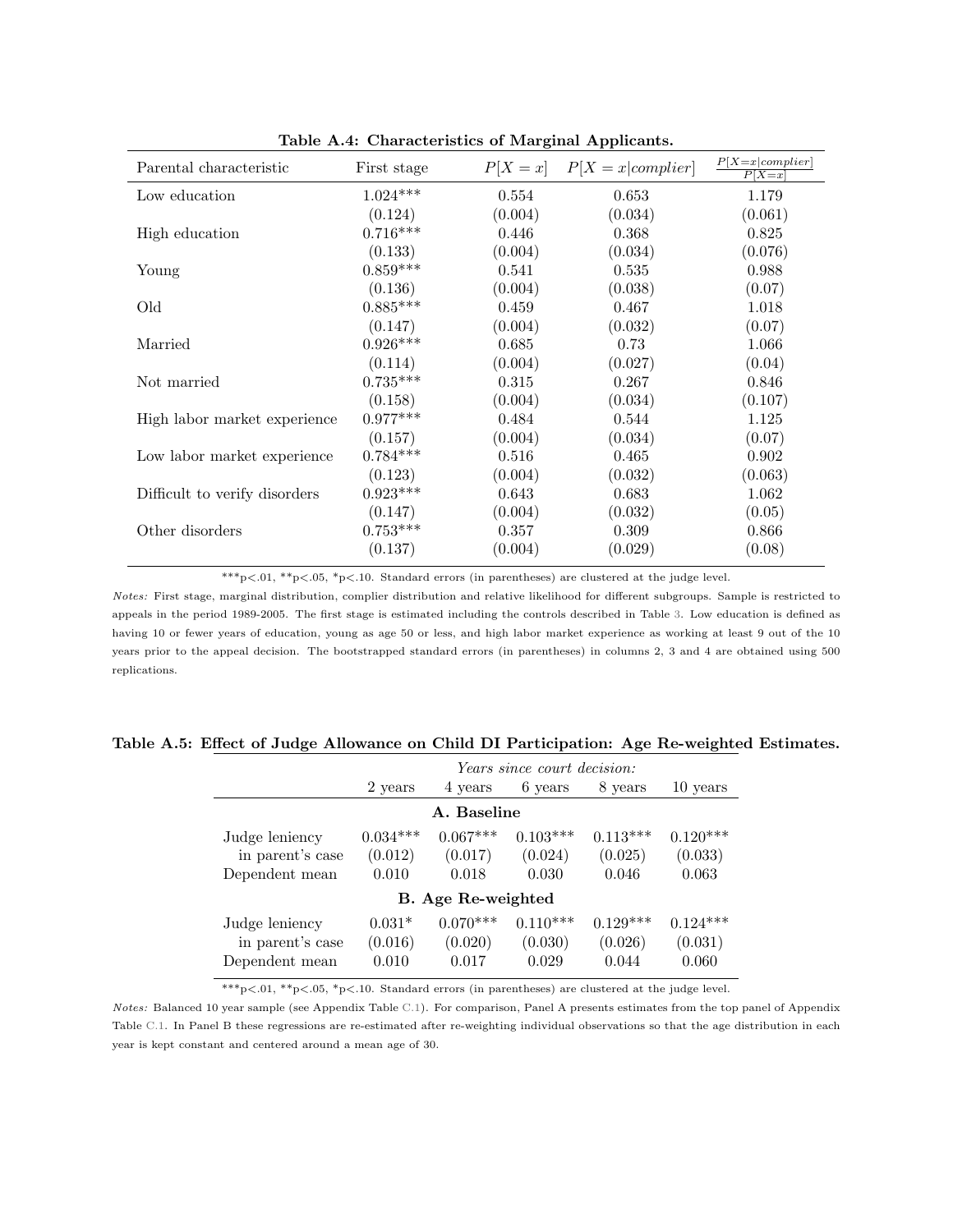**Table A.4: Characteristics of Marginal Applicants.**

| Parental characteristic | First stage | $P[X=x]$ | $P[X=x\|complier]$ | $\frac{P[X=x\|complier]}{P[X=x]}$ |
|---|---|---|---|---|
| Low education | 1.024*** | 0.554 | 0.653 | 1.179 |
| | (0.124) | (0.004) | (0.034) | (0.061) |
| High education | 0.716*** | 0.446 | 0.368 | 0.825 |
| | (0.133) | (0.004) | (0.034) | (0.076) |
| Young | 0.859*** | 0.541 | 0.535 | 0.988 |
| | (0.136) | (0.004) | (0.038) | (0.07) |
| Old | 0.885*** | 0.459 | 0.467 | 1.018 |
| | (0.147) | (0.004) | (0.032) | (0.07) |
| Married | 0.926*** | 0.685 | 0.73 | 1.066 |
| | (0.114) | (0.004) | (0.027) | (0.04) |
| Not married | 0.735*** | 0.315 | 0.267 | 0.846 |
| | (0.158) | (0.004) | (0.034) | (0.107) |
| High labor market experience | 0.977*** | 0.484 | 0.544 | 1.125 |
| | (0.157) | (0.004) | (0.034) | (0.07) |
| Low labor market experience | 0.784*** | 0.516 | 0.465 | 0.902 |
| | (0.123) | (0.004) | (0.032) | (0.063) |
| Difficult to verify disorders | 0.923*** | 0.643 | 0.683 | 1.062 |
| | (0.147) | (0.004) | (0.032) | (0.05) |
| Other disorders | 0.753*** | 0.357 | 0.309 | 0.866 |
| | (0.137) | (0.004) | (0.029) | (0.08) |

***p<.01, **p<.05, *p<.10. Standard errors (in parentheses) are clustered at the judge level.

*Notes:* First stage, marginal distribution, complier distribution and relative likelihood for different subgroups. Sample is restricted to appeals in the period 1989-2005. The first stage is estimated including the controls described in Table 3. Low education is defined as having 10 or fewer years of education, young as age 50 or less, and high labor market experience as working at least 9 out of the 10 years prior to the appeal decision. The bootstrapped standard errors (in parentheses) in columns 2, 3 and 4 are obtained using 500 replications.

**Table A.5: Effect of Judge Allowance on Child DI Participation: Age Re-weighted Estimates.**

| | *Years since court decision:* | | | | |
|---|---|---|---|---|---|
| | 2 years | 4 years | 6 years | 8 years | 10 years |
| **A. Baseline** | | | | | |
| Judge leniency | 0.034*** | 0.067*** | 0.103*** | 0.113*** | 0.120*** |
| in parent's case | (0.012) | (0.017) | (0.024) | (0.025) | (0.033) |
| Dependent mean | 0.010 | 0.018 | 0.030 | 0.046 | 0.063 |
| **B. Age Re-weighted** | | | | | |
| Judge leniency | 0.031* | 0.070*** | 0.110*** | 0.129*** | 0.124*** |
| in parent's case | (0.016) | (0.020) | (0.030) | (0.026) | (0.031) |
| Dependent mean | 0.010 | 0.017 | 0.029 | 0.044 | 0.060 |

***p<.01, **p<.05, *p<.10. Standard errors (in parentheses) are clustered at the judge level.

*Notes:* Balanced 10 year sample (see Appendix Table C.1). For comparison, Panel A presents estimates from the top panel of Appendix Table C.1. In Panel B these regressions are re-estimated after re-weighting individual observations so that the age distribution in each year is kept constant and centered around a mean age of 30.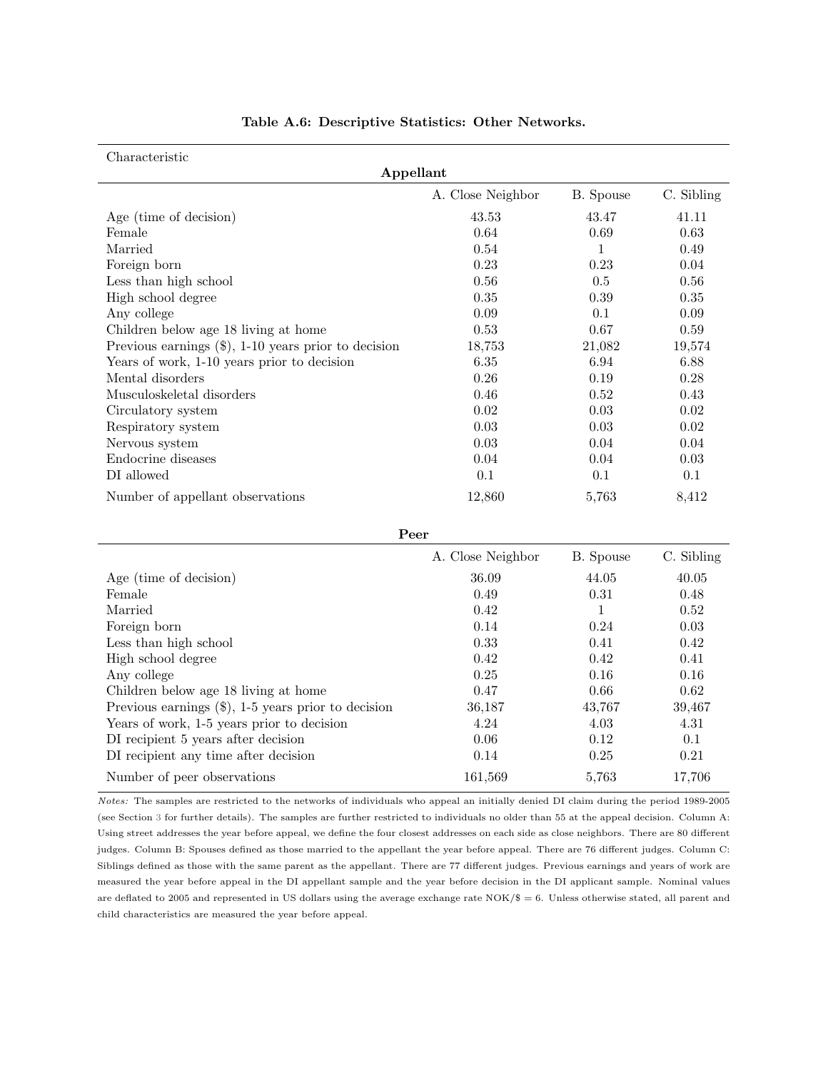**Table A.6: Descriptive Statistics: Other Networks.**

| Characteristic | | | |
|---|---|---|---|
| **Appellant** | | | |
| | A. Close Neighbor | B. Spouse | C. Sibling |
| Age (time of decision) | 43.53 | 43.47 | 41.11 |
| Female | 0.64 | 0.69 | 0.63 |
| Married | 0.54 | 1 | 0.49 |
| Foreign born | 0.23 | 0.23 | 0.04 |
| Less than high school | 0.56 | 0.5 | 0.56 |
| High school degree | 0.35 | 0.39 | 0.35 |
| Any college | 0.09 | 0.1 | 0.09 |
| Children below age 18 living at home | 0.53 | 0.67 | 0.59 |
| Previous earnings ($), 1-10 years prior to decision | 18,753 | 21,082 | 19,574 |
| Years of work, 1-10 years prior to decision | 6.35 | 6.94 | 6.88 |
| Mental disorders | 0.26 | 0.19 | 0.28 |
| Musculoskeletal disorders | 0.46 | 0.52 | 0.43 |
| Circulatory system | 0.02 | 0.03 | 0.02 |
| Respiratory system | 0.03 | 0.03 | 0.02 |
| Nervous system | 0.03 | 0.04 | 0.04 |
| Endocrine diseases | 0.04 | 0.04 | 0.03 |
| DI allowed | 0.1 | 0.1 | 0.1 |
| Number of appellant observations | 12,860 | 5,763 | 8,412 |
| **Peer** | | | |
| | A. Close Neighbor | B. Spouse | C. Sibling |
| Age (time of decision) | 36.09 | 44.05 | 40.05 |
| Female | 0.49 | 0.31 | 0.48 |
| Married | 0.42 | 1 | 0.52 |
| Foreign born | 0.14 | 0.24 | 0.03 |
| Less than high school | 0.33 | 0.41 | 0.42 |
| High school degree | 0.42 | 0.42 | 0.41 |
| Any college | 0.25 | 0.16 | 0.16 |
| Children below age 18 living at home | 0.47 | 0.66 | 0.62 |
| Previous earnings ($), 1-5 years prior to decision | 36,187 | 43,767 | 39,467 |
| Years of work, 1-5 years prior to decision | 4.24 | 4.03 | 4.31 |
| DI recipient 5 years after decision | 0.06 | 0.12 | 0.1 |
| DI recipient any time after decision | 0.14 | 0.25 | 0.21 |
| Number of peer observations | 161,569 | 5,763 | 17,706 |

*Notes:* The samples are restricted to the networks of individuals who appeal an initially denied DI claim during the period 1989-2005 (see Section 3 for further details). The samples are further restricted to individuals no older than 55 at the appeal decision. Column A: Using street addresses the year before appeal, we define the four closest addresses on each side as close neighbors. There are 80 different judges. Column B: Spouses defined as those married to the appellant the year before appeal. There are 76 different judges. Column C: Siblings defined as those with the same parent as the appellant. There are 77 different judges. Previous earnings and years of work are measured the year before appeal in the DI appellant sample and the year before decision in the DI applicant sample. Nominal values are deflated to 2005 and represented in US dollars using the average exchange rate NOK/$ = 6. Unless otherwise stated, all parent and child characteristics are measured the year before appeal.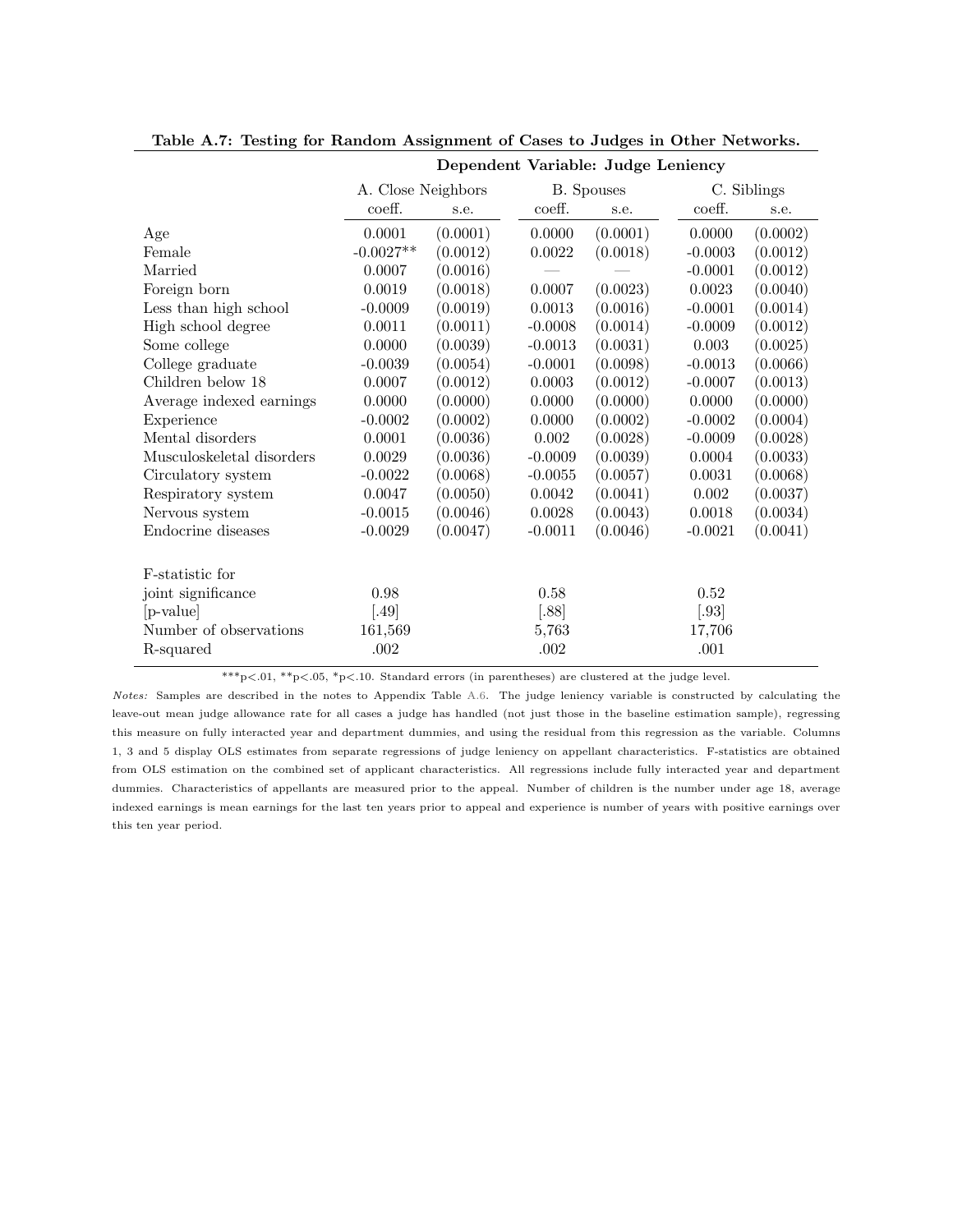**Table A.7: Testing for Random Assignment of Cases to Judges in Other Networks.**

| | Dependent Variable: Judge Leniency | | | | | |
|---|---|---|---|---|---|---|
| | A. Close Neighbors | | B. Spouses | | C. Siblings | |
| | coeff. | s.e. | coeff. | s.e. | coeff. | s.e. |
| Age | 0.0001 | (0.0001) | 0.0000 | (0.0001) | 0.0000 | (0.0002) |
| Female | -0.0027** | (0.0012) | 0.0022 | (0.0018) | -0.0003 | (0.0012) |
| Married | 0.0007 | (0.0016) | — | — | -0.0001 | (0.0012) |
| Foreign born | 0.0019 | (0.0018) | 0.0007 | (0.0023) | 0.0023 | (0.0040) |
| Less than high school | -0.0009 | (0.0019) | 0.0013 | (0.0016) | -0.0001 | (0.0014) |
| High school degree | 0.0011 | (0.0011) | -0.0008 | (0.0014) | -0.0009 | (0.0012) |
| Some college | 0.0000 | (0.0039) | -0.0013 | (0.0031) | 0.003 | (0.0025) |
| College graduate | -0.0039 | (0.0054) | -0.0001 | (0.0098) | -0.0013 | (0.0066) |
| Children below 18 | 0.0007 | (0.0012) | 0.0003 | (0.0012) | -0.0007 | (0.0013) |
| Average indexed earnings | 0.0000 | (0.0000) | 0.0000 | (0.0000) | 0.0000 | (0.0000) |
| Experience | -0.0002 | (0.0002) | 0.0000 | (0.0002) | -0.0002 | (0.0004) |
| Mental disorders | 0.0001 | (0.0036) | 0.002 | (0.0028) | -0.0009 | (0.0028) |
| Musculoskeletal disorders | 0.0029 | (0.0036) | -0.0009 | (0.0039) | 0.0004 | (0.0033) |
| Circulatory system | -0.0022 | (0.0068) | -0.0055 | (0.0057) | 0.0031 | (0.0068) |
| Respiratory system | 0.0047 | (0.0050) | 0.0042 | (0.0041) | 0.002 | (0.0037) |
| Nervous system | -0.0015 | (0.0046) | 0.0028 | (0.0043) | 0.0018 | (0.0034) |
| Endocrine diseases | -0.0029 | (0.0047) | -0.0011 | (0.0046) | -0.0021 | (0.0041) |
| | | | | | | |
| F-statistic for joint significance | 0.98 | | 0.58 | | 0.52 | |
| [p-value] | [.49] | | [.88] | | [.93] | |
| Number of observations | 161,569 | | 5,763 | | 17,706 | |
| R-squared | .002 | | .002 | | .001 | |

***p<.01, **p<.05, *p<.10. Standard errors (in parentheses) are clustered at the judge level.

*Notes:* Samples are described in the notes to Appendix Table A.6. The judge leniency variable is constructed by calculating the leave-out mean judge allowance rate for all cases a judge has handled (not just those in the baseline estimation sample), regressing this measure on fully interacted year and department dummies, and using the residual from this regression as the variable. Columns 1, 3 and 5 display OLS estimates from separate regressions of judge leniency on appellant characteristics. F-statistics are obtained from OLS estimation on the combined set of applicant characteristics. All regressions include fully interacted year and department dummies. Characteristics of appellants are measured prior to the appeal. Number of children is the number under age 18, average indexed earnings is mean earnings for the last ten years prior to appeal and experience is number of years with positive earnings over this ten year period.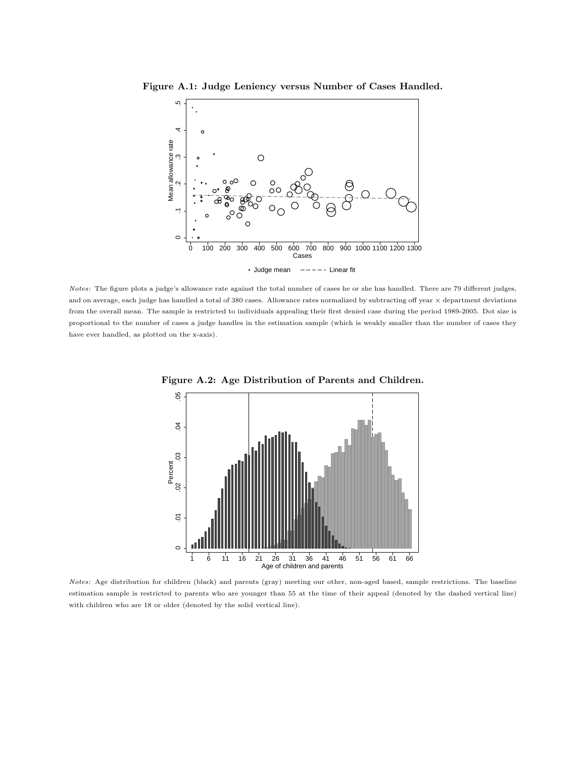**Figure A.1: Judge Leniency versus Number of Cases Handled.**

*Notes:* The figure plots a judge's allowance rate against the total number of cases he or she has handled. There are 79 different judges, and on average, each judge has handled a total of 380 cases. Allowance rates normalized by subtracting off year × department deviations from the overall mean. The sample is restricted to individuals appealing their first denied case during the period 1989-2005. Dot size is proportional to the number of cases a judge handles in the estimation sample (which is weakly smaller than the number of cases they have ever handled, as plotted on the x-axis).

**Figure A.2: Age Distribution of Parents and Children.**

*Notes:* Age distribution for children (black) and parents (gray) meeting our other, non-aged based, sample restrictions. The baseline estimation sample is restricted to parents who are younger than 55 at the time of their appeal (denoted by the dashed vertical line) with children who are 18 or older (denoted by the solid vertical line).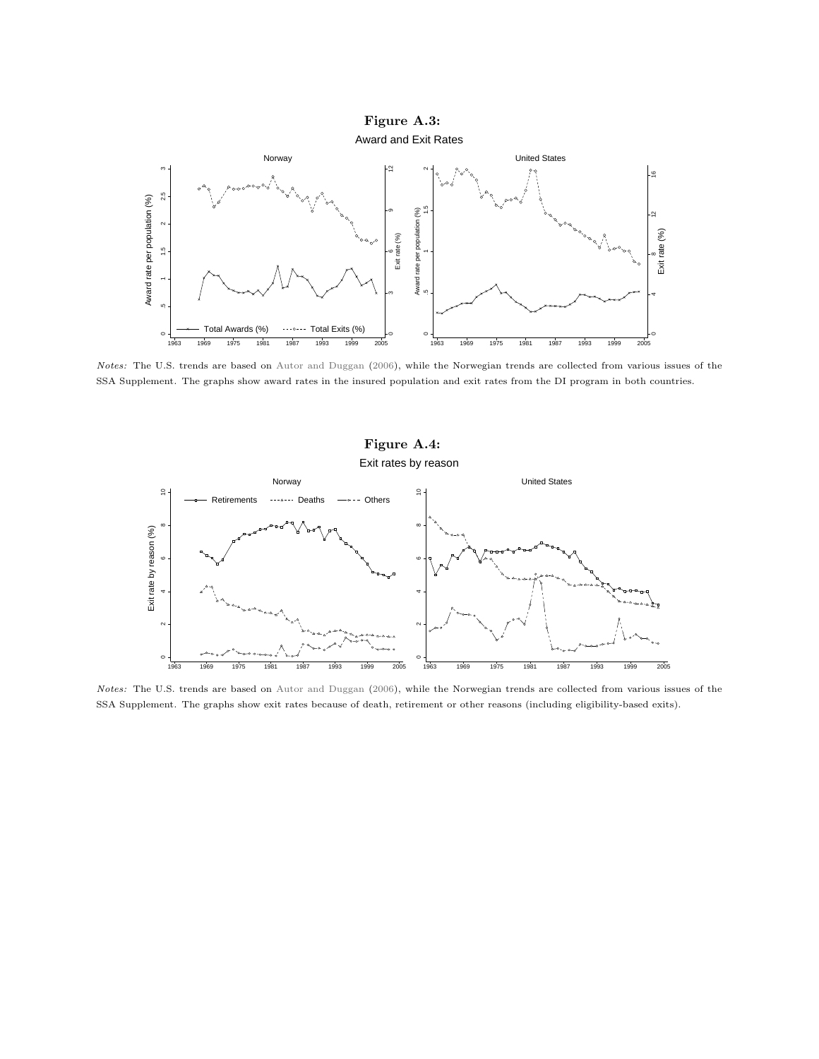**Figure A.3:**

Award and Exit Rates

*Notes:* The U.S. trends are based on Autor and Duggan (2006), while the Norwegian trends are collected from various issues of the SSA Supplement. The graphs show award rates in the insured population and exit rates from the DI program in both countries.

**Figure A.4:**

Exit rates by reason

*Notes:* The U.S. trends are based on Autor and Duggan (2006), while the Norwegian trends are collected from various issues of the SSA Supplement. The graphs show exit rates because of death, retirement or other reasons (including eligibility-based exits).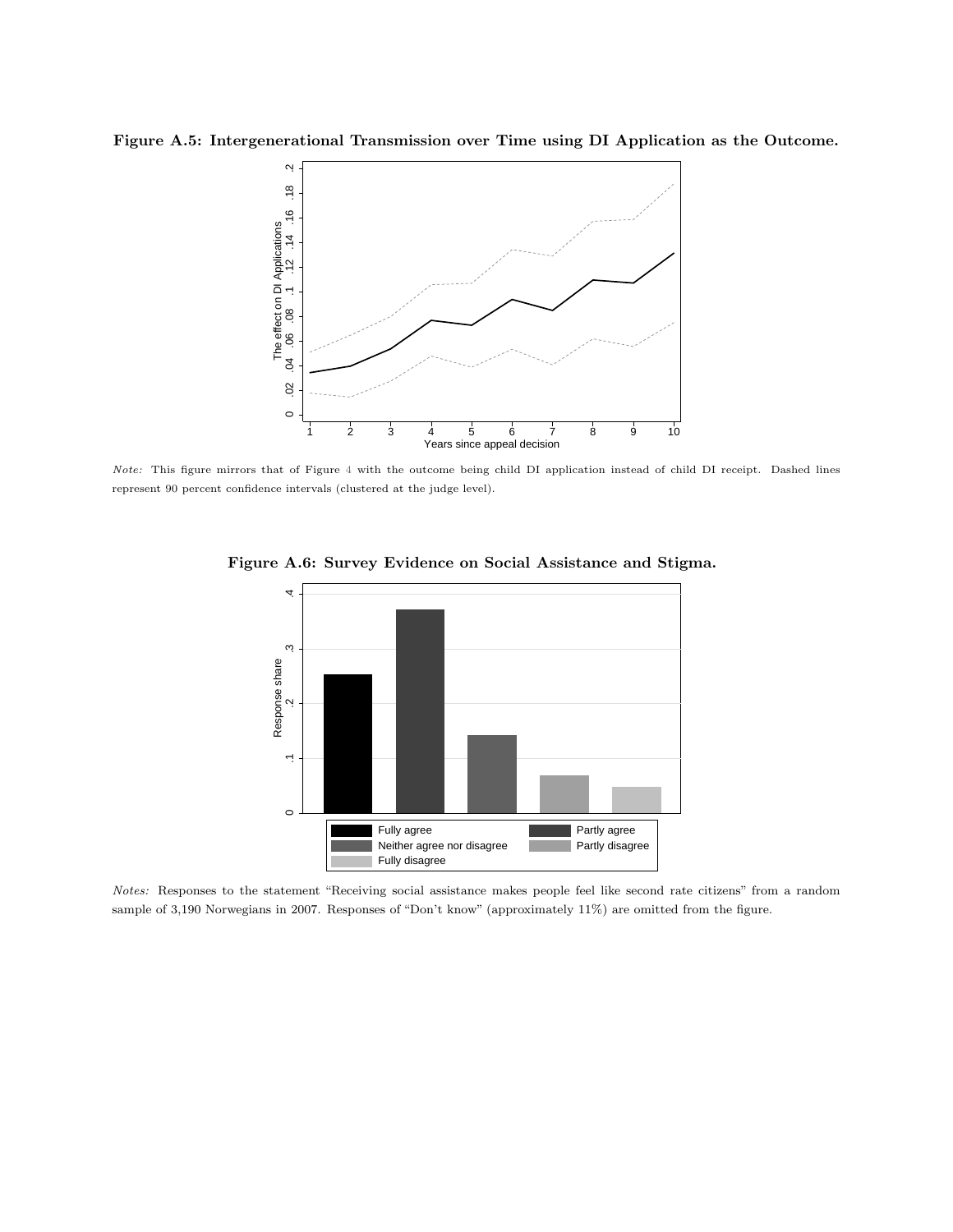**Figure A.5: Intergenerational Transmission over Time using DI Application as the Outcome.**

*Note:* This figure mirrors that of Figure 4 with the outcome being child DI application instead of child DI receipt. Dashed lines represent 90 percent confidence intervals (clustered at the judge level).

**Figure A.6: Survey Evidence on Social Assistance and Stigma.**

*Notes:* Responses to the statement "Receiving social assistance makes people feel like second rate citizens" from a random sample of 3,190 Norwegians in 2007. Responses of "Don't know" (approximately 11%) are omitted from the figure.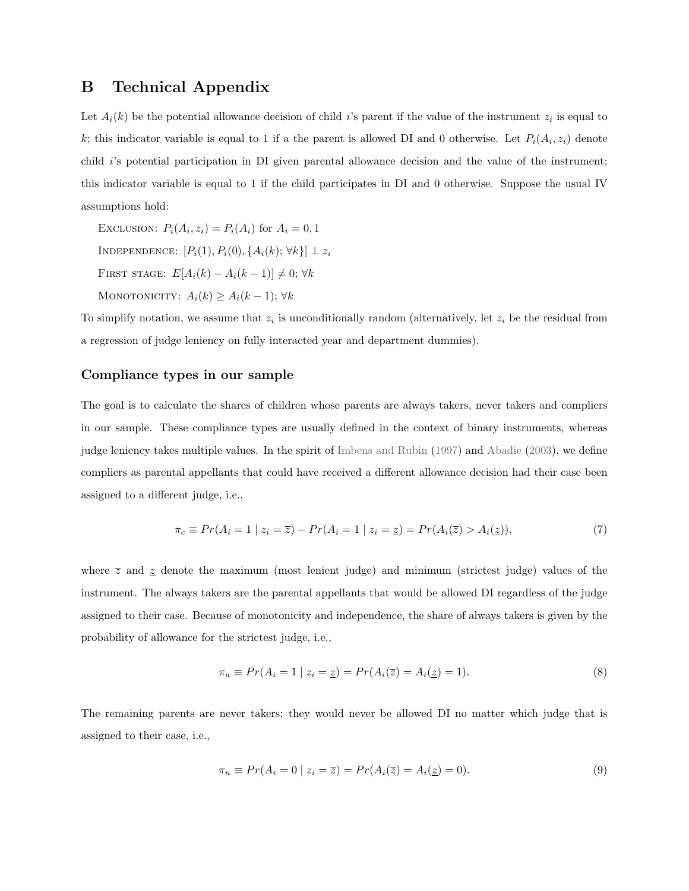# B Technical Appendix

Let $A_i(k)$ be the potential allowance decision of child $i$'s parent if the value of the instrument $z_i$ is equal to $k$; this indicator variable is equal to 1 if a the parent is allowed DI and 0 otherwise. Let $P_i(A_i, z_i)$ denote child $i$'s potential participation in DI given parental allowance decision and the value of the instrument; this indicator variable is equal to 1 if the child participates in DI and 0 otherwise. Suppose the usual IV assumptions hold:

EXCLUSION: $P_i(A_i, z_i) = P_i(A_i)$ for $A_i = 0, 1$

INDEPENDENCE: $[P_i(1), P_i(0), \{A_i(k); \forall k\}] \perp z_i$

FIRST STAGE: $E[A_i(k) - A_i(k-1)] \neq 0; \forall k$

MONOTONICITY: $A_i(k) \geq A_i(k-1); \forall k$

To simplify notation, we assume that $z_i$ is unconditionally random (alternatively, let $z_i$ be the residual from a regression of judge leniency on fully interacted year and department dummies).

### Compliance types in our sample

The goal is to calculate the shares of children whose parents are always takers, never takers and compliers in our sample. These compliance types are usually defined in the context of binary instruments, whereas judge leniency takes multiple values. In the spirit of Imbens and Rubin (1997) and Abadie (2003), we define compliers as parental appellants that could have received a different allowance decision had their case been assigned to a different judge, i.e.,

$$\pi_c \equiv Pr(A_i = 1 \mid z_i = \overline{z}) - Pr(A_i = 1 \mid z_i = \underline{z}) = Pr(A_i(\overline{z}) > A_i(\underline{z})), \tag{7}$$

where $\overline{z}$ and $\underline{z}$ denote the maximum (most lenient judge) and minimum (strictest judge) values of the instrument. The always takers are the parental appellants that would be allowed DI regardless of the judge assigned to their case. Because of monotonicity and independence, the share of always takers is given by the probability of allowance for the strictest judge, i.e.,

$$\pi_a \equiv Pr(A_i = 1 \mid z_i = \underline{z}) = Pr(A_i(\overline{z}) = A_i(\underline{z}) = 1). \tag{8}$$

The remaining parents are never takers; they would never be allowed DI no matter which judge that is assigned to their case, i.e.,

$$\pi_n \equiv Pr(A_i = 0 \mid z_i = \overline{z}) = Pr(A_i(\overline{z}) = A_i(\underline{z}) = 0). \tag{9}$$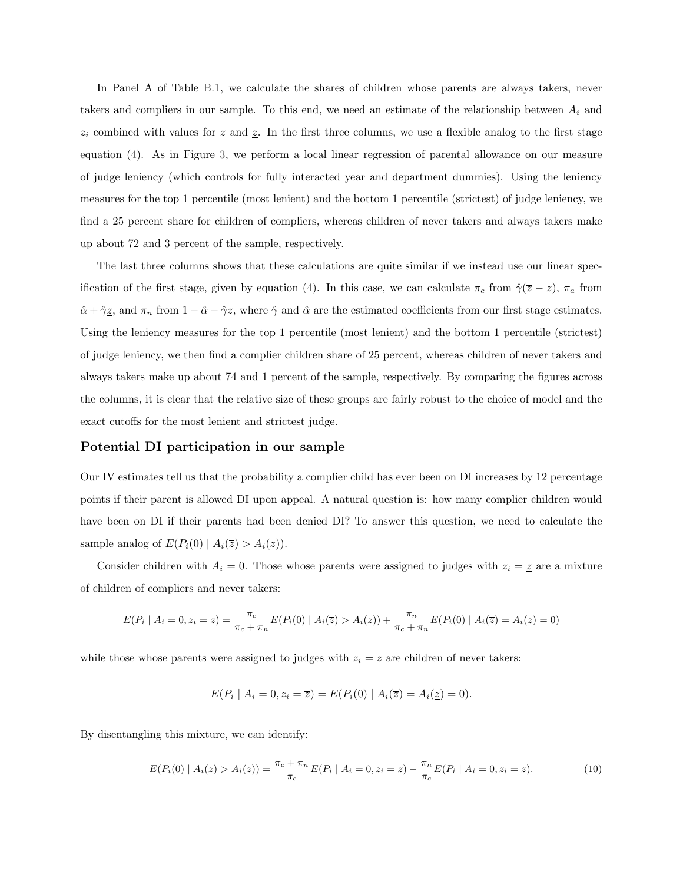In Panel A of Table B.1, we calculate the shares of children whose parents are always takers, never takers and compliers in our sample. To this end, we need an estimate of the relationship between $A_i$ and $z_i$ combined with values for $\overline{z}$ and $\underline{z}$. In the first three columns, we use a flexible analog to the first stage equation (4). As in Figure 3, we perform a local linear regression of parental allowance on our measure of judge leniency (which controls for fully interacted year and department dummies). Using the leniency measures for the top 1 percentile (most lenient) and the bottom 1 percentile (strictest) of judge leniency, we find a 25 percent share for children of compliers, whereas children of never takers and always takers make up about 72 and 3 percent of the sample, respectively.

The last three columns shows that these calculations are quite similar if we instead use our linear specification of the first stage, given by equation (4). In this case, we can calculate $\pi_c$ from $\hat{\gamma}(\overline{z} - \underline{z})$, $\pi_a$ from $\hat{\alpha} + \hat{\gamma}\underline{z}$, and $\pi_n$ from $1 - \hat{\alpha} - \hat{\gamma}\overline{z}$, where $\hat{\gamma}$ and $\hat{\alpha}$ are the estimated coefficients from our first stage estimates. Using the leniency measures for the top 1 percentile (most lenient) and the bottom 1 percentile (strictest) of judge leniency, we then find a complier children share of 25 percent, whereas children of never takers and always takers make up about 74 and 1 percent of the sample, respectively. By comparing the figures across the columns, it is clear that the relative size of these groups are fairly robust to the choice of model and the exact cutoffs for the most lenient and strictest judge.

## Potential DI participation in our sample

Our IV estimates tell us that the probability a complier child has ever been on DI increases by 12 percentage points if their parent is allowed DI upon appeal. A natural question is: how many complier children would have been on DI if their parents had been denied DI? To answer this question, we need to calculate the sample analog of $E(P_i(0) \mid A_i(\overline{z}) > A_i(\underline{z}))$.

Consider children with $A_i = 0$. Those whose parents were assigned to judges with $z_i = \underline{z}$ are a mixture of children of compliers and never takers:

$$E(P_i \mid A_i = 0, z_i = \underline{z}) = \frac{\pi_c}{\pi_c + \pi_n} E(P_i(0) \mid A_i(\overline{z}) > A_i(\underline{z})) + \frac{\pi_n}{\pi_c + \pi_n} E(P_i(0) \mid A_i(\overline{z}) = A_i(\underline{z}) = 0)$$

while those whose parents were assigned to judges with $z_i = \overline{z}$ are children of never takers:

$$E(P_i \mid A_i = 0, z_i = \overline{z}) = E(P_i(0) \mid A_i(\overline{z}) = A_i(\underline{z}) = 0).$$

By disentangling this mixture, we can identify:

$$E(P_i(0) \mid A_i(\overline{z}) > A_i(\underline{z})) = \frac{\pi_c + \pi_n}{\pi_c} E(P_i \mid A_i = 0, z_i = \underline{z}) - \frac{\pi_n}{\pi_c} E(P_i \mid A_i = 0, z_i = \overline{z}). \tag{10}$$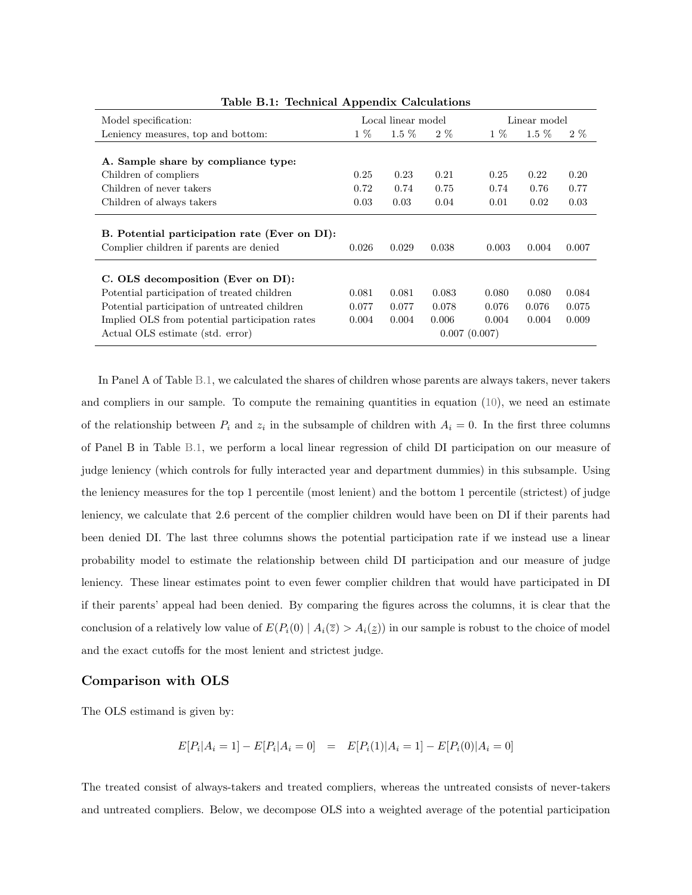**Table B.1: Technical Appendix Calculations**

| Model specification: | Local linear model | | | Linear model | | |
|---|---|---|---|---|---|---|
| Leniency measures, top and bottom: | 1 % | 1.5 % | 2 % | 1 % | 1.5 % | 2 % |
| **A. Sample share by compliance type:** | | | | | | |
| Children of compliers | 0.25 | 0.23 | 0.21 | 0.25 | 0.22 | 0.20 |
| Children of never takers | 0.72 | 0.74 | 0.75 | 0.74 | 0.76 | 0.77 |
| Children of always takers | 0.03 | 0.03 | 0.04 | 0.01 | 0.02 | 0.03 |
| **B. Potential participation rate (Ever on DI):** | | | | | | |
| Complier children if parents are denied | 0.026 | 0.029 | 0.038 | 0.003 | 0.004 | 0.007 |
| **C. OLS decomposition (Ever on DI):** | | | | | | |
| Potential participation of treated children | 0.081 | 0.081 | 0.083 | 0.080 | 0.080 | 0.084 |
| Potential participation of untreated children | 0.077 | 0.077 | 0.078 | 0.076 | 0.076 | 0.075 |
| Implied OLS from potential participation rates | 0.004 | 0.004 | 0.006 | 0.004 | 0.004 | 0.009 |
| Actual OLS estimate (std. error) | 0.007 (0.007) | | | | | |

In Panel A of Table B.1, we calculated the shares of children whose parents are always takers, never takers and compliers in our sample. To compute the remaining quantities in equation (10), we need an estimate of the relationship between $P_i$ and $z_i$ in the subsample of children with $A_i = 0$. In the first three columns of Panel B in Table B.1, we perform a local linear regression of child DI participation on our measure of judge leniency (which controls for fully interacted year and department dummies) in this subsample. Using the leniency measures for the top 1 percentile (most lenient) and the bottom 1 percentile (strictest) of judge leniency, we calculate that 2.6 percent of the complier children would have been on DI if their parents had been denied DI. The last three columns shows the potential participation rate if we instead use a linear probability model to estimate the relationship between child DI participation and our measure of judge leniency. These linear estimates point to even fewer complier children that would have participated in DI if their parents' appeal had been denied. By comparing the figures across the columns, it is clear that the conclusion of a relatively low value of $E(P_i(0) \mid A_i(\overline{z}) > A_i(\underline{z}))$ in our sample is robust to the choice of model and the exact cutoffs for the most lenient and strictest judge.

## Comparison with OLS

The OLS estimand is given by:

$$E[P_i|A_i = 1] - E[P_i|A_i = 0] \quad = \quad E[P_i(1)|A_i = 1] - E[P_i(0)|A_i = 0]$$

The treated consist of always-takers and treated compliers, whereas the untreated consists of never-takers and untreated compliers. Below, we decompose OLS into a weighted average of the potential participation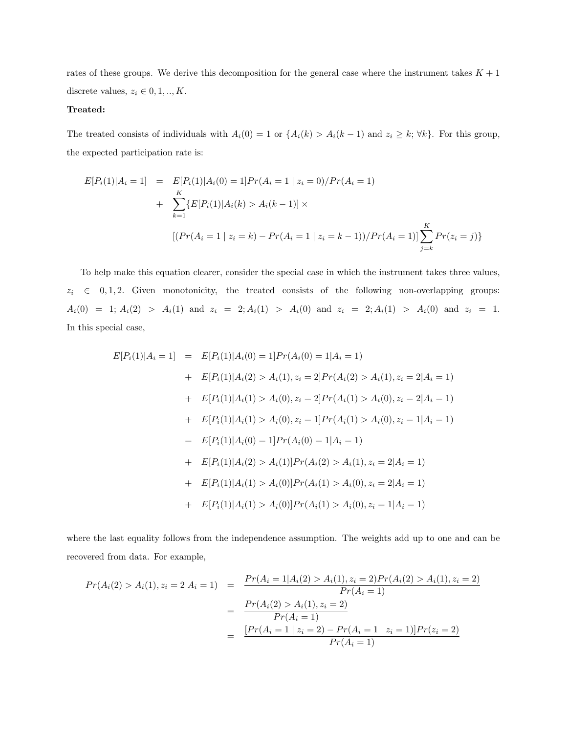rates of these groups. We derive this decomposition for the general case where the instrument takes $K+1$ discrete values, $z_i \in 0, 1, .., K$.

**Treated:**

The treated consists of individuals with $A_i(0) = 1$ or $\{A_i(k) > A_i(k-1)$ and $z_i \geq k; \forall k\}$. For this group, the expected participation rate is:

$$
\begin{aligned}
E[P_i(1)|A_i = 1] &= E[P_i(1)|A_i(0) = 1]Pr(A_i = 1 \mid z_i = 0)/Pr(A_i = 1) \\
&+ \sum_{k=1}^{K}\{E[P_i(1)|A_i(k) > A_i(k-1)] \times \\
&\quad [(Pr(A_i = 1 \mid z_i = k) - Pr(A_i = 1 \mid z_i = k-1))/Pr(A_i = 1)] \sum_{j=k}^{K} Pr(z_i = j)\}
\end{aligned}
$$

To help make this equation clearer, consider the special case in which the instrument takes three values, $z_i \in 0, 1, 2$. Given monotonicity, the treated consists of the following non-overlapping groups: $A_i(0) = 1$; $A_i(2) > A_i(1)$ and $z_i = 2$; $A_i(1) > A_i(0)$ and $z_i = 2$; $A_i(1) > A_i(0)$ and $z_i = 1$. In this special case,

$$
\begin{aligned}
E[P_i(1)|A_i = 1] &= E[P_i(1)|A_i(0) = 1]Pr(A_i(0) = 1|A_i = 1) \\
&+ E[P_i(1)|A_i(2) > A_i(1), z_i = 2]Pr(A_i(2) > A_i(1), z_i = 2|A_i = 1) \\
&+ E[P_i(1)|A_i(1) > A_i(0), z_i = 2]Pr(A_i(1) > A_i(0), z_i = 2|A_i = 1) \\
&+ E[P_i(1)|A_i(1) > A_i(0), z_i = 1]Pr(A_i(1) > A_i(0), z_i = 1|A_i = 1) \\
&= E[P_i(1)|A_i(0) = 1]Pr(A_i(0) = 1|A_i = 1) \\
&+ E[P_i(1)|A_i(2) > A_i(1)]Pr(A_i(2) > A_i(1), z_i = 2|A_i = 1) \\
&+ E[P_i(1)|A_i(1) > A_i(0)]Pr(A_i(1) > A_i(0), z_i = 2|A_i = 1) \\
&+ E[P_i(1)|A_i(1) > A_i(0)]Pr(A_i(1) > A_i(0), z_i = 1|A_i = 1)
\end{aligned}
$$

where the last equality follows from the independence assumption. The weights add up to one and can be recovered from data. For example,

$$
\begin{aligned}
Pr(A_i(2) > A_i(1), z_i = 2|A_i = 1) &= \frac{Pr(A_i = 1|A_i(2) > A_i(1), z_i = 2)Pr(A_i(2) > A_i(1), z_i = 2)}{Pr(A_i = 1)} \\
&= \frac{Pr(A_i(2) > A_i(1), z_i = 2)}{Pr(A_i = 1)} \\
&= \frac{[Pr(A_i = 1 \mid z_i = 2) - Pr(A_i = 1 \mid z_i = 1)]Pr(z_i = 2)}{Pr(A_i = 1)}
\end{aligned}
$$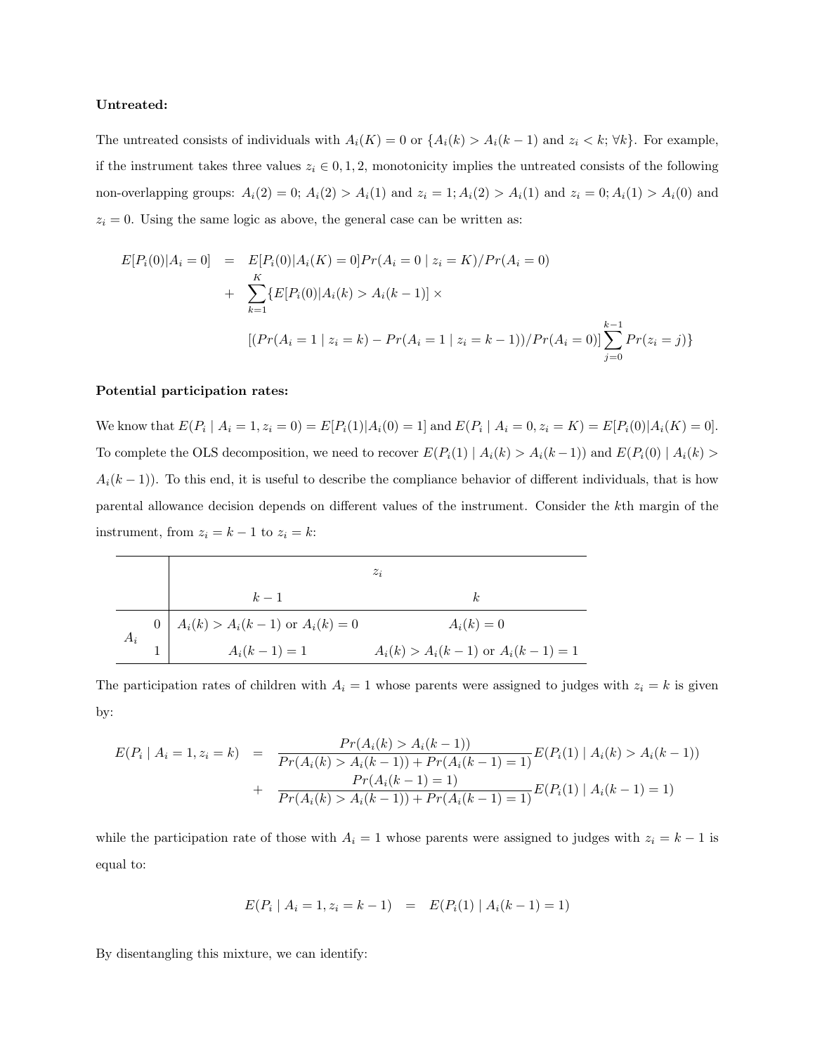**Untreated:**

The untreated consists of individuals with $A_i(K) = 0$ or $\{A_i(k) > A_i(k-1)$ and $z_i < k; \forall k\}$. For example, if the instrument takes three values $z_i \in 0, 1, 2$, monotonicity implies the untreated consists of the following non-overlapping groups: $A_i(2) = 0$; $A_i(2) > A_i(1)$ and $z_i = 1$; $A_i(2) > A_i(1)$ and $z_i = 0$; $A_i(1) > A_i(0)$ and $z_i = 0$. Using the same logic as above, the general case can be written as:

$$
\begin{aligned}
E[P_i(0)|A_i = 0] \quad &= \quad E[P_i(0)|A_i(K) = 0]Pr(A_i = 0 \mid z_i = K)/Pr(A_i = 0) \\
&+ \quad \sum_{k=1}^{K} \{E[P_i(0)|A_i(k) > A_i(k-1)] \times \\
&\quad [(Pr(A_i = 1 \mid z_i = k) - Pr(A_i = 1 \mid z_i = k-1))/Pr(A_i = 0)] \sum_{j=0}^{k-1} Pr(z_i = j)\}
\end{aligned}
$$

**Potential participation rates:**

We know that $E(P_i \mid A_i = 1, z_i = 0) = E[P_i(1)|A_i(0) = 1]$ and $E(P_i \mid A_i = 0, z_i = K) = E[P_i(0)|A_i(K) = 0]$. To complete the OLS decomposition, we need to recover $E(P_i(1) \mid A_i(k) > A_i(k-1))$ and $E(P_i(0) \mid A_i(k) > A_i(k-1))$. To this end, it is useful to describe the compliance behavior of different individuals, that is how parental allowance decision depends on different values of the instrument. Consider the $k$th margin of the instrument, from $z_i = k-1$ to $z_i = k$:

| | | $z_i$ | |
|---|---|---|---|
| | | $k-1$ | $k$ |
| $A_i$ | 0 | $A_i(k) > A_i(k-1)$ or $A_i(k) = 0$ | $A_i(k) = 0$ |
| | 1 | $A_i(k-1) = 1$ | $A_i(k) > A_i(k-1)$ or $A_i(k-1) = 1$ |

The participation rates of children with $A_i = 1$ whose parents were assigned to judges with $z_i = k$ is given by:

$$
\begin{aligned}
E(P_i \mid A_i = 1, z_i = k) \quad &= \quad \frac{Pr(A_i(k) > A_i(k-1))}{Pr(A_i(k) > A_i(k-1)) + Pr(A_i(k-1) = 1)} E(P_i(1) \mid A_i(k) > A_i(k-1)) \\
&+ \quad \frac{Pr(A_i(k-1) = 1)}{Pr(A_i(k) > A_i(k-1)) + Pr(A_i(k-1) = 1)} E(P_i(1) \mid A_i(k-1) = 1)
\end{aligned}
$$

while the participation rate of those with $A_i = 1$ whose parents were assigned to judges with $z_i = k-1$ is equal to:

$$
E(P_i \mid A_i = 1, z_i = k-1) \quad = \quad E(P_i(1) \mid A_i(k-1) = 1)
$$

By disentangling this mixture, we can identify: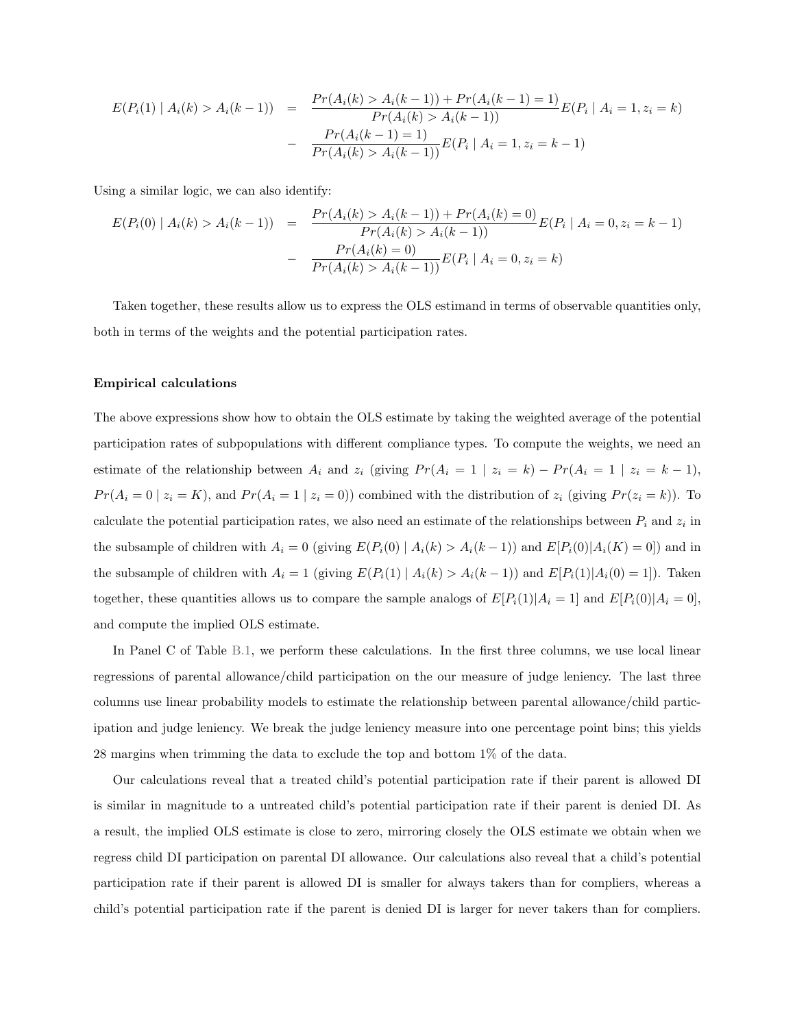$$
\begin{aligned}
E(P_i(1) \mid A_i(k) > A_i(k-1)) &= \frac{Pr(A_i(k) > A_i(k-1)) + Pr(A_i(k-1) = 1)}{Pr(A_i(k) > A_i(k-1))} E(P_i \mid A_i = 1, z_i = k) \\
&- \frac{Pr(A_i(k-1) = 1)}{Pr(A_i(k) > A_i(k-1))} E(P_i \mid A_i = 1, z_i = k-1)
\end{aligned}
$$

Using a similar logic, we can also identify:

$$
\begin{aligned}
E(P_i(0) \mid A_i(k) > A_i(k-1)) &= \frac{Pr(A_i(k) > A_i(k-1)) + Pr(A_i(k) = 0)}{Pr(A_i(k) > A_i(k-1))} E(P_i \mid A_i = 0, z_i = k-1) \\
&- \frac{Pr(A_i(k) = 0)}{Pr(A_i(k) > A_i(k-1))} E(P_i \mid A_i = 0, z_i = k)
\end{aligned}
$$

Taken together, these results allow us to express the OLS estimand in terms of observable quantities only, both in terms of the weights and the potential participation rates.

**Empirical calculations**

The above expressions show how to obtain the OLS estimate by taking the weighted average of the potential participation rates of subpopulations with different compliance types. To compute the weights, we need an estimate of the relationship between $A_i$ and $z_i$ (giving $Pr(A_i = 1 \mid z_i = k) - Pr(A_i = 1 \mid z_i = k-1)$, $Pr(A_i = 0 \mid z_i = K)$, and $Pr(A_i = 1 \mid z_i = 0)$) combined with the distribution of $z_i$ (giving $Pr(z_i = k)$). To calculate the potential participation rates, we also need an estimate of the relationships between $P_i$ and $z_i$ in the subsample of children with $A_i = 0$ (giving $E(P_i(0) \mid A_i(k) > A_i(k-1))$ and $E[P_i(0)|A_i(K) = 0]$) and in the subsample of children with $A_i = 1$ (giving $E(P_i(1) \mid A_i(k) > A_i(k-1))$ and $E[P_i(1)|A_i(0) = 1]$). Taken together, these quantities allows us to compare the sample analogs of $E[P_i(1)|A_i = 1]$ and $E[P_i(0)|A_i = 0]$, and compute the implied OLS estimate.

In Panel C of Table B.1, we perform these calculations. In the first three columns, we use local linear regressions of parental allowance/child participation on the our measure of judge leniency. The last three columns use linear probability models to estimate the relationship between parental allowance/child participation and judge leniency. We break the judge leniency measure into one percentage point bins; this yields 28 margins when trimming the data to exclude the top and bottom 1% of the data.

Our calculations reveal that a treated child's potential participation rate if their parent is allowed DI is similar in magnitude to a untreated child's potential participation rate if their parent is denied DI. As a result, the implied OLS estimate is close to zero, mirroring closely the OLS estimate we obtain when we regress child DI participation on parental DI allowance. Our calculations also reveal that a child's potential participation rate if their parent is allowed DI is smaller for always takers than for compliers, whereas a child's potential participation rate if the parent is denied DI is larger for never takers than for compliers.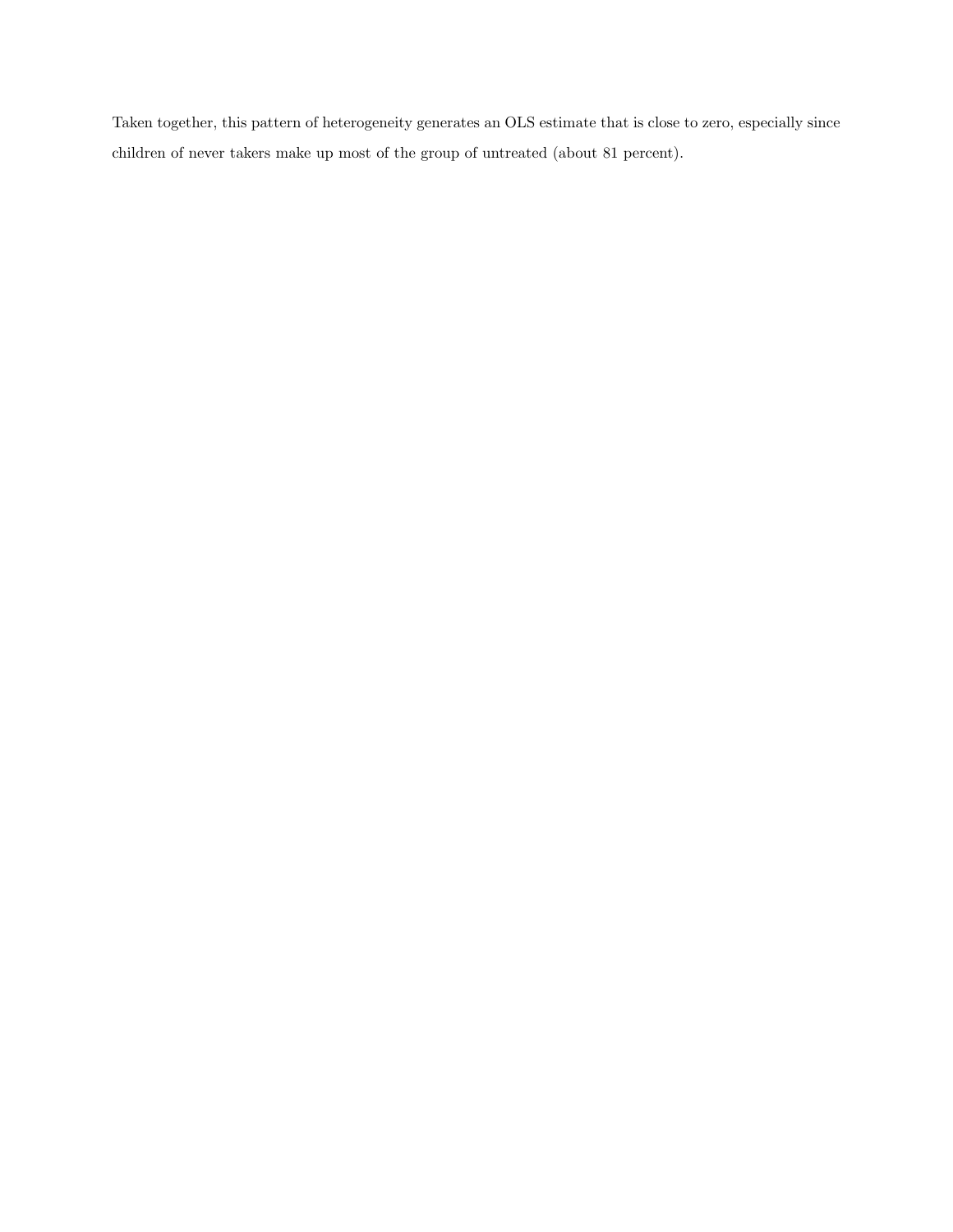Taken together, this pattern of heterogeneity generates an OLS estimate that is close to zero, especially since children of never takers make up most of the group of untreated (about 81 percent).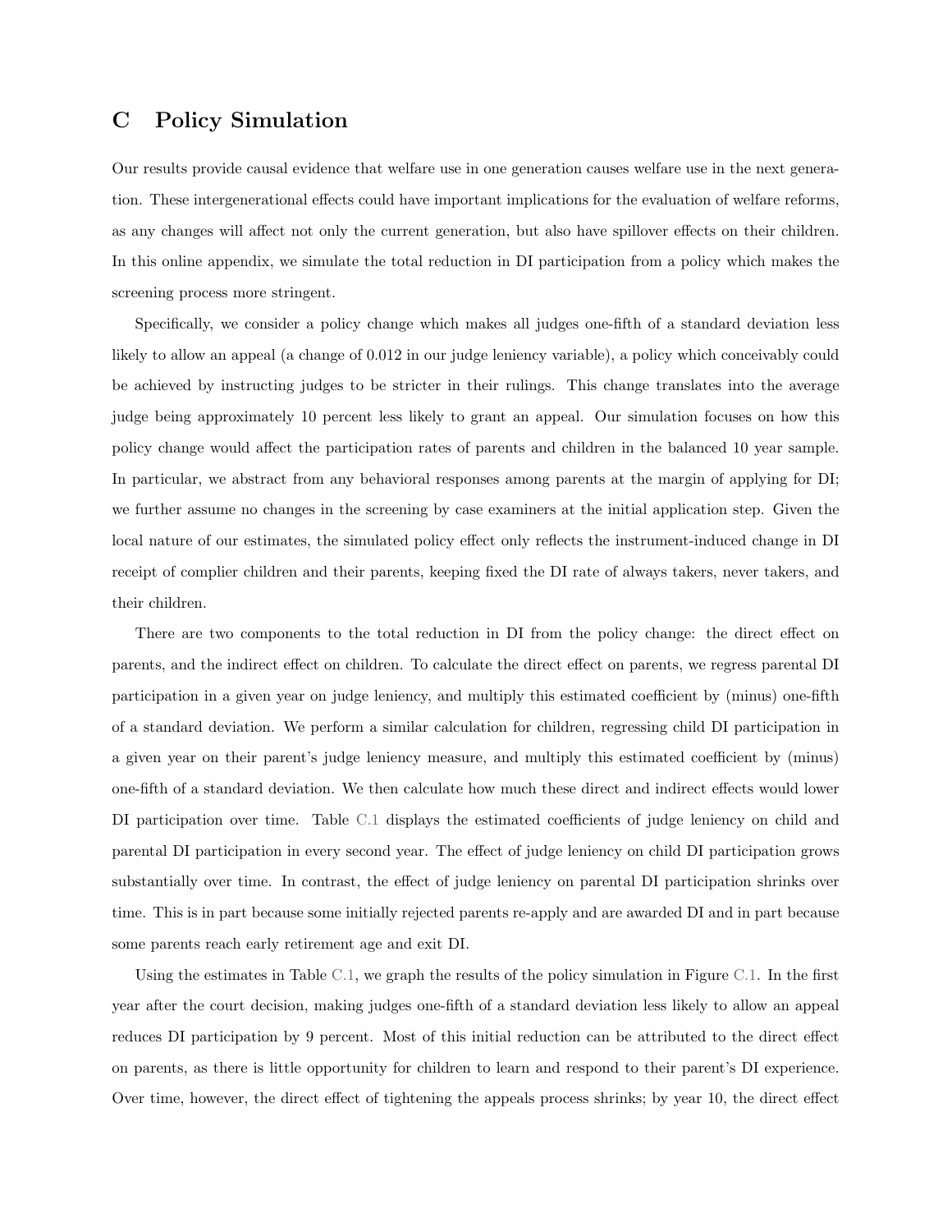# C Policy Simulation

Our results provide causal evidence that welfare use in one generation causes welfare use in the next generation. These intergenerational effects could have important implications for the evaluation of welfare reforms, as any changes will affect not only the current generation, but also have spillover effects on their children. In this online appendix, we simulate the total reduction in DI participation from a policy which makes the screening process more stringent.

Specifically, we consider a policy change which makes all judges one-fifth of a standard deviation less likely to allow an appeal (a change of 0.012 in our judge leniency variable), a policy which conceivably could be achieved by instructing judges to be stricter in their rulings. This change translates into the average judge being approximately 10 percent less likely to grant an appeal. Our simulation focuses on how this policy change would affect the participation rates of parents and children in the balanced 10 year sample. In particular, we abstract from any behavioral responses among parents at the margin of applying for DI; we further assume no changes in the screening by case examiners at the initial application step. Given the local nature of our estimates, the simulated policy effect only reflects the instrument-induced change in DI receipt of complier children and their parents, keeping fixed the DI rate of always takers, never takers, and their children.

There are two components to the total reduction in DI from the policy change: the direct effect on parents, and the indirect effect on children. To calculate the direct effect on parents, we regress parental DI participation in a given year on judge leniency, and multiply this estimated coefficient by (minus) one-fifth of a standard deviation. We perform a similar calculation for children, regressing child DI participation in a given year on their parent's judge leniency measure, and multiply this estimated coefficient by (minus) one-fifth of a standard deviation. We then calculate how much these direct and indirect effects would lower DI participation over time. Table C.1 displays the estimated coefficients of judge leniency on child and parental DI participation in every second year. The effect of judge leniency on child DI participation grows substantially over time. In contrast, the effect of judge leniency on parental DI participation shrinks over time. This is in part because some initially rejected parents re-apply and are awarded DI and in part because some parents reach early retirement age and exit DI.

Using the estimates in Table C.1, we graph the results of the policy simulation in Figure C.1. In the first year after the court decision, making judges one-fifth of a standard deviation less likely to allow an appeal reduces DI participation by 9 percent. Most of this initial reduction can be attributed to the direct effect on parents, as there is little opportunity for children to learn and respond to their parent's DI experience. Over time, however, the direct effect of tightening the appeals process shrinks; by year 10, the direct effect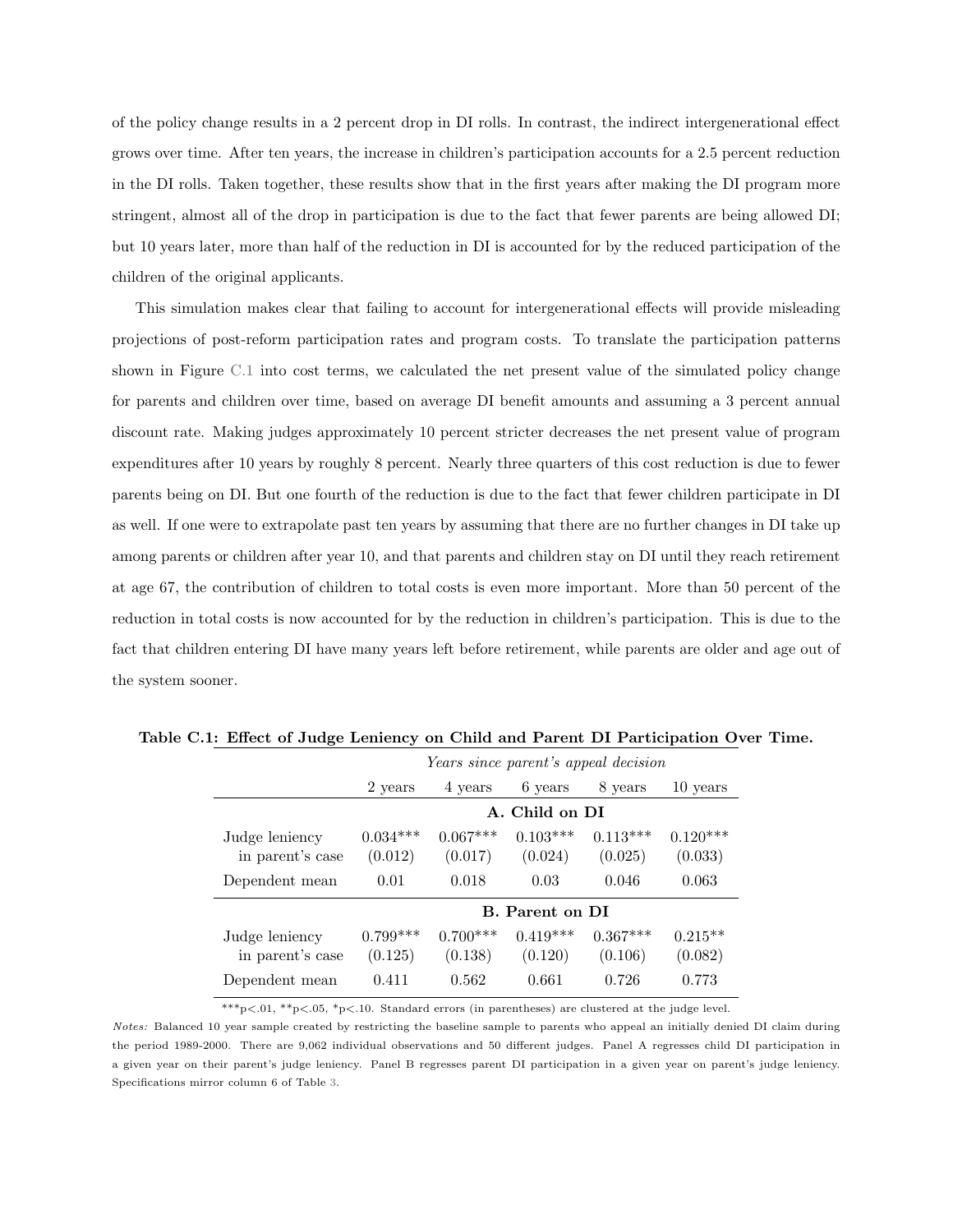of the policy change results in a 2 percent drop in DI rolls. In contrast, the indirect intergenerational effect grows over time. After ten years, the increase in children's participation accounts for a 2.5 percent reduction in the DI rolls. Taken together, these results show that in the first years after making the DI program more stringent, almost all of the drop in participation is due to the fact that fewer parents are being allowed DI; but 10 years later, more than half of the reduction in DI is accounted for by the reduced participation of the children of the original applicants.

This simulation makes clear that failing to account for intergenerational effects will provide misleading projections of post-reform participation rates and program costs. To translate the participation patterns shown in Figure C.1 into cost terms, we calculated the net present value of the simulated policy change for parents and children over time, based on average DI benefit amounts and assuming a 3 percent annual discount rate. Making judges approximately 10 percent stricter decreases the net present value of program expenditures after 10 years by roughly 8 percent. Nearly three quarters of this cost reduction is due to fewer parents being on DI. But one fourth of the reduction is due to the fact that fewer children participate in DI as well. If one were to extrapolate past ten years by assuming that there are no further changes in DI take up among parents or children after year 10, and that parents and children stay on DI until they reach retirement at age 67, the contribution of children to total costs is even more important. More than 50 percent of the reduction in total costs is now accounted for by the reduction in children's participation. This is due to the fact that children entering DI have many years left before retirement, while parents are older and age out of the system sooner.

**Table C.1: Effect of Judge Leniency on Child and Parent DI Participation Over Time.**

| | *Years since parent's appeal decision* | | | | |
|---|---|---|---|---|---|
| | 2 years | 4 years | 6 years | 8 years | 10 years |
| | **A. Child on DI** | | | | |
| Judge leniency in parent's case | 0.034*** | 0.067*** | 0.103*** | 0.113*** | 0.120*** |
| | (0.012) | (0.017) | (0.024) | (0.025) | (0.033) |
| Dependent mean | 0.01 | 0.018 | 0.03 | 0.046 | 0.063 |
| | **B. Parent on DI** | | | | |
| Judge leniency in parent's case | 0.799*** | 0.700*** | 0.419*** | 0.367*** | 0.215** |
| | (0.125) | (0.138) | (0.120) | (0.106) | (0.082) |
| Dependent mean | 0.411 | 0.562 | 0.661 | 0.726 | 0.773 |

***p<.01, **p<.05, *p<.10. Standard errors (in parentheses) are clustered at the judge level.

*Notes:* Balanced 10 year sample created by restricting the baseline sample to parents who appeal an initially denied DI claim during the period 1989-2000. There are 9,062 individual observations and 50 different judges. Panel A regresses child DI participation in a given year on their parent's judge leniency. Panel B regresses parent DI participation in a given year on parent's judge leniency. Specifications mirror column 6 of Table 3.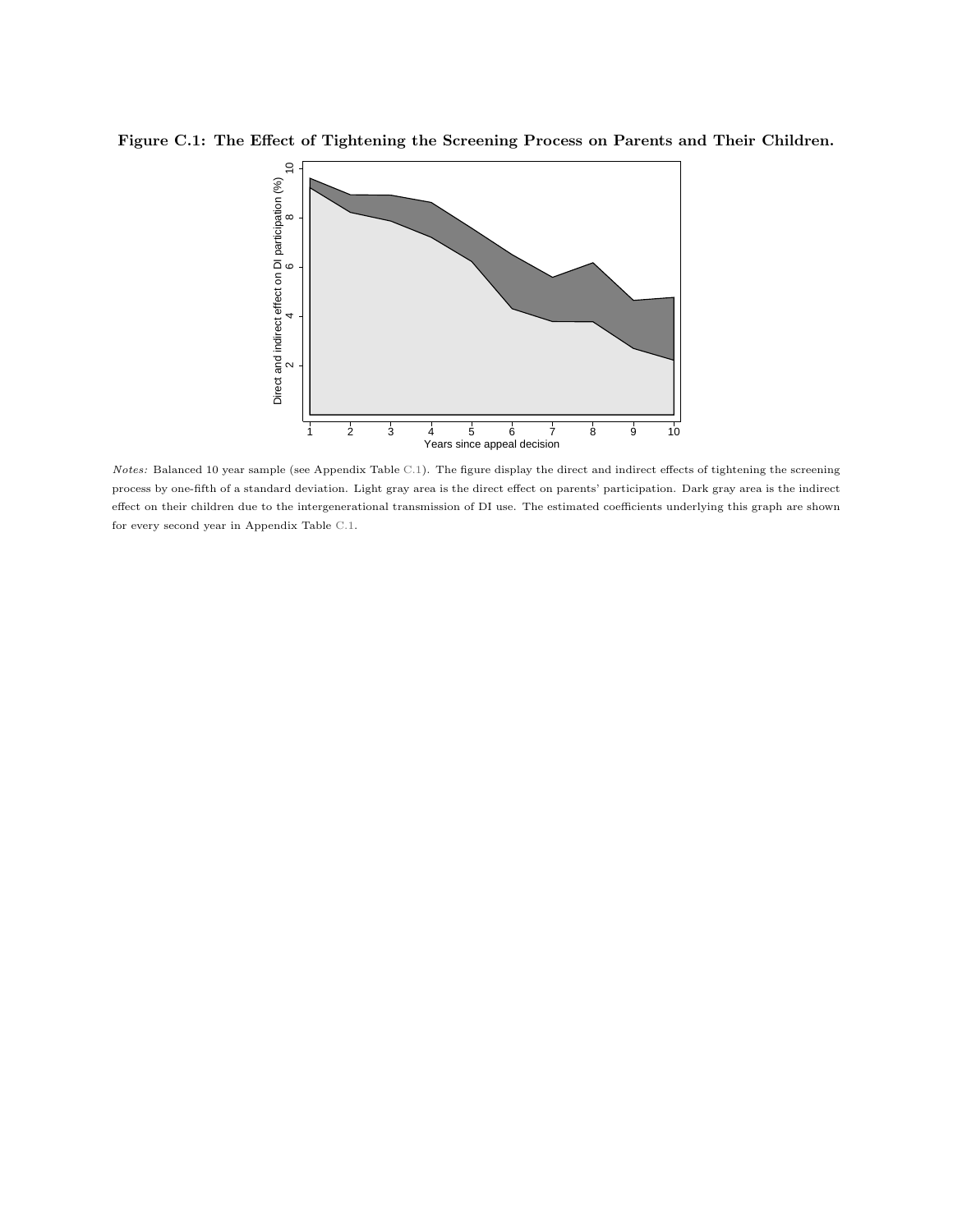**Figure C.1: The Effect of Tightening the Screening Process on Parents and Their Children.**

Direct and indirect effect on DI participation (%)

2
4
6
8
10

1 2 3 4 5 6 7 8 9 10

Years since appeal decision

*Notes:* Balanced 10 year sample (see Appendix Table C.1). The figure display the direct and indirect effects of tightening the screening process by one-fifth of a standard deviation. Light gray area is the direct effect on parents' participation. Dark gray area is the indirect effect on their children due to the intergenerational transmission of DI use. The estimated coefficients underlying this graph are shown for every second year in Appendix Table C.1.